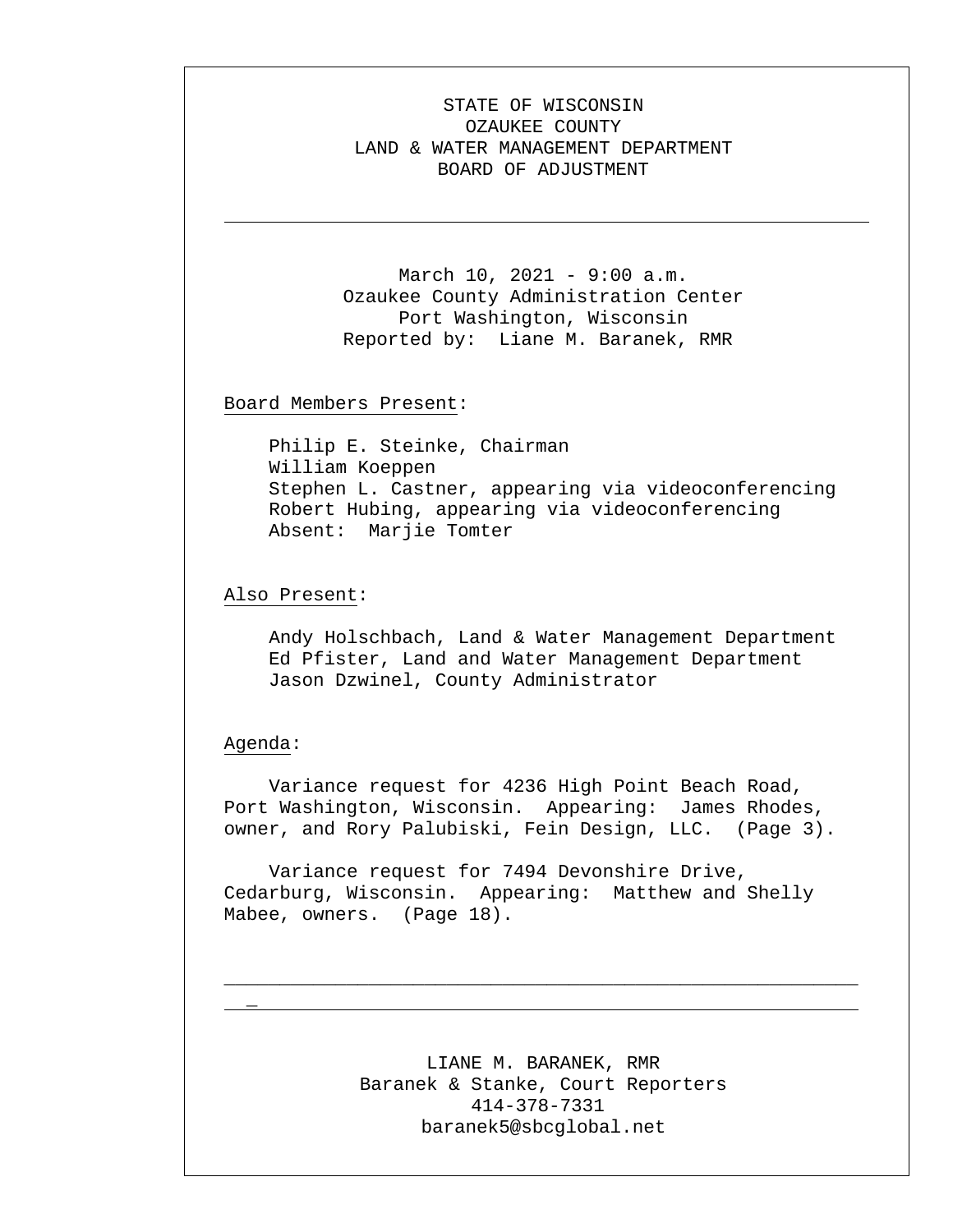STATE OF WISCONSIN
OZAUKEE COUNTY
LAND & WATER MANAGEMENT DEPARTMENT
BOARD OF ADJUSTMENT

---

March 10, 2021 - 9:00 a.m.
Ozaukee County Administration Center
Port Washington, Wisconsin
Reported by: Liane M. Baranek, RMR

Board Members Present:

Philip E. Steinke, Chairman
William Koeppen
Stephen L. Castner, appearing via videoconferencing
Robert Hubing, appearing via videoconferencing
Absent: Marjie Tomter

Also Present:

Andy Holschbach, Land & Water Management Department
Ed Pfister, Land and Water Management Department
Jason Dzwinel, County Administrator

Agenda:

Variance request for 4236 High Point Beach Road, Port Washington, Wisconsin. Appearing: James Rhodes, owner, and Rory Palubiski, Fein Design, LLC. (Page 3).

Variance request for 7494 Devonshire Drive, Cedarburg, Wisconsin. Appearing: Matthew and Shelly Mabee, owners. (Page 18).

---

LIANE M. BARANEK, RMR
Baranek & Stanke, Court Reporters
414-378-7331
baranek5@sbcglobal.net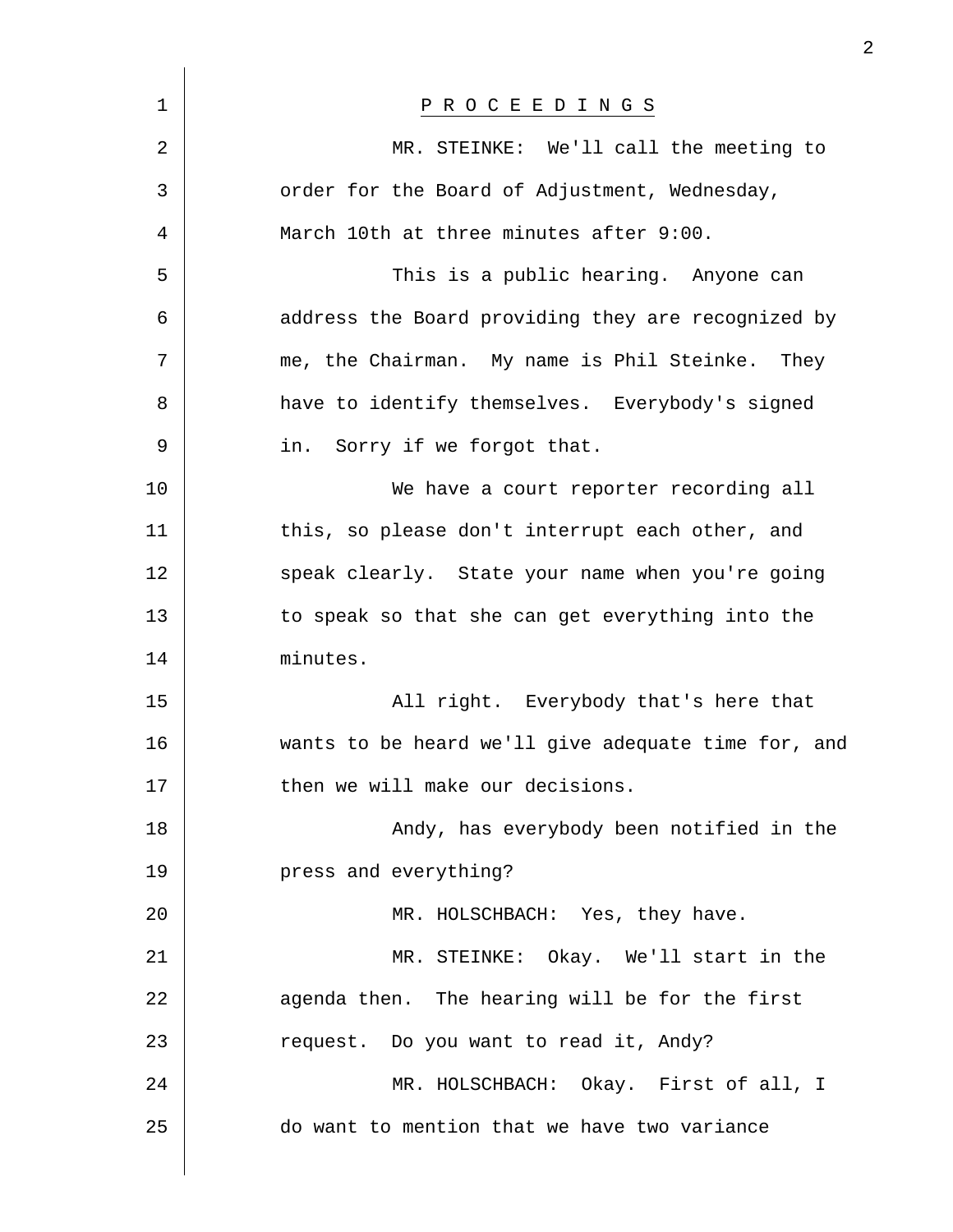# P R O C E E D I N G S

MR. STEINKE: We'll call the meeting to order for the Board of Adjustment, Wednesday, March 10th at three minutes after 9:00.

This is a public hearing. Anyone can address the Board providing they are recognized by me, the Chairman. My name is Phil Steinke. They have to identify themselves. Everybody's signed in. Sorry if we forgot that.

We have a court reporter recording all this, so please don't interrupt each other, and speak clearly. State your name when you're going to speak so that she can get everything into the minutes.

All right. Everybody that's here that wants to be heard we'll give adequate time for, and then we will make our decisions.

Andy, has everybody been notified in the press and everything?

MR. HOLSCHBACH: Yes, they have.

MR. STEINKE: Okay. We'll start in the agenda then. The hearing will be for the first request. Do you want to read it, Andy?

MR. HOLSCHBACH: Okay. First of all, I do want to mention that we have two variance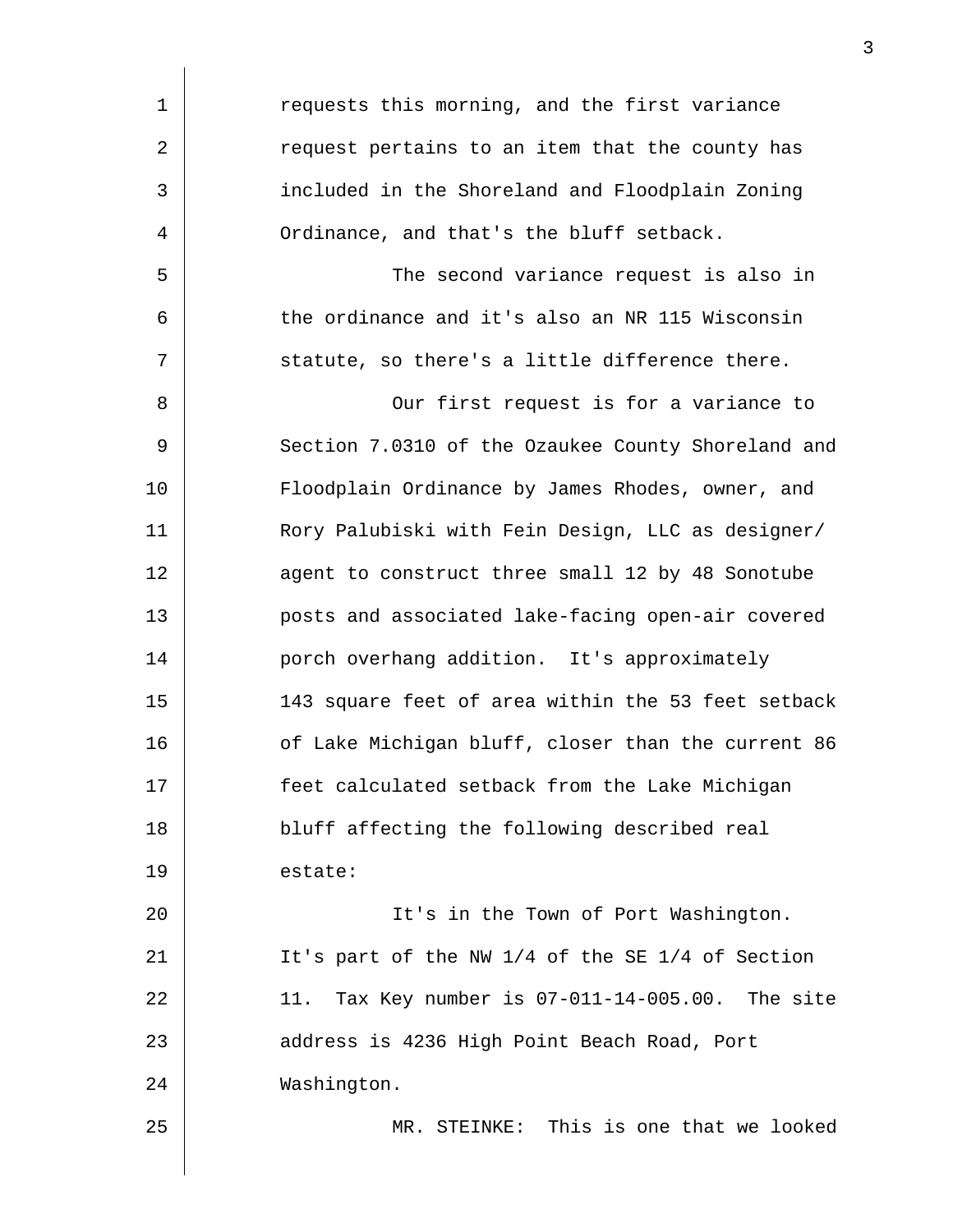requests this morning, and the first variance request pertains to an item that the county has included in the Shoreland and Floodplain Zoning Ordinance, and that's the bluff setback.

The second variance request is also in the ordinance and it's also an NR 115 Wisconsin statute, so there's a little difference there.

Our first request is for a variance to Section 7.0310 of the Ozaukee County Shoreland and Floodplain Ordinance by James Rhodes, owner, and Rory Palubiski with Fein Design, LLC as designer/agent to construct three small 12 by 48 Sonotube posts and associated lake-facing open-air covered porch overhang addition. It's approximately 143 square feet of area within the 53 feet setback of Lake Michigan bluff, closer than the current 86 feet calculated setback from the Lake Michigan bluff affecting the following described real estate:

It's in the Town of Port Washington. It's part of the NW 1/4 of the SE 1/4 of Section 11. Tax Key number is 07-011-14-005.00. The site address is 4236 High Point Beach Road, Port Washington.

MR. STEINKE: This is one that we looked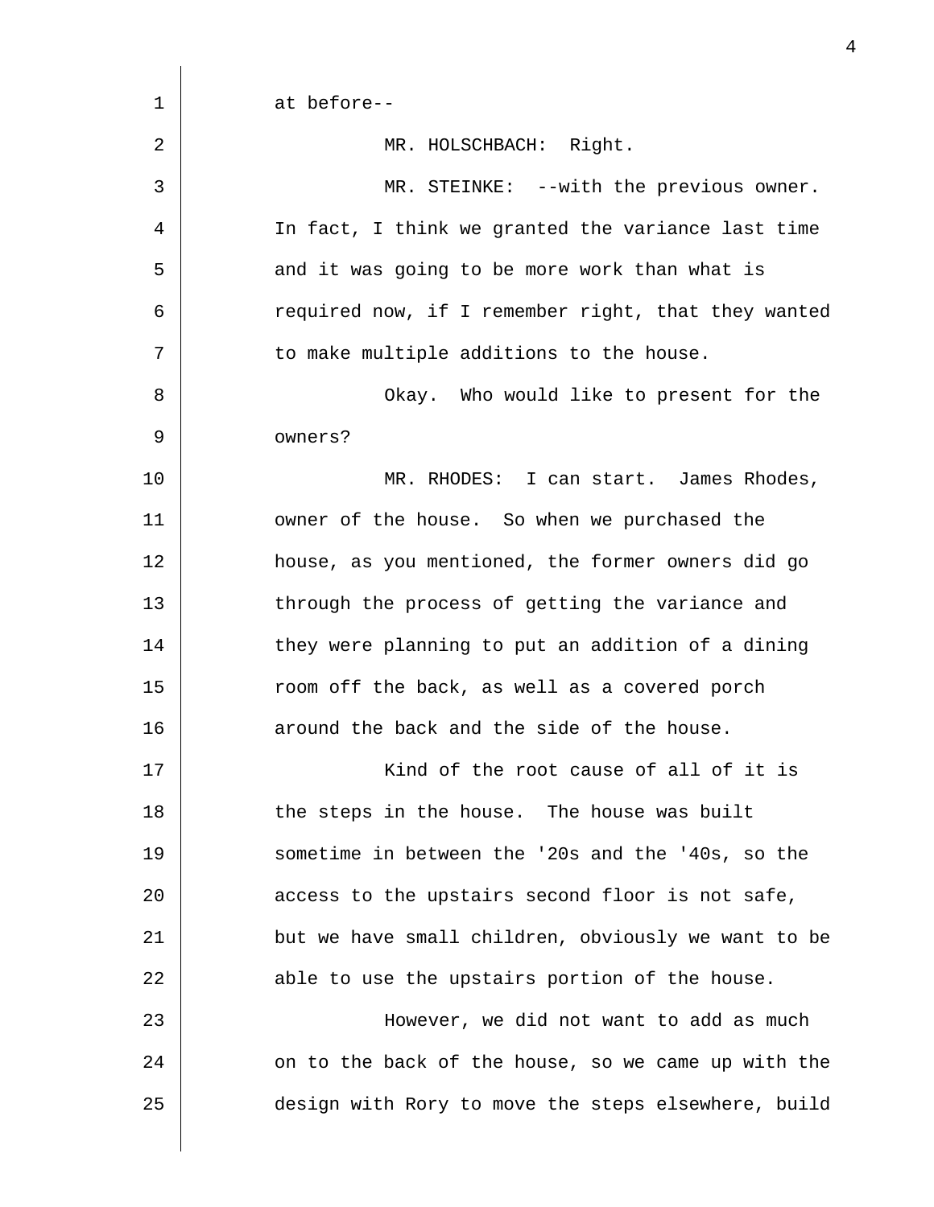at before--

MR. HOLSCHBACH: Right.

MR. STEINKE: --with the previous owner. In fact, I think we granted the variance last time and it was going to be more work than what is required now, if I remember right, that they wanted to make multiple additions to the house.

Okay. Who would like to present for the owners?

MR. RHODES: I can start. James Rhodes, owner of the house. So when we purchased the house, as you mentioned, the former owners did go through the process of getting the variance and they were planning to put an addition of a dining room off the back, as well as a covered porch around the back and the side of the house.

Kind of the root cause of all of it is the steps in the house. The house was built sometime in between the '20s and the '40s, so the access to the upstairs second floor is not safe, but we have small children, obviously we want to be able to use the upstairs portion of the house.

However, we did not want to add as much on to the back of the house, so we came up with the design with Rory to move the steps elsewhere, build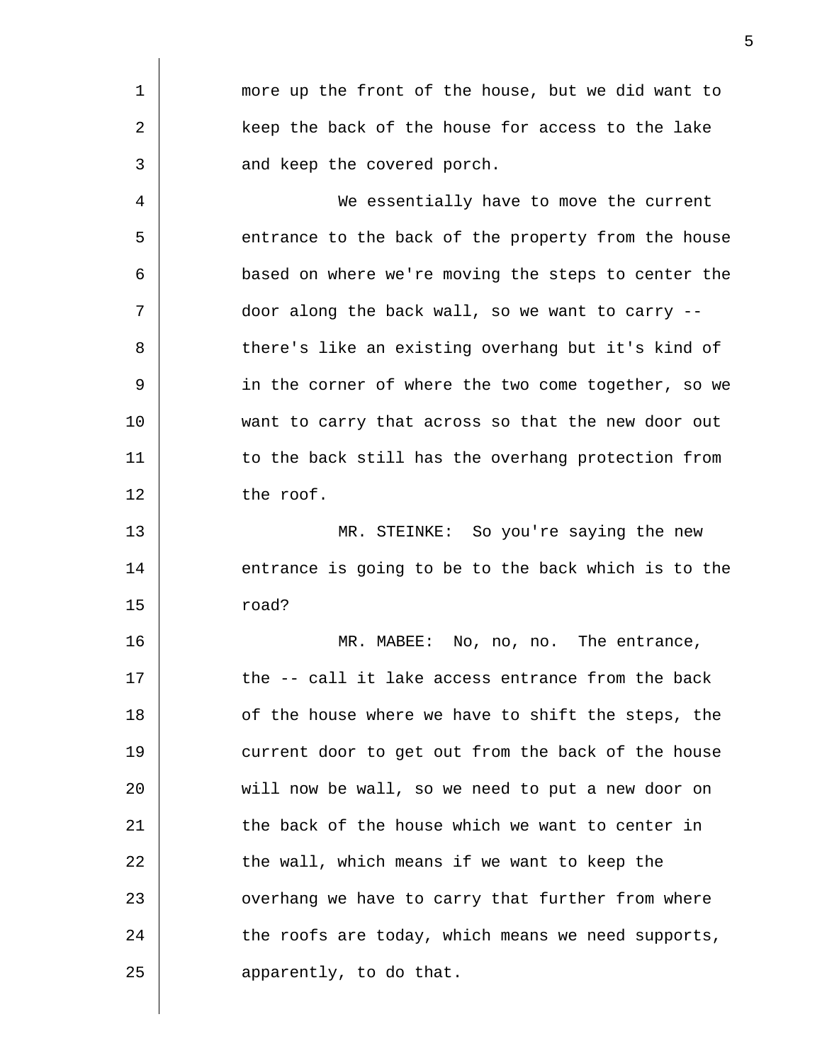more up the front of the house, but we did want to keep the back of the house for access to the lake and keep the covered porch.

We essentially have to move the current entrance to the back of the property from the house based on where we're moving the steps to center the door along the back wall, so we want to carry -- there's like an existing overhang but it's kind of in the corner of where the two come together, so we want to carry that across so that the new door out to the back still has the overhang protection from the roof.

MR. STEINKE: So you're saying the new entrance is going to be to the back which is to the road?

MR. MABEE: No, no, no. The entrance, the -- call it lake access entrance from the back of the house where we have to shift the steps, the current door to get out from the back of the house will now be wall, so we need to put a new door on the back of the house which we want to center in the wall, which means if we want to keep the overhang we have to carry that further from where the roofs are today, which means we need supports, apparently, to do that.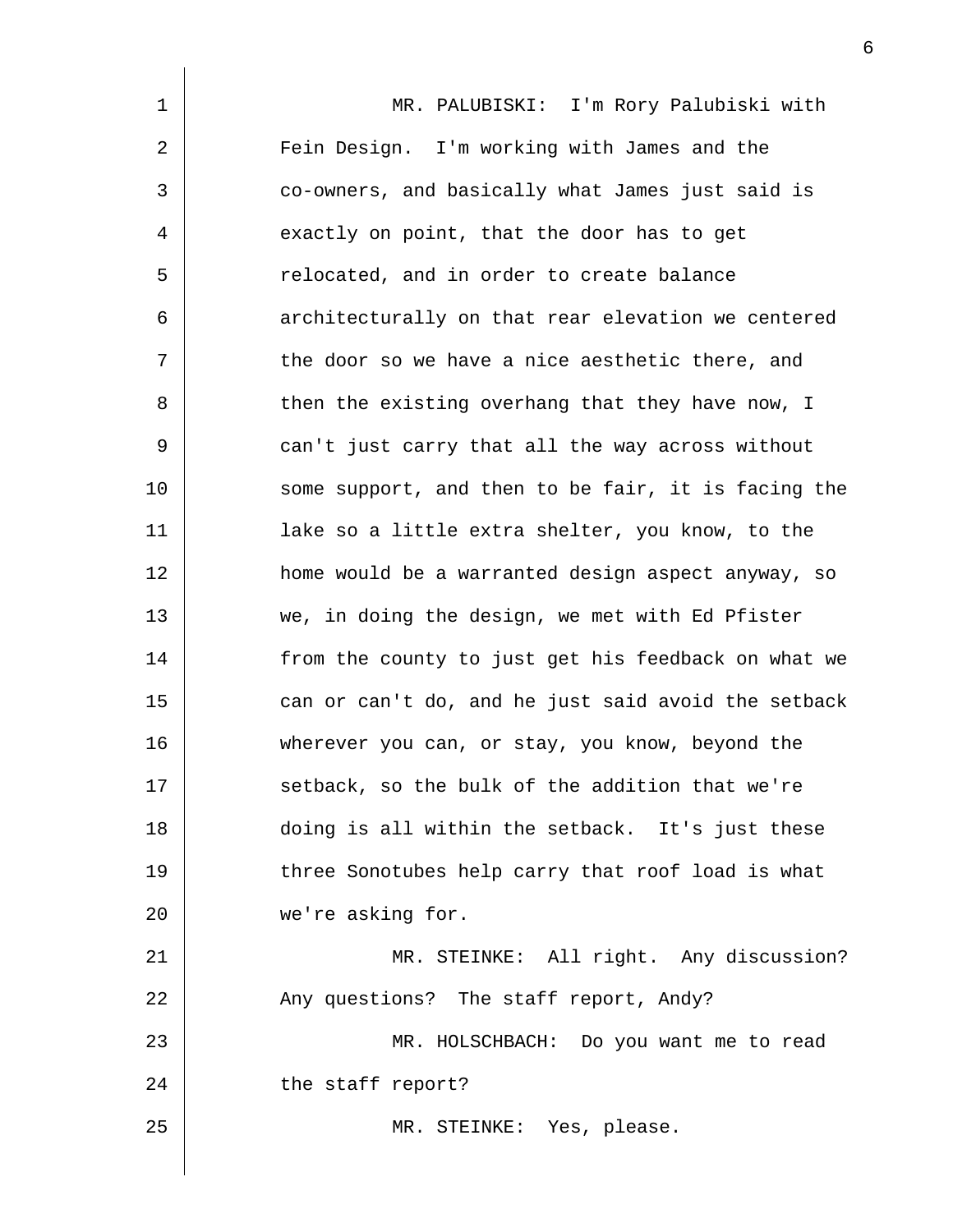MR. PALUBISKI: I'm Rory Palubiski with Fein Design. I'm working with James and the co-owners, and basically what James just said is exactly on point, that the door has to get relocated, and in order to create balance architecturally on that rear elevation we centered the door so we have a nice aesthetic there, and then the existing overhang that they have now, I can't just carry that all the way across without some support, and then to be fair, it is facing the lake so a little extra shelter, you know, to the home would be a warranted design aspect anyway, so we, in doing the design, we met with Ed Pfister from the county to just get his feedback on what we can or can't do, and he just said avoid the setback wherever you can, or stay, you know, beyond the setback, so the bulk of the addition that we're doing is all within the setback. It's just these three Sonotubes help carry that roof load is what we're asking for.

MR. STEINKE: All right. Any discussion? Any questions? The staff report, Andy?

MR. HOLSCHBACH: Do you want me to read the staff report?

MR. STEINKE: Yes, please.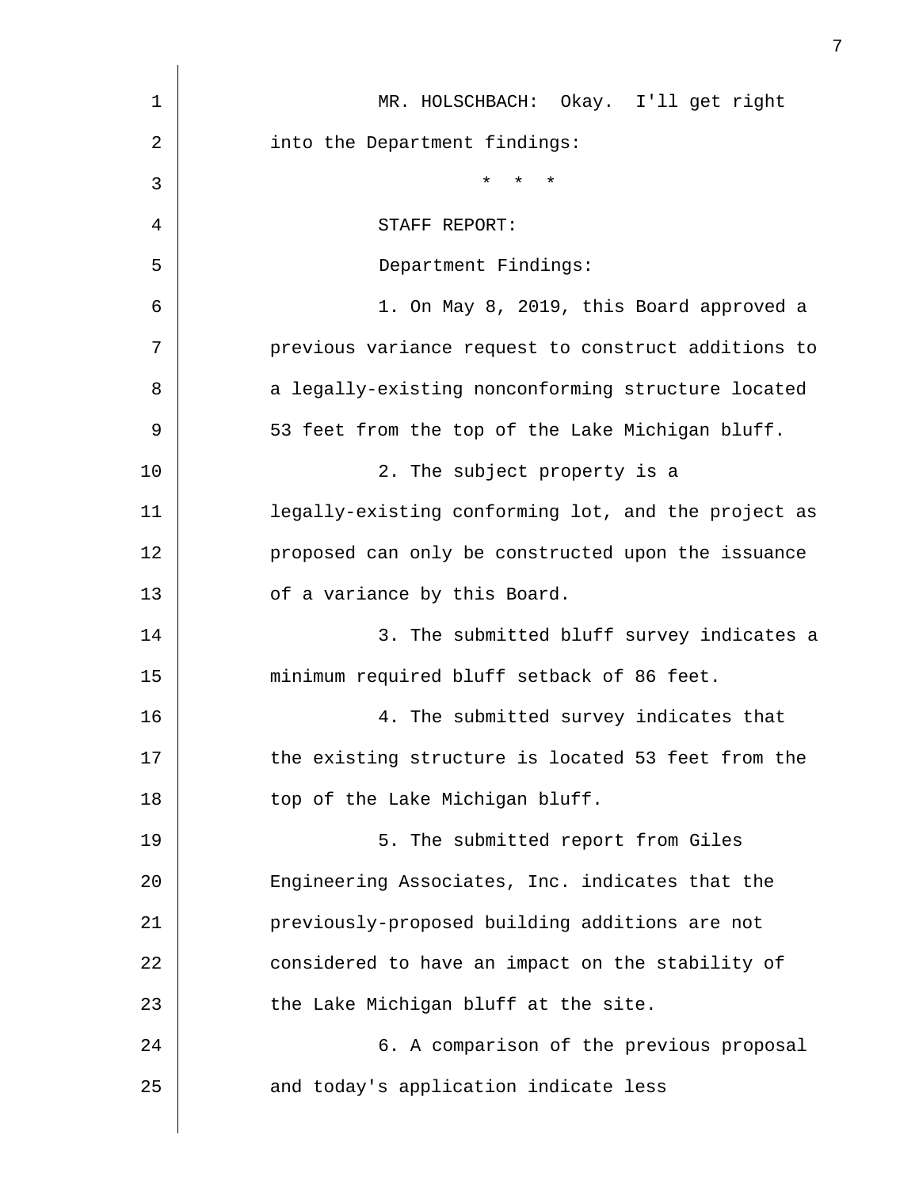MR. HOLSCHBACH: Okay. I'll get right into the Department findings:

\* \* \*

STAFF REPORT:

Department Findings:

1. On May 8, 2019, this Board approved a previous variance request to construct additions to a legally-existing nonconforming structure located 53 feet from the top of the Lake Michigan bluff.

2. The subject property is a legally-existing conforming lot, and the project as proposed can only be constructed upon the issuance of a variance by this Board.

3. The submitted bluff survey indicates a minimum required bluff setback of 86 feet.

4. The submitted survey indicates that the existing structure is located 53 feet from the top of the Lake Michigan bluff.

5. The submitted report from Giles Engineering Associates, Inc. indicates that the previously-proposed building additions are not considered to have an impact on the stability of the Lake Michigan bluff at the site.

6. A comparison of the previous proposal and today's application indicate less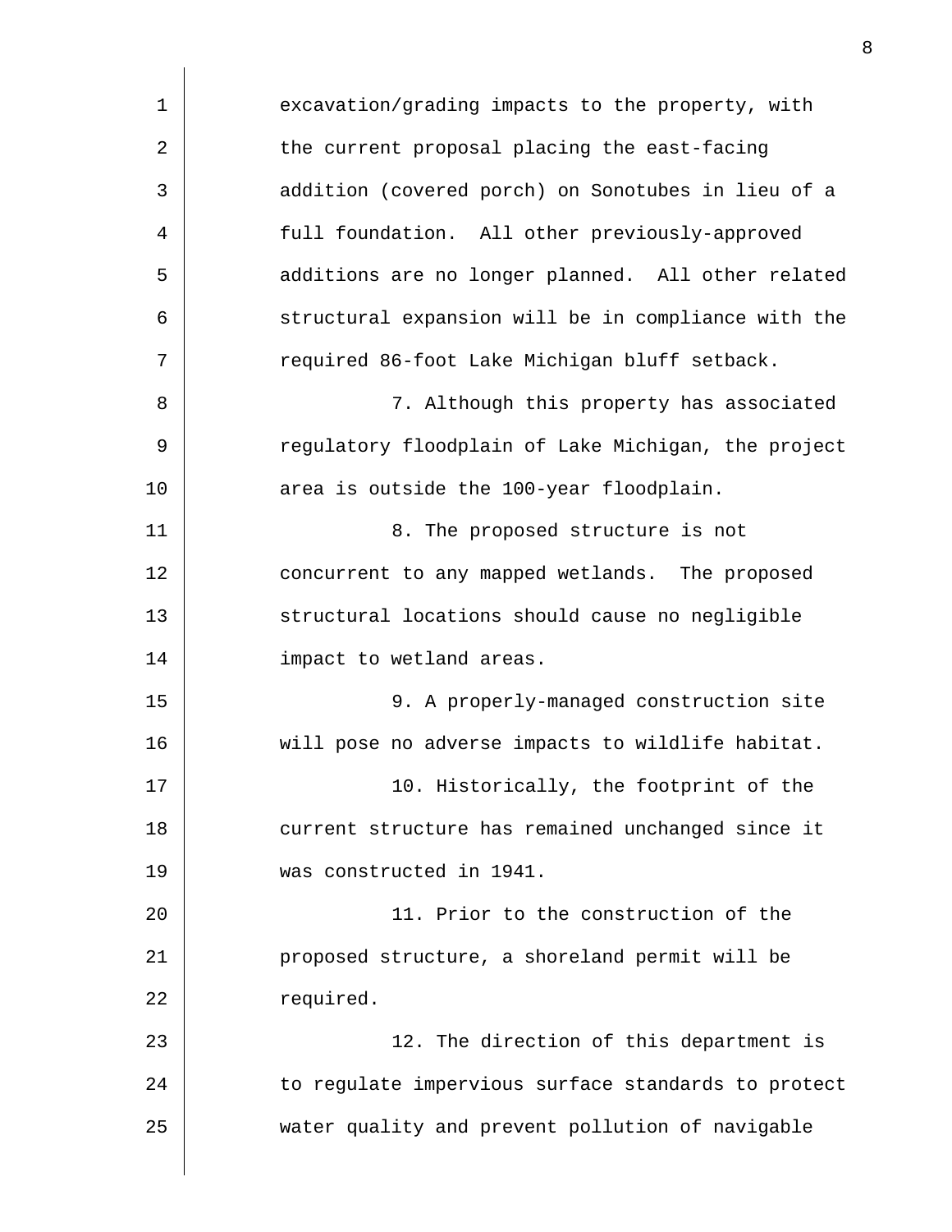excavation/grading impacts to the property, with the current proposal placing the east-facing addition (covered porch) on Sonotubes in lieu of a full foundation. All other previously-approved additions are no longer planned. All other related structural expansion will be in compliance with the required 86-foot Lake Michigan bluff setback.

7. Although this property has associated regulatory floodplain of Lake Michigan, the project area is outside the 100-year floodplain.

8. The proposed structure is not concurrent to any mapped wetlands. The proposed structural locations should cause no negligible impact to wetland areas.

9. A properly-managed construction site will pose no adverse impacts to wildlife habitat.

10. Historically, the footprint of the current structure has remained unchanged since it was constructed in 1941.

11. Prior to the construction of the proposed structure, a shoreland permit will be required.

12. The direction of this department is to regulate impervious surface standards to protect water quality and prevent pollution of navigable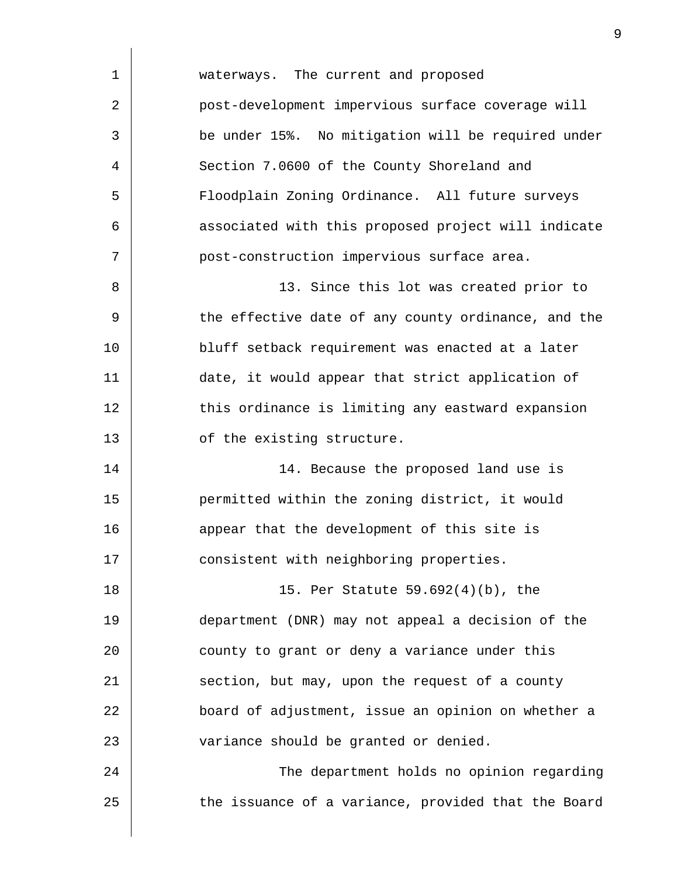waterways. The current and proposed post-development impervious surface coverage will be under 15%. No mitigation will be required under Section 7.0600 of the County Shoreland and Floodplain Zoning Ordinance. All future surveys associated with this proposed project will indicate post-construction impervious surface area.

13. Since this lot was created prior to the effective date of any county ordinance, and the bluff setback requirement was enacted at a later date, it would appear that strict application of this ordinance is limiting any eastward expansion of the existing structure.

14. Because the proposed land use is permitted within the zoning district, it would appear that the development of this site is consistent with neighboring properties.

15. Per Statute 59.692(4)(b), the department (DNR) may not appeal a decision of the county to grant or deny a variance under this section, but may, upon the request of a county board of adjustment, issue an opinion on whether a variance should be granted or denied.

The department holds no opinion regarding the issuance of a variance, provided that the Board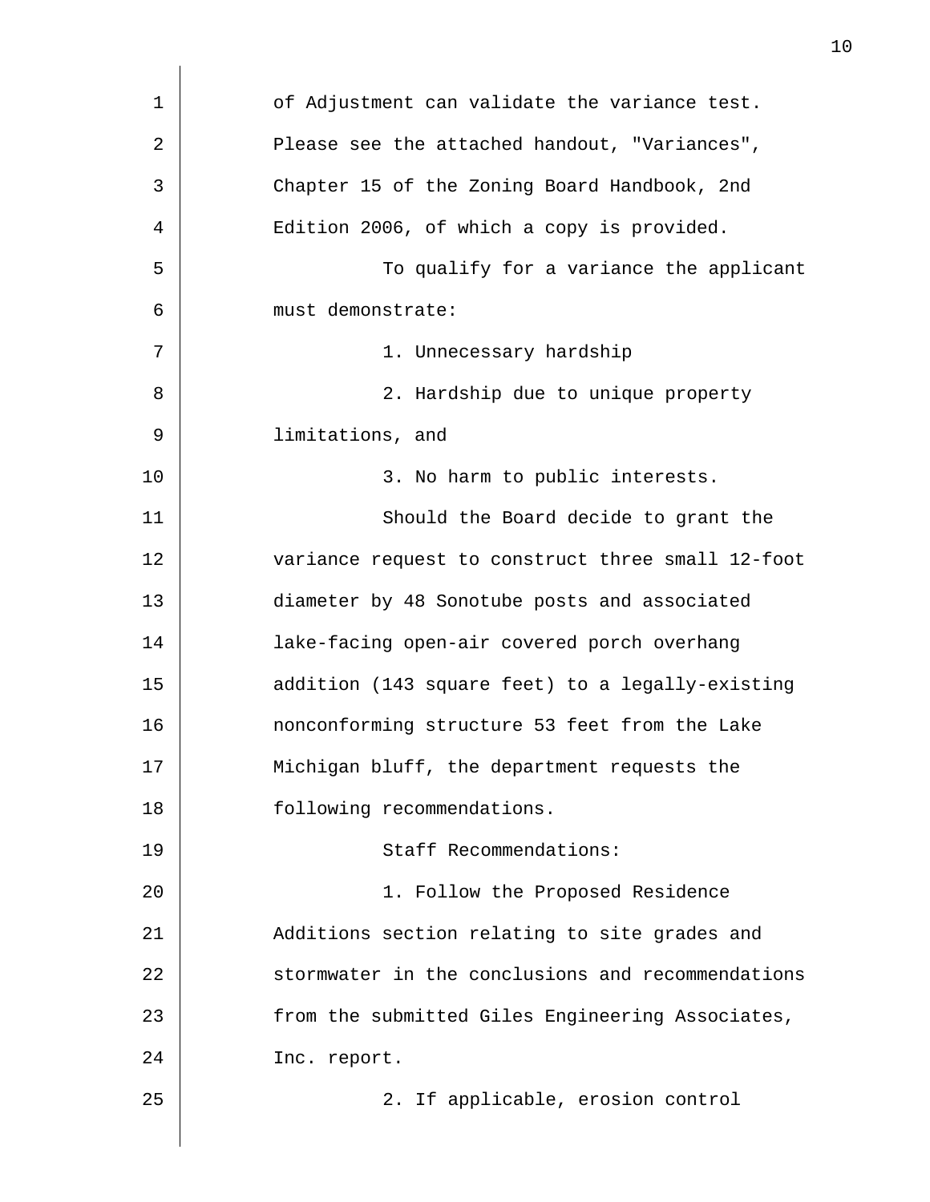of Adjustment can validate the variance test. Please see the attached handout, "Variances", Chapter 15 of the Zoning Board Handbook, 2nd Edition 2006, of which a copy is provided.

To qualify for a variance the applicant must demonstrate:

1. Unnecessary hardship

2. Hardship due to unique property limitations, and

3. No harm to public interests.

Should the Board decide to grant the variance request to construct three small 12-foot diameter by 48 Sonotube posts and associated lake-facing open-air covered porch overhang addition (143 square feet) to a legally-existing nonconforming structure 53 feet from the Lake Michigan bluff, the department requests the following recommendations.

Staff Recommendations:

1. Follow the Proposed Residence Additions section relating to site grades and stormwater in the conclusions and recommendations from the submitted Giles Engineering Associates, Inc. report.

2. If applicable, erosion control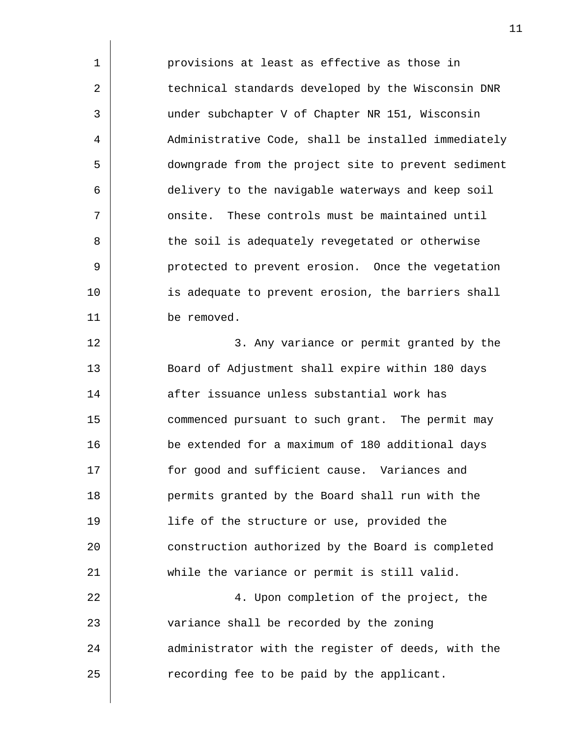provisions at least as effective as those in technical standards developed by the Wisconsin DNR under subchapter V of Chapter NR 151, Wisconsin Administrative Code, shall be installed immediately downgrade from the project site to prevent sediment delivery to the navigable waterways and keep soil onsite. These controls must be maintained until the soil is adequately revegetated or otherwise protected to prevent erosion. Once the vegetation is adequate to prevent erosion, the barriers shall be removed.

3. Any variance or permit granted by the Board of Adjustment shall expire within 180 days after issuance unless substantial work has commenced pursuant to such grant. The permit may be extended for a maximum of 180 additional days for good and sufficient cause. Variances and permits granted by the Board shall run with the life of the structure or use, provided the construction authorized by the Board is completed while the variance or permit is still valid.

4. Upon completion of the project, the variance shall be recorded by the zoning administrator with the register of deeds, with the recording fee to be paid by the applicant.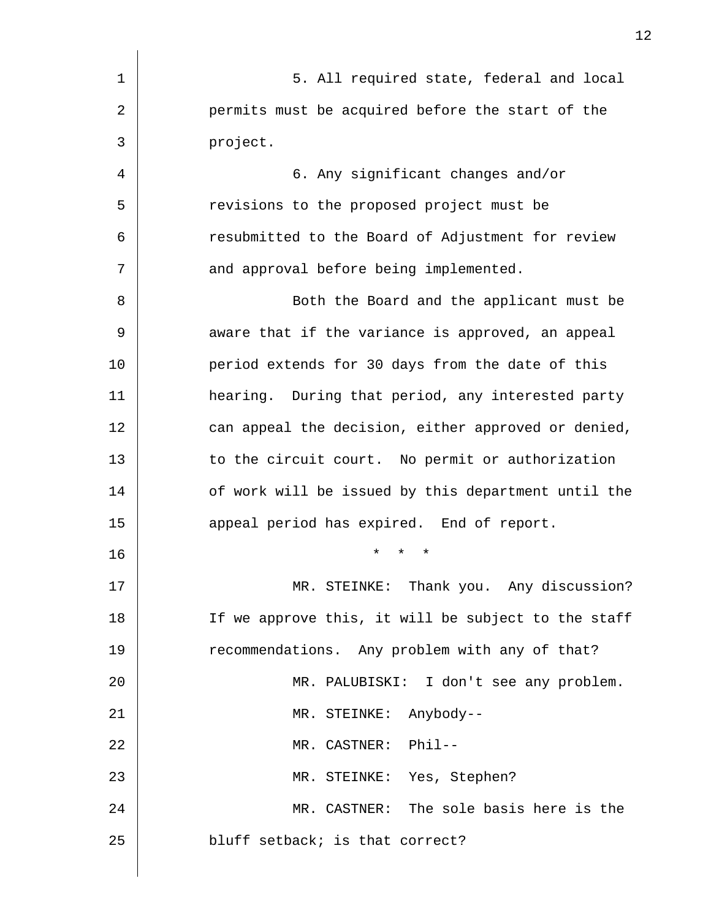5. All required state, federal and local permits must be acquired before the start of the project.

6. Any significant changes and/or revisions to the proposed project must be resubmitted to the Board of Adjustment for review and approval before being implemented.

Both the Board and the applicant must be aware that if the variance is approved, an appeal period extends for 30 days from the date of this hearing. During that period, any interested party can appeal the decision, either approved or denied, to the circuit court. No permit or authorization of work will be issued by this department until the appeal period has expired. End of report.

\* \* \*

MR. STEINKE: Thank you. Any discussion? If we approve this, it will be subject to the staff recommendations. Any problem with any of that?

MR. PALUBISKI: I don't see any problem.

MR. STEINKE: Anybody--

MR. CASTNER: Phil--

MR. STEINKE: Yes, Stephen?

MR. CASTNER: The sole basis here is the bluff setback; is that correct?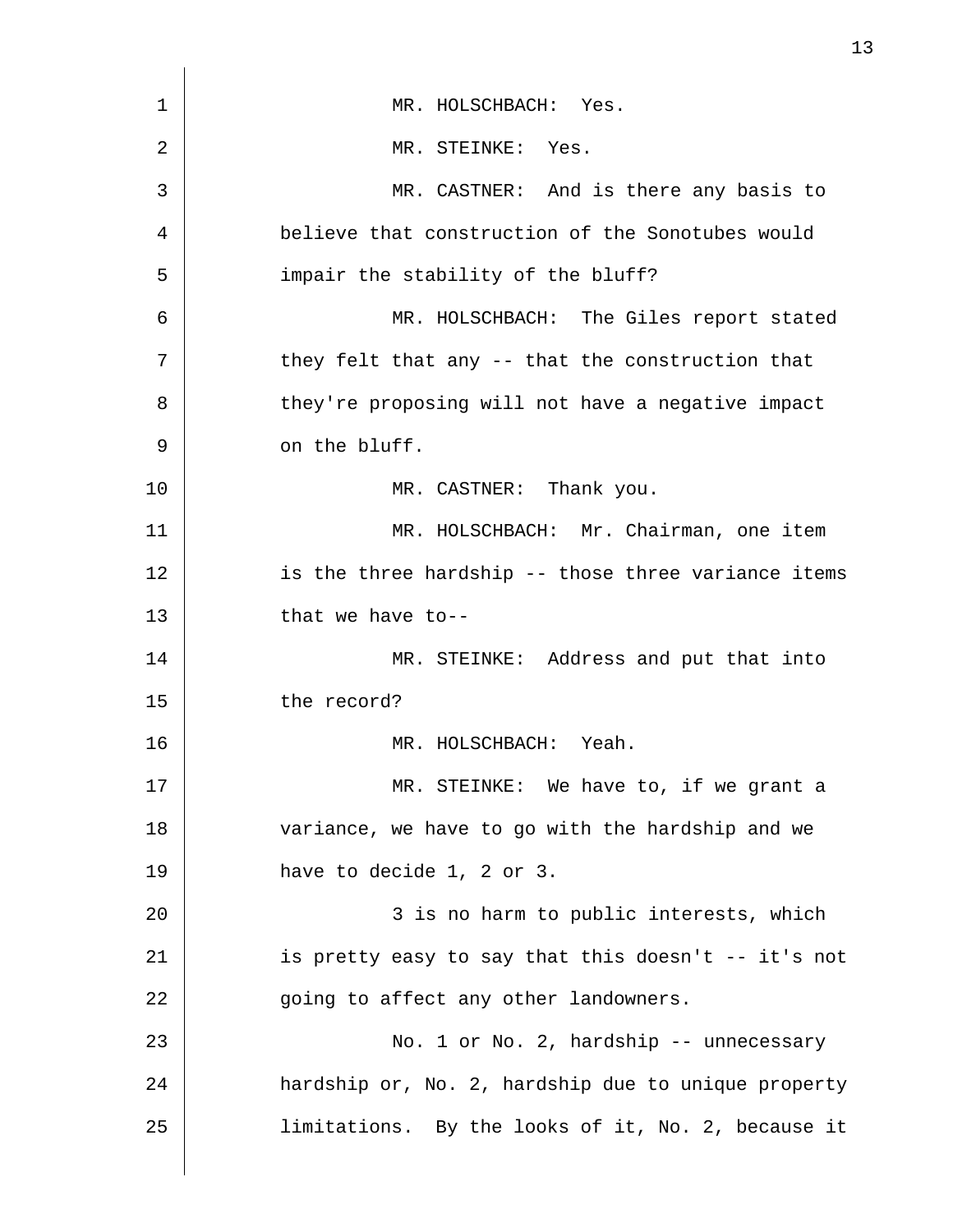MR. HOLSCHBACH: Yes.

MR. STEINKE: Yes.

MR. CASTNER: And is there any basis to believe that construction of the Sonotubes would impair the stability of the bluff?

MR. HOLSCHBACH: The Giles report stated they felt that any -- that the construction that they're proposing will not have a negative impact on the bluff.

MR. CASTNER: Thank you.

MR. HOLSCHBACH: Mr. Chairman, one item is the three hardship -- those three variance items that we have to--

MR. STEINKE: Address and put that into the record?

MR. HOLSCHBACH: Yeah.

MR. STEINKE: We have to, if we grant a variance, we have to go with the hardship and we have to decide 1, 2 or 3.

3 is no harm to public interests, which is pretty easy to say that this doesn't -- it's not going to affect any other landowners.

No. 1 or No. 2, hardship -- unnecessary hardship or, No. 2, hardship due to unique property limitations. By the looks of it, No. 2, because it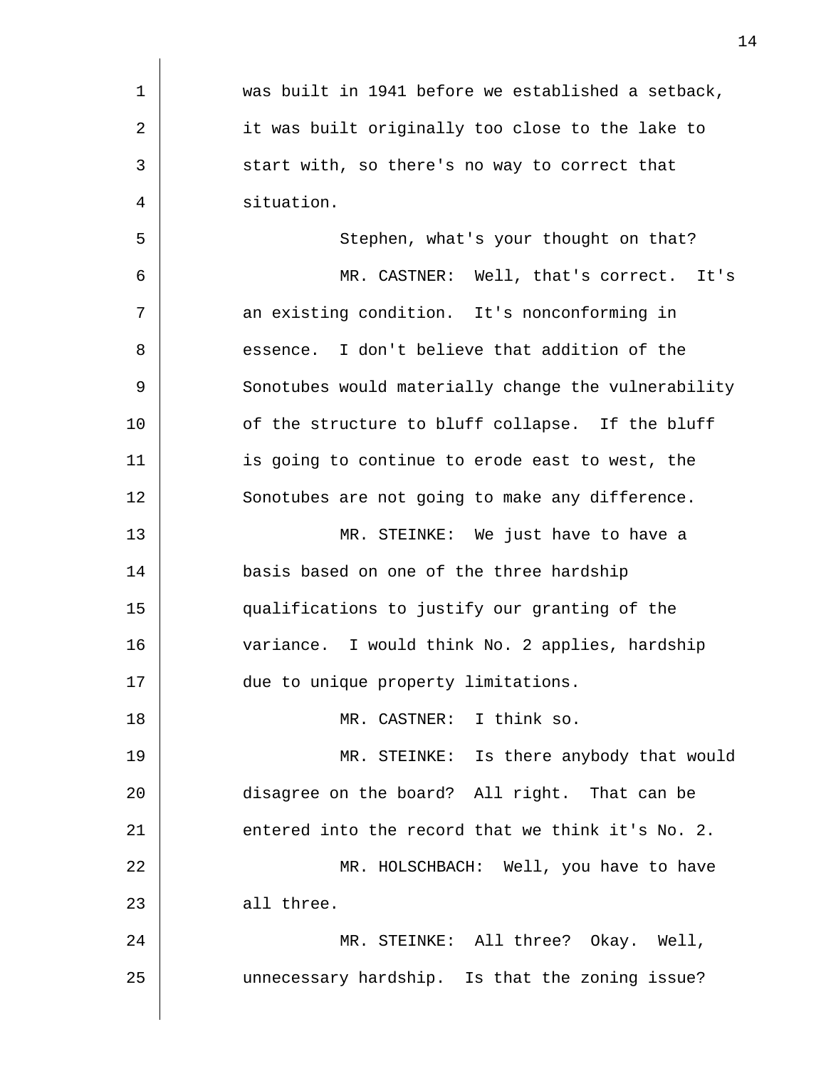was built in 1941 before we established a setback, it was built originally too close to the lake to start with, so there's no way to correct that situation.

Stephen, what's your thought on that?

MR. CASTNER: Well, that's correct. It's an existing condition. It's nonconforming in essence. I don't believe that addition of the Sonotubes would materially change the vulnerability of the structure to bluff collapse. If the bluff is going to continue to erode east to west, the Sonotubes are not going to make any difference.

MR. STEINKE: We just have to have a basis based on one of the three hardship qualifications to justify our granting of the variance. I would think No. 2 applies, hardship due to unique property limitations.

MR. CASTNER: I think so.

MR. STEINKE: Is there anybody that would disagree on the board? All right. That can be entered into the record that we think it's No. 2.

MR. HOLSCHBACH: Well, you have to have all three.

MR. STEINKE: All three? Okay. Well, unnecessary hardship. Is that the zoning issue?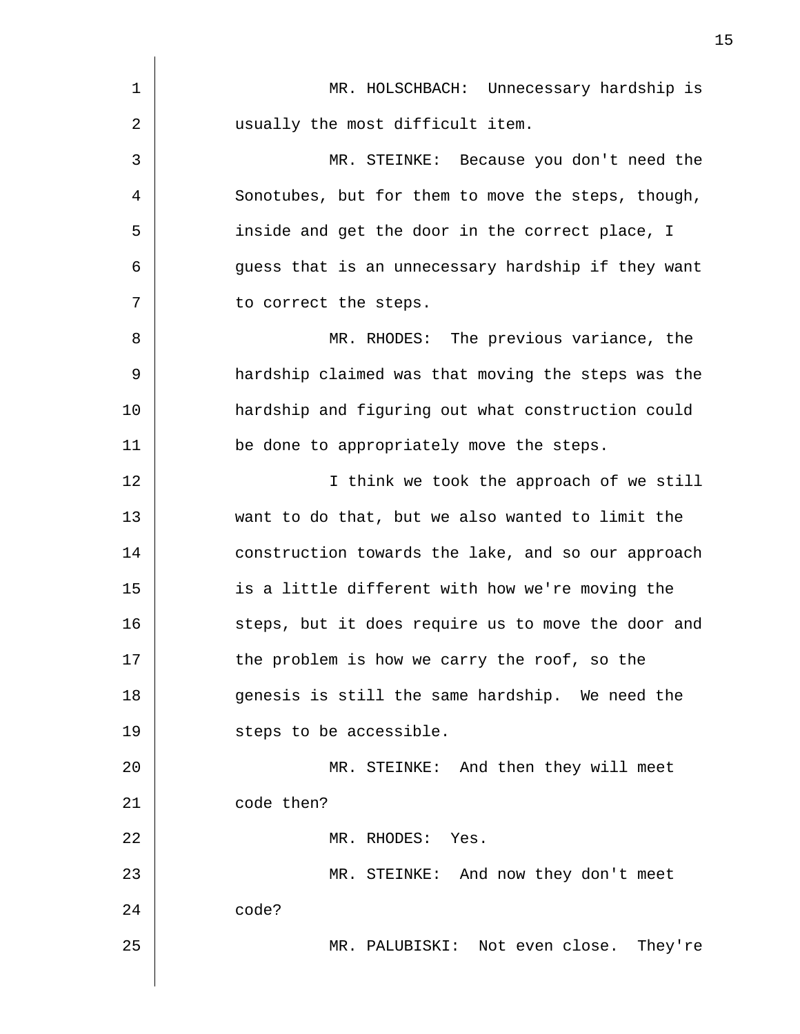MR. HOLSCHBACH: Unnecessary hardship is usually the most difficult item.

MR. STEINKE: Because you don't need the Sonotubes, but for them to move the steps, though, inside and get the door in the correct place, I guess that is an unnecessary hardship if they want to correct the steps.

MR. RHODES: The previous variance, the hardship claimed was that moving the steps was the hardship and figuring out what construction could be done to appropriately move the steps.

I think we took the approach of we still want to do that, but we also wanted to limit the construction towards the lake, and so our approach is a little different with how we're moving the steps, but it does require us to move the door and the problem is how we carry the roof, so the genesis is still the same hardship. We need the steps to be accessible.

MR. STEINKE: And then they will meet code then?

MR. RHODES: Yes.

MR. STEINKE: And now they don't meet code?

MR. PALUBISKI: Not even close. They're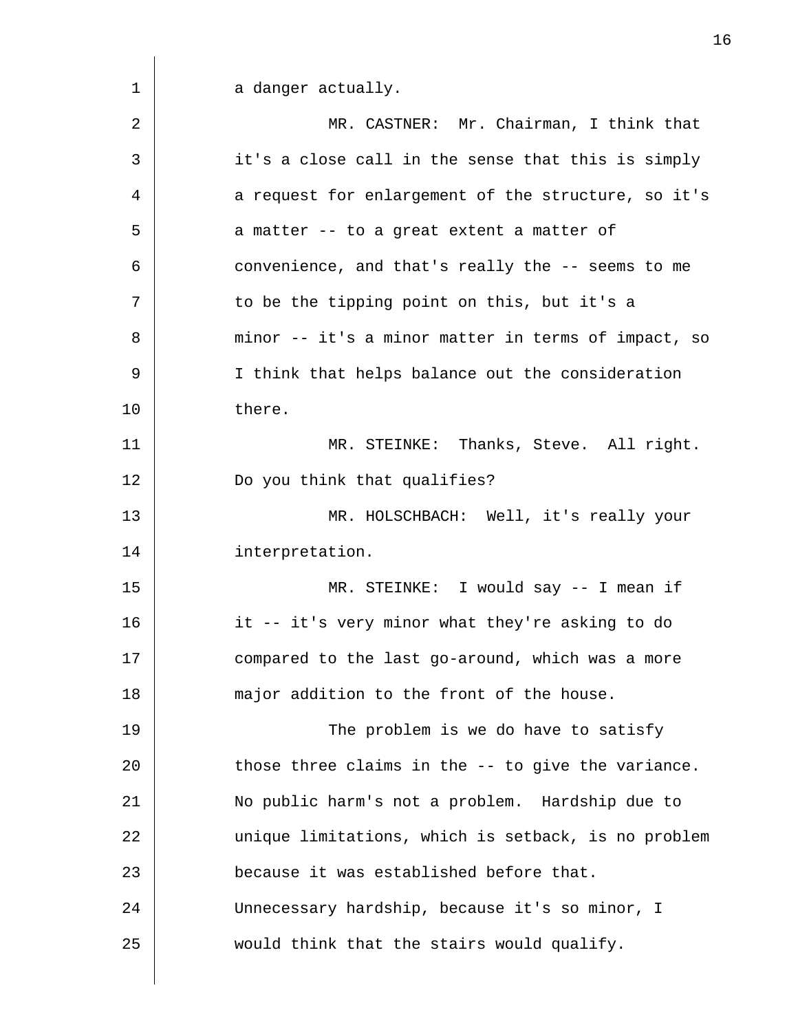a danger actually.

MR. CASTNER: Mr. Chairman, I think that it's a close call in the sense that this is simply a request for enlargement of the structure, so it's a matter -- to a great extent a matter of convenience, and that's really the -- seems to me to be the tipping point on this, but it's a minor -- it's a minor matter in terms of impact, so I think that helps balance out the consideration there.

MR. STEINKE: Thanks, Steve. All right. Do you think that qualifies?

MR. HOLSCHBACH: Well, it's really your interpretation.

MR. STEINKE: I would say -- I mean if it -- it's very minor what they're asking to do compared to the last go-around, which was a more major addition to the front of the house.

The problem is we do have to satisfy those three claims in the -- to give the variance. No public harm's not a problem. Hardship due to unique limitations, which is setback, is no problem because it was established before that. Unnecessary hardship, because it's so minor, I would think that the stairs would qualify.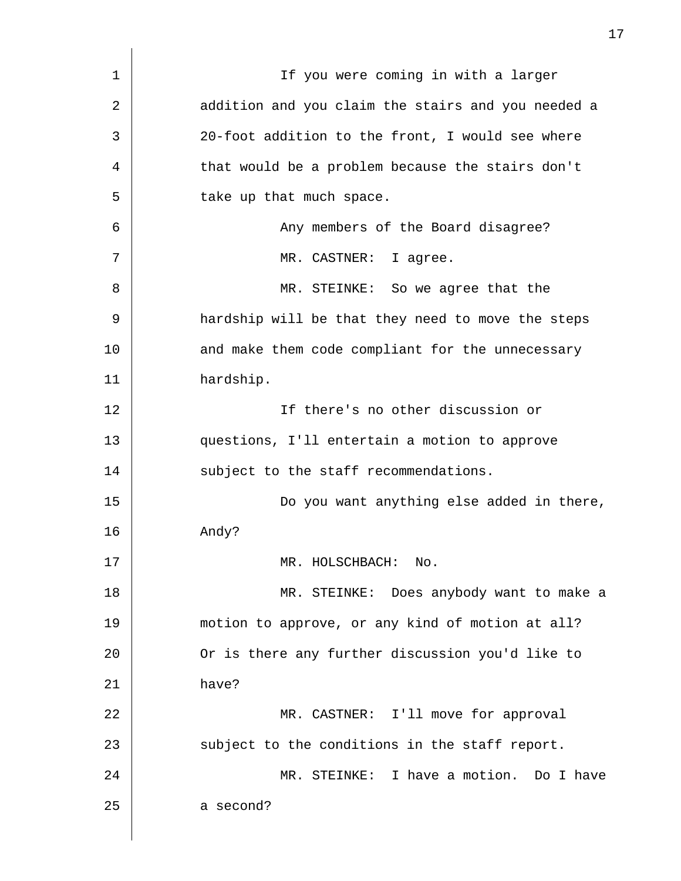If you were coming in with a larger addition and you claim the stairs and you needed a 20-foot addition to the front, I would see where that would be a problem because the stairs don't take up that much space.

Any members of the Board disagree?

MR. CASTNER: I agree.

MR. STEINKE: So we agree that the hardship will be that they need to move the steps and make them code compliant for the unnecessary hardship.

If there's no other discussion or questions, I'll entertain a motion to approve subject to the staff recommendations.

Do you want anything else added in there, Andy?

MR. HOLSCHBACH: No.

MR. STEINKE: Does anybody want to make a motion to approve, or any kind of motion at all? Or is there any further discussion you'd like to have?

MR. CASTNER: I'll move for approval subject to the conditions in the staff report.

MR. STEINKE: I have a motion. Do I have a second?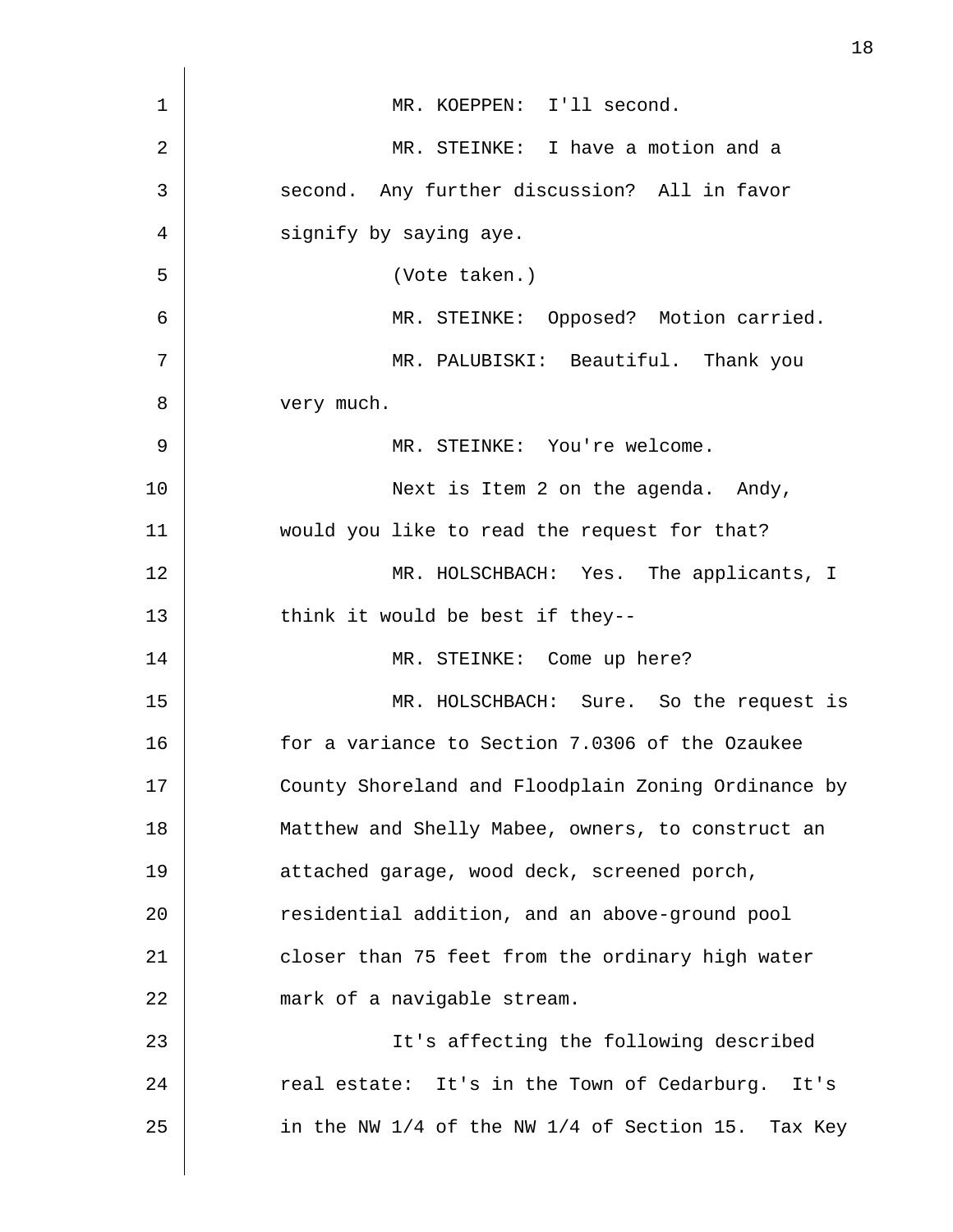MR. KOEPPEN: I'll second.

MR. STEINKE: I have a motion and a second. Any further discussion? All in favor signify by saying aye.

(Vote taken.)

MR. STEINKE: Opposed? Motion carried.

MR. PALUBISKI: Beautiful. Thank you very much.

MR. STEINKE: You're welcome.

Next is Item 2 on the agenda. Andy, would you like to read the request for that?

MR. HOLSCHBACH: Yes. The applicants, I think it would be best if they--

MR. STEINKE: Come up here?

MR. HOLSCHBACH: Sure. So the request is for a variance to Section 7.0306 of the Ozaukee County Shoreland and Floodplain Zoning Ordinance by Matthew and Shelly Mabee, owners, to construct an attached garage, wood deck, screened porch, residential addition, and an above-ground pool closer than 75 feet from the ordinary high water mark of a navigable stream.

It's affecting the following described real estate: It's in the Town of Cedarburg. It's in the NW 1/4 of the NW 1/4 of Section 15. Tax Key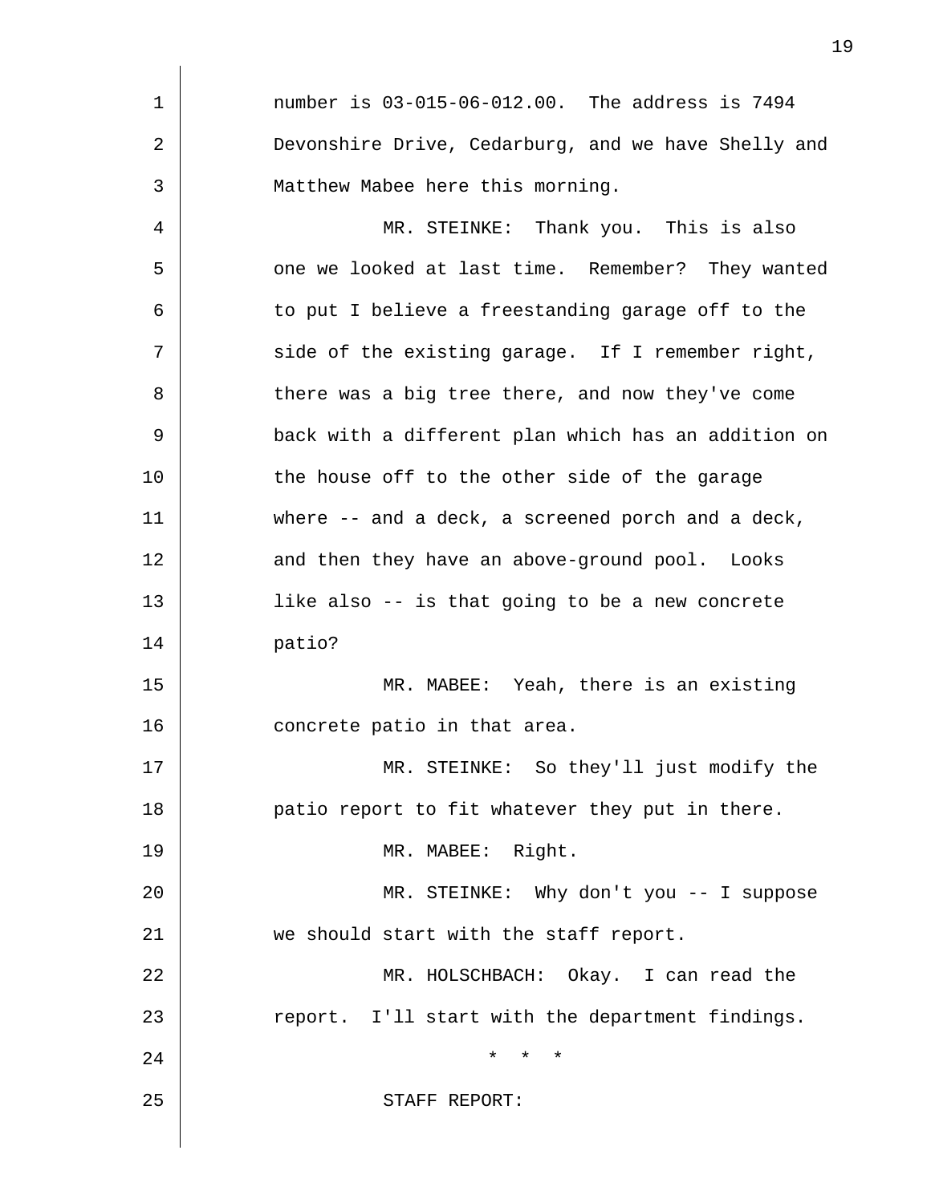number is 03-015-06-012.00. The address is 7494 Devonshire Drive, Cedarburg, and we have Shelly and Matthew Mabee here this morning.

MR. STEINKE: Thank you. This is also one we looked at last time. Remember? They wanted to put I believe a freestanding garage off to the side of the existing garage. If I remember right, there was a big tree there, and now they've come back with a different plan which has an addition on the house off to the other side of the garage where -- and a deck, a screened porch and a deck, and then they have an above-ground pool. Looks like also -- is that going to be a new concrete patio?

MR. MABEE: Yeah, there is an existing concrete patio in that area.

MR. STEINKE: So they'll just modify the patio report to fit whatever they put in there.

MR. MABEE: Right.

MR. STEINKE: Why don't you -- I suppose we should start with the staff report.

MR. HOLSCHBACH: Okay. I can read the report. I'll start with the department findings.

\* \* \*

STAFF REPORT: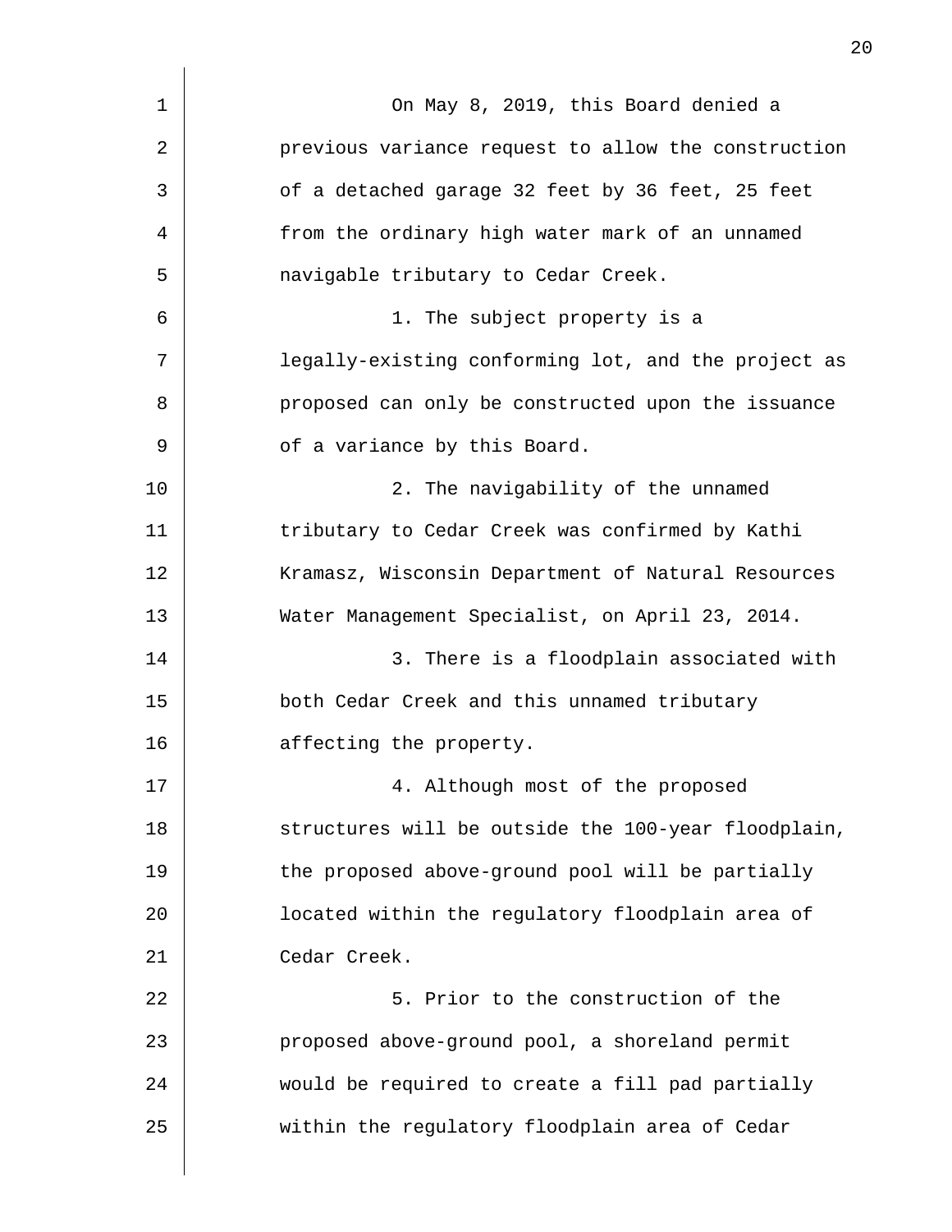On May 8, 2019, this Board denied a previous variance request to allow the construction of a detached garage 32 feet by 36 feet, 25 feet from the ordinary high water mark of an unnamed navigable tributary to Cedar Creek.

1. The subject property is a legally-existing conforming lot, and the project as proposed can only be constructed upon the issuance of a variance by this Board.

2. The navigability of the unnamed tributary to Cedar Creek was confirmed by Kathi Kramasz, Wisconsin Department of Natural Resources Water Management Specialist, on April 23, 2014.

3. There is a floodplain associated with both Cedar Creek and this unnamed tributary affecting the property.

4. Although most of the proposed structures will be outside the 100-year floodplain, the proposed above-ground pool will be partially located within the regulatory floodplain area of Cedar Creek.

5. Prior to the construction of the proposed above-ground pool, a shoreland permit would be required to create a fill pad partially within the regulatory floodplain area of Cedar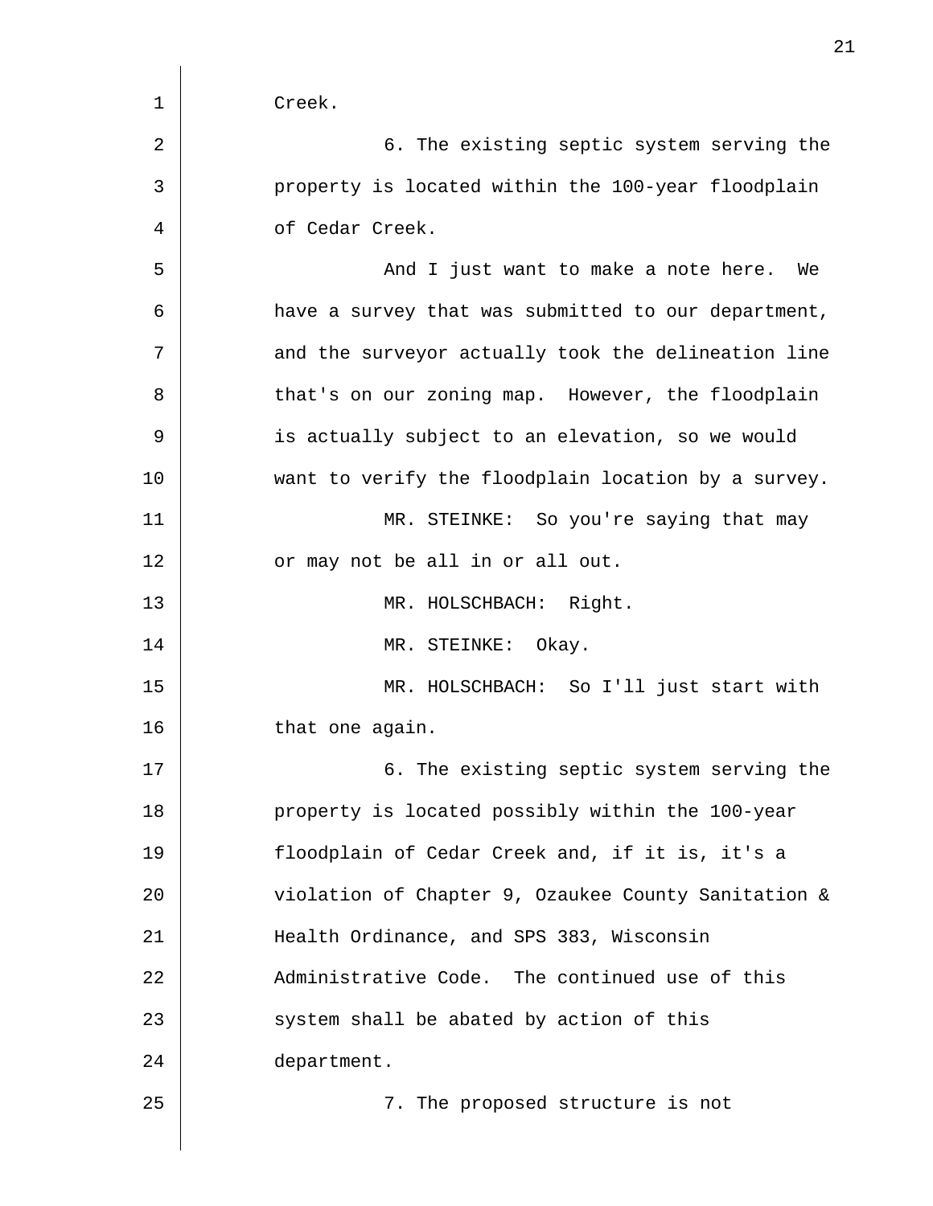Creek.

6. The existing septic system serving the property is located within the 100-year floodplain of Cedar Creek.

And I just want to make a note here. We have a survey that was submitted to our department, and the surveyor actually took the delineation line that's on our zoning map. However, the floodplain is actually subject to an elevation, so we would want to verify the floodplain location by a survey.

MR. STEINKE: So you're saying that may or may not be all in or all out.

MR. HOLSCHBACH: Right.

MR. STEINKE: Okay.

MR. HOLSCHBACH: So I'll just start with that one again.

6. The existing septic system serving the property is located possibly within the 100-year floodplain of Cedar Creek and, if it is, it's a violation of Chapter 9, Ozaukee County Sanitation & Health Ordinance, and SPS 383, Wisconsin Administrative Code. The continued use of this system shall be abated by action of this department.

7. The proposed structure is not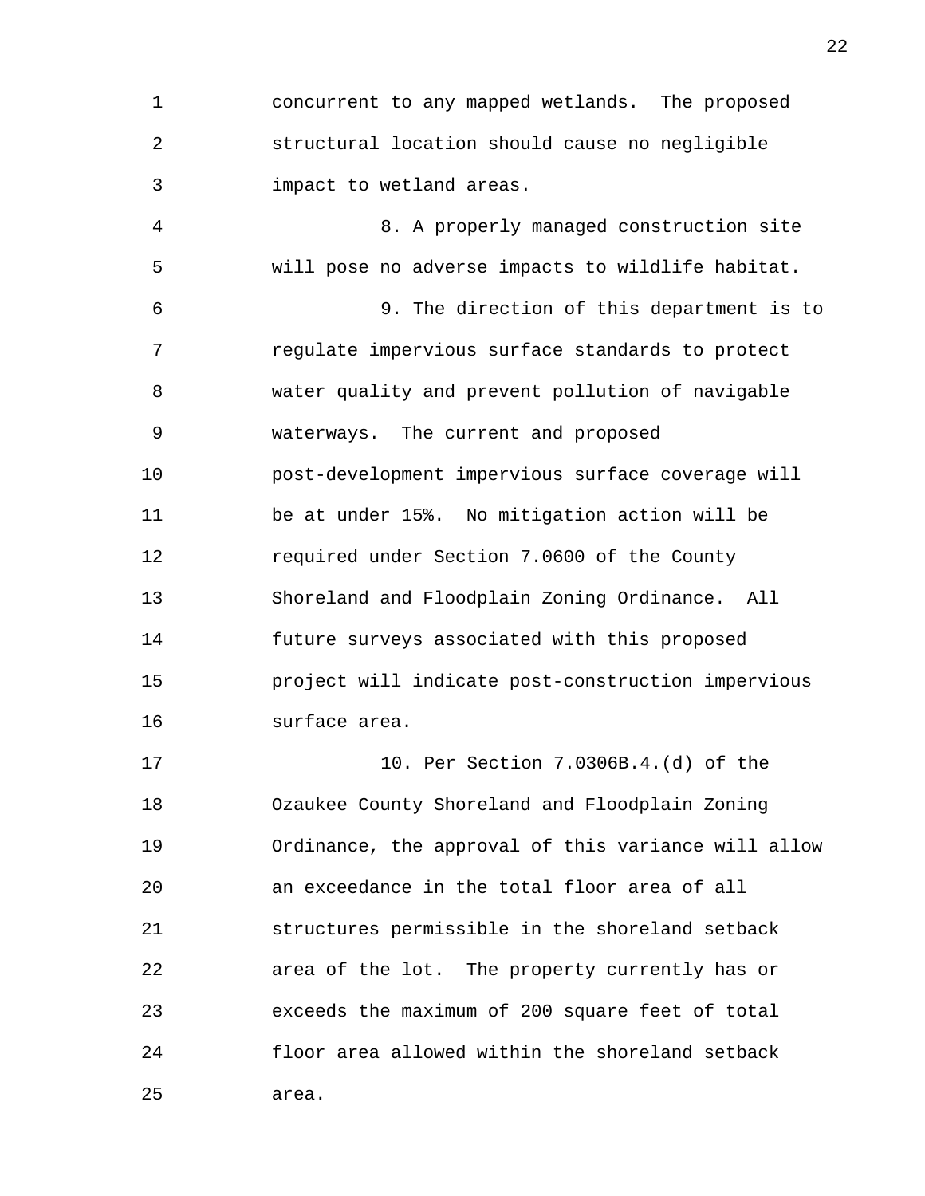concurrent to any mapped wetlands. The proposed structural location should cause no negligible impact to wetland areas.

8. A properly managed construction site will pose no adverse impacts to wildlife habitat.

9. The direction of this department is to regulate impervious surface standards to protect water quality and prevent pollution of navigable waterways. The current and proposed post-development impervious surface coverage will be at under 15%. No mitigation action will be required under Section 7.0600 of the County Shoreland and Floodplain Zoning Ordinance. All future surveys associated with this proposed project will indicate post-construction impervious surface area.

10. Per Section 7.0306B.4.(d) of the Ozaukee County Shoreland and Floodplain Zoning Ordinance, the approval of this variance will allow an exceedance in the total floor area of all structures permissible in the shoreland setback area of the lot. The property currently has or exceeds the maximum of 200 square feet of total floor area allowed within the shoreland setback area.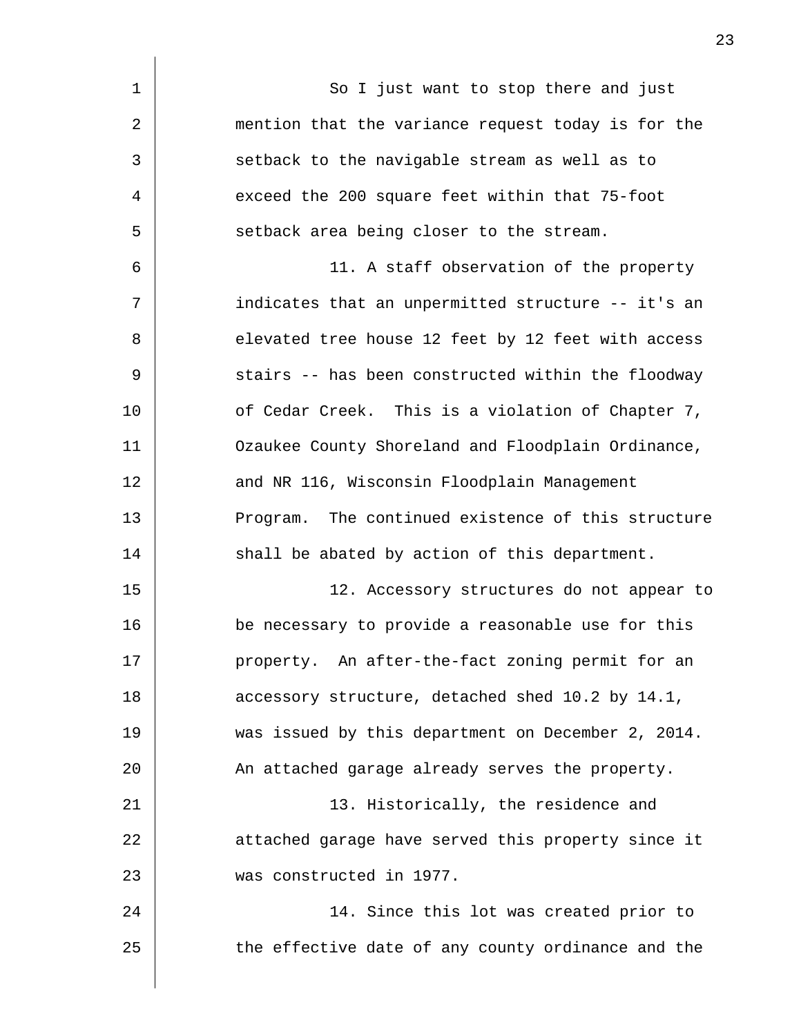So I just want to stop there and just mention that the variance request today is for the setback to the navigable stream as well as to exceed the 200 square feet within that 75-foot setback area being closer to the stream.

11. A staff observation of the property indicates that an unpermitted structure -- it's an elevated tree house 12 feet by 12 feet with access stairs -- has been constructed within the floodway of Cedar Creek. This is a violation of Chapter 7, Ozaukee County Shoreland and Floodplain Ordinance, and NR 116, Wisconsin Floodplain Management Program. The continued existence of this structure shall be abated by action of this department.

12. Accessory structures do not appear to be necessary to provide a reasonable use for this property. An after-the-fact zoning permit for an accessory structure, detached shed 10.2 by 14.1, was issued by this department on December 2, 2014. An attached garage already serves the property.

13. Historically, the residence and attached garage have served this property since it was constructed in 1977.

14. Since this lot was created prior to the effective date of any county ordinance and the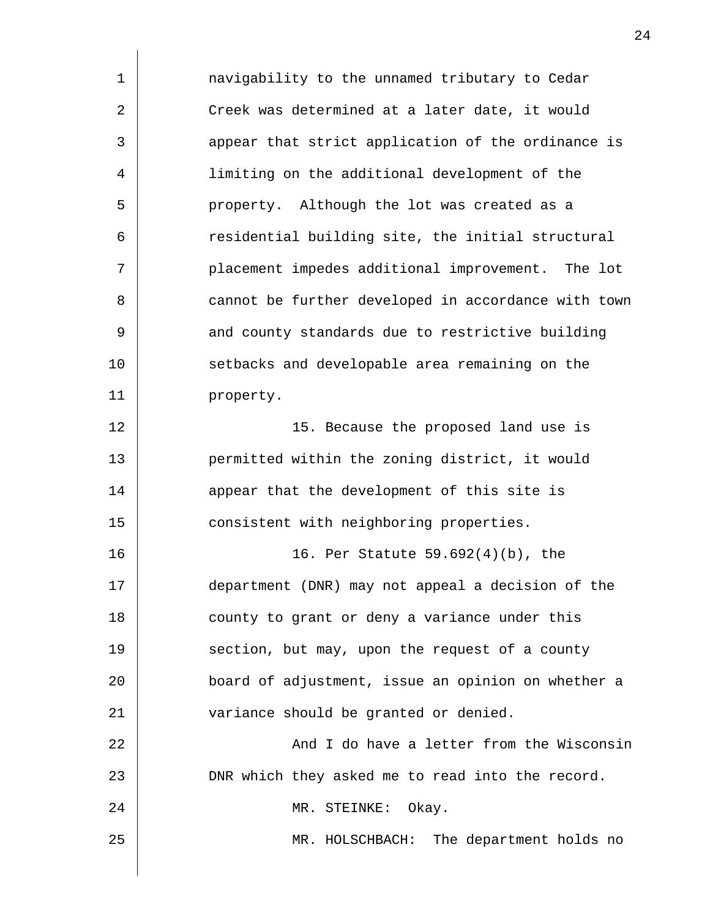navigability to the unnamed tributary to Cedar Creek was determined at a later date, it would appear that strict application of the ordinance is limiting on the additional development of the property. Although the lot was created as a residential building site, the initial structural placement impedes additional improvement. The lot cannot be further developed in accordance with town and county standards due to restrictive building setbacks and developable area remaining on the property.

15. Because the proposed land use is permitted within the zoning district, it would appear that the development of this site is consistent with neighboring properties.

16. Per Statute 59.692(4)(b), the department (DNR) may not appeal a decision of the county to grant or deny a variance under this section, but may, upon the request of a county board of adjustment, issue an opinion on whether a variance should be granted or denied.

And I do have a letter from the Wisconsin DNR which they asked me to read into the record.

MR. STEINKE: Okay.

MR. HOLSCHBACH: The department holds no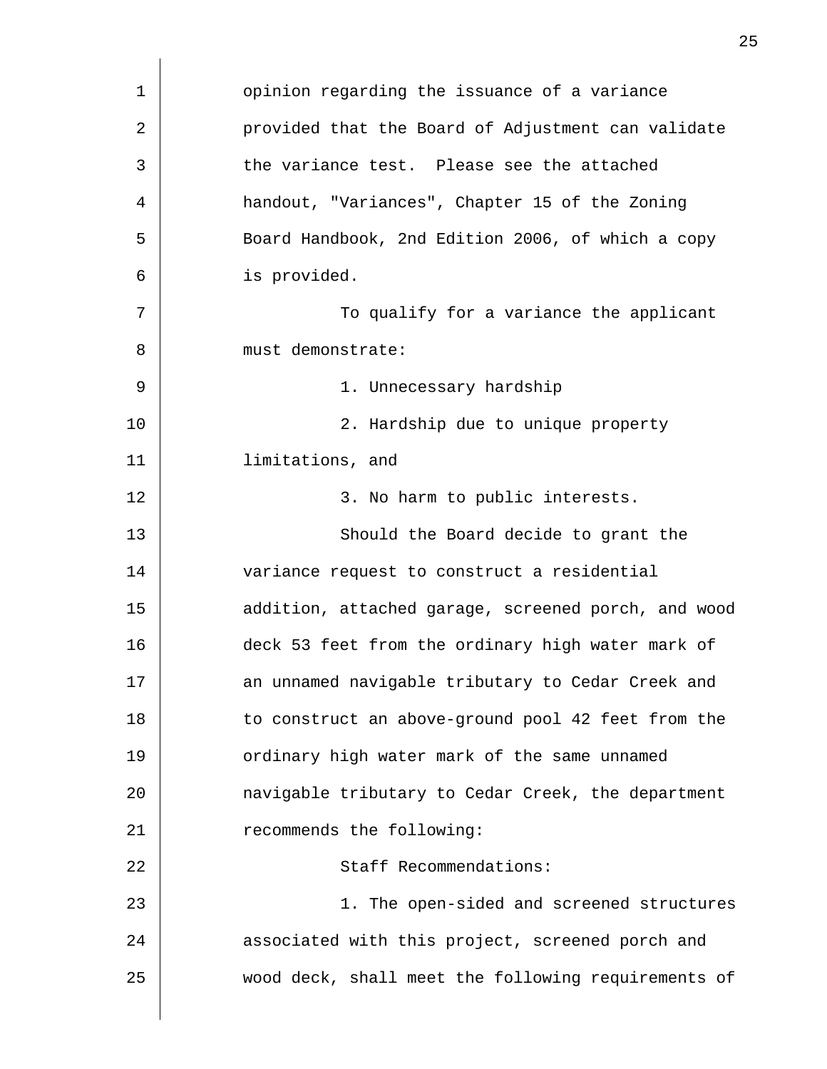opinion regarding the issuance of a variance provided that the Board of Adjustment can validate the variance test. Please see the attached handout, "Variances", Chapter 15 of the Zoning Board Handbook, 2nd Edition 2006, of which a copy is provided.

To qualify for a variance the applicant must demonstrate:

1. Unnecessary hardship
2. Hardship due to unique property limitations, and
3. No harm to public interests.

Should the Board decide to grant the variance request to construct a residential addition, attached garage, screened porch, and wood deck 53 feet from the ordinary high water mark of an unnamed navigable tributary to Cedar Creek and to construct an above-ground pool 42 feet from the ordinary high water mark of the same unnamed navigable tributary to Cedar Creek, the department recommends the following:

Staff Recommendations:

1. The open-sided and screened structures associated with this project, screened porch and wood deck, shall meet the following requirements of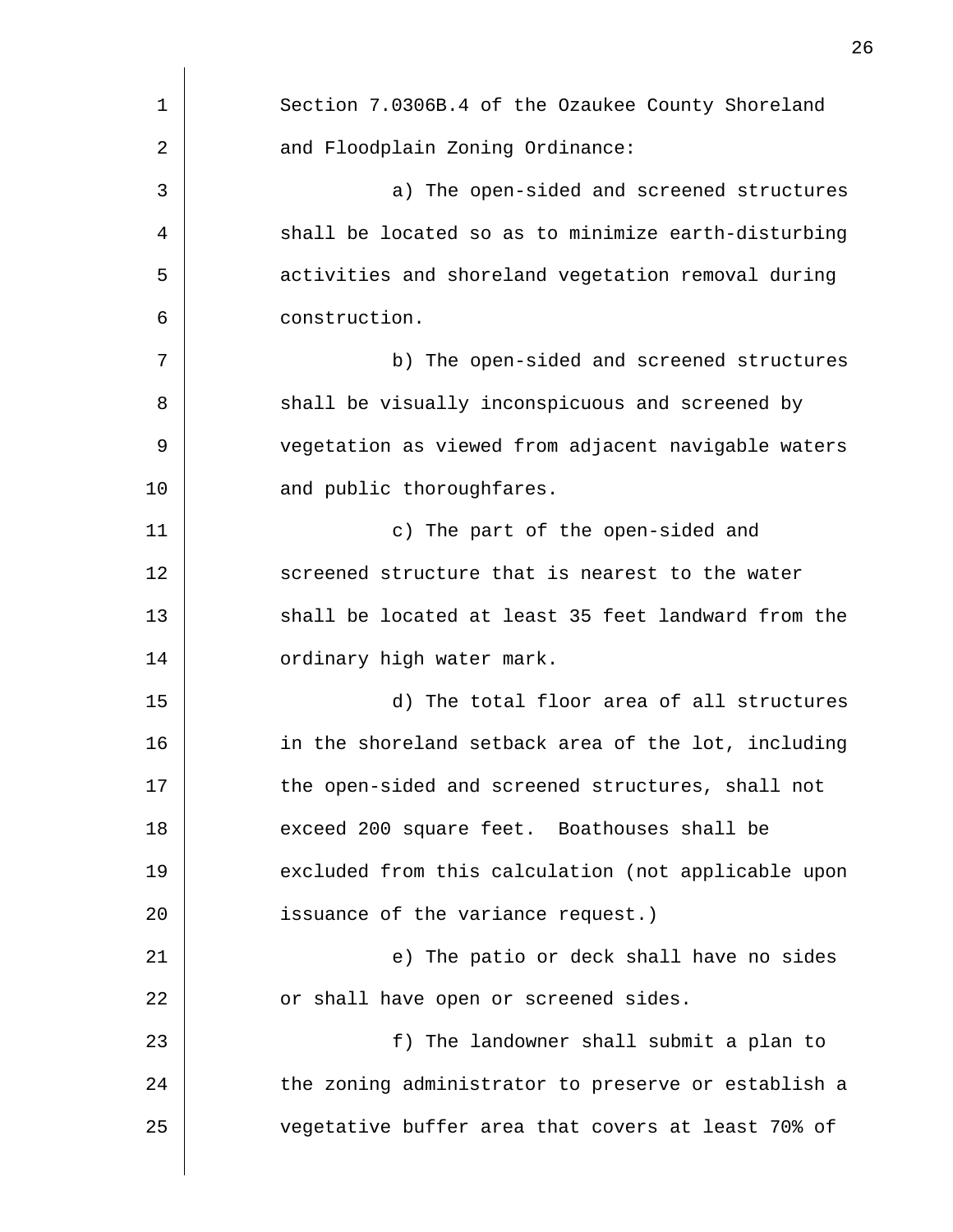Section 7.0306B.4 of the Ozaukee County Shoreland and Floodplain Zoning Ordinance:

a) The open-sided and screened structures shall be located so as to minimize earth-disturbing activities and shoreland vegetation removal during construction.

b) The open-sided and screened structures shall be visually inconspicuous and screened by vegetation as viewed from adjacent navigable waters and public thoroughfares.

c) The part of the open-sided and screened structure that is nearest to the water shall be located at least 35 feet landward from the ordinary high water mark.

d) The total floor area of all structures in the shoreland setback area of the lot, including the open-sided and screened structures, shall not exceed 200 square feet. Boathouses shall be excluded from this calculation (not applicable upon issuance of the variance request.)

e) The patio or deck shall have no sides or shall have open or screened sides.

f) The landowner shall submit a plan to the zoning administrator to preserve or establish a vegetative buffer area that covers at least 70% of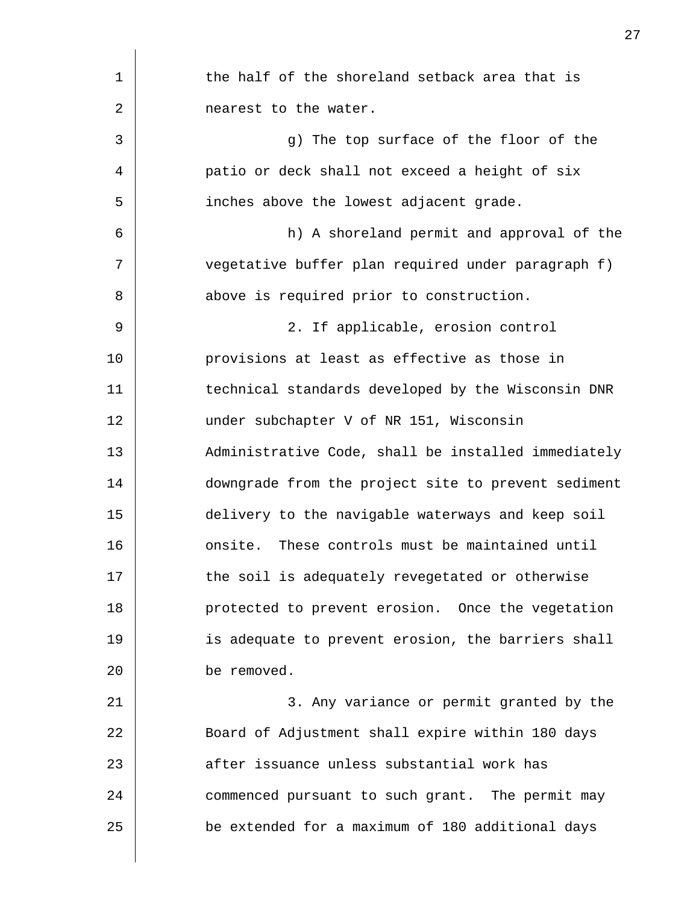the half of the shoreland setback area that is nearest to the water.

g) The top surface of the floor of the patio or deck shall not exceed a height of six inches above the lowest adjacent grade.

h) A shoreland permit and approval of the vegetative buffer plan required under paragraph f) above is required prior to construction.

2. If applicable, erosion control provisions at least as effective as those in technical standards developed by the Wisconsin DNR under subchapter V of NR 151, Wisconsin Administrative Code, shall be installed immediately downgrade from the project site to prevent sediment delivery to the navigable waterways and keep soil onsite. These controls must be maintained until the soil is adequately revegetated or otherwise protected to prevent erosion. Once the vegetation is adequate to prevent erosion, the barriers shall be removed.

3. Any variance or permit granted by the Board of Adjustment shall expire within 180 days after issuance unless substantial work has commenced pursuant to such grant. The permit may be extended for a maximum of 180 additional days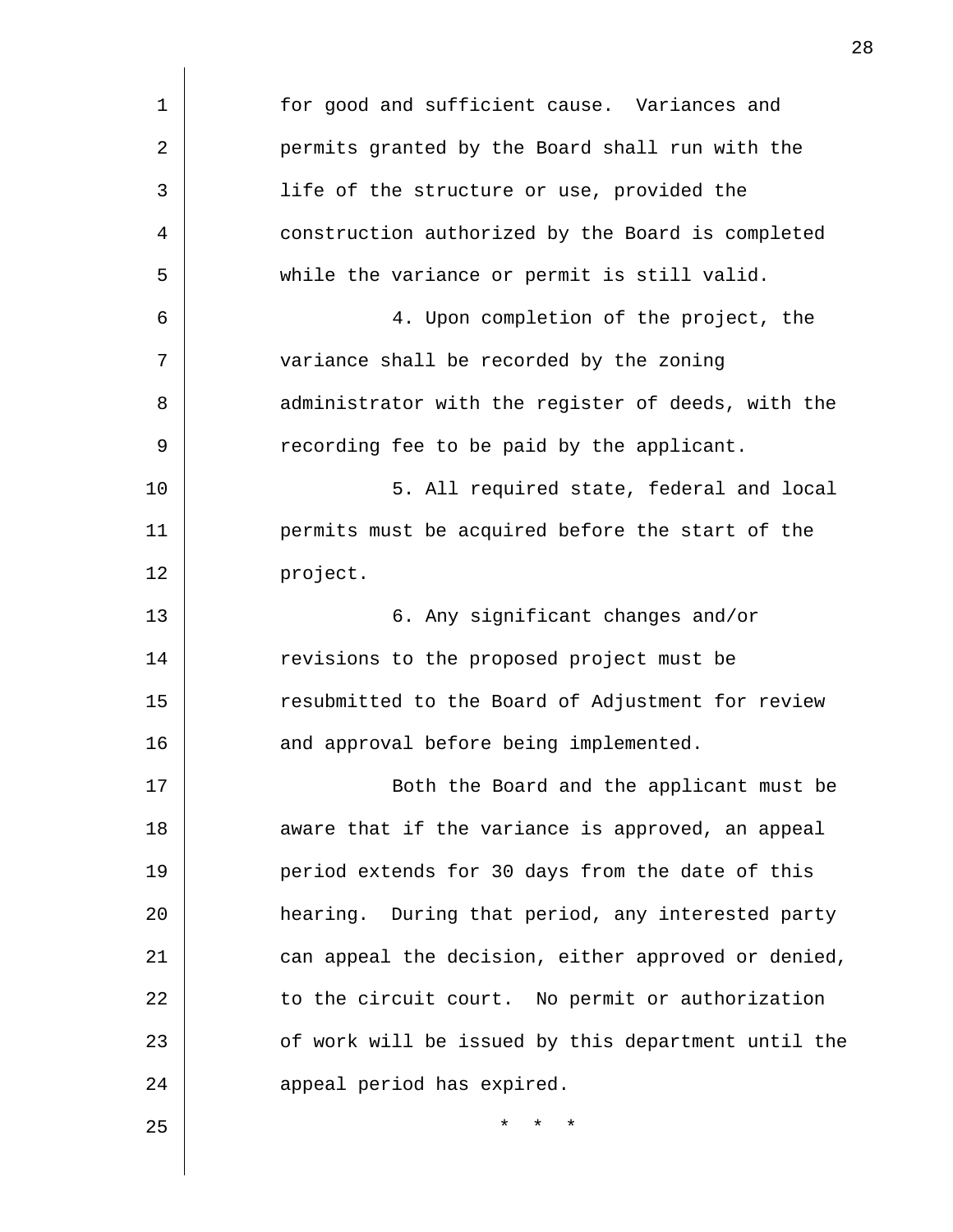for good and sufficient cause. Variances and permits granted by the Board shall run with the life of the structure or use, provided the construction authorized by the Board is completed while the variance or permit is still valid.

4. Upon completion of the project, the variance shall be recorded by the zoning administrator with the register of deeds, with the recording fee to be paid by the applicant.

5. All required state, federal and local permits must be acquired before the start of the project.

6. Any significant changes and/or revisions to the proposed project must be resubmitted to the Board of Adjustment for review and approval before being implemented.

Both the Board and the applicant must be aware that if the variance is approved, an appeal period extends for 30 days from the date of this hearing. During that period, any interested party can appeal the decision, either approved or denied, to the circuit court. No permit or authorization of work will be issued by this department until the appeal period has expired.

\* \* \*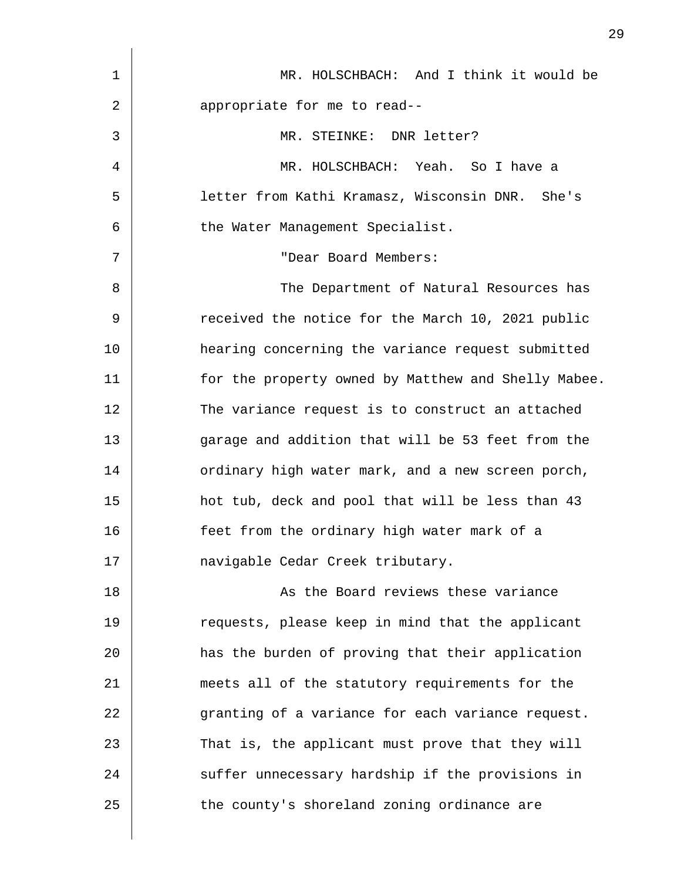MR. HOLSCHBACH: And I think it would be appropriate for me to read--

MR. STEINKE: DNR letter?

MR. HOLSCHBACH: Yeah. So I have a letter from Kathi Kramasz, Wisconsin DNR. She's the Water Management Specialist.

"Dear Board Members:

The Department of Natural Resources has received the notice for the March 10, 2021 public hearing concerning the variance request submitted for the property owned by Matthew and Shelly Mabee. The variance request is to construct an attached garage and addition that will be 53 feet from the ordinary high water mark, and a new screen porch, hot tub, deck and pool that will be less than 43 feet from the ordinary high water mark of a navigable Cedar Creek tributary.

As the Board reviews these variance requests, please keep in mind that the applicant has the burden of proving that their application meets all of the statutory requirements for the granting of a variance for each variance request. That is, the applicant must prove that they will suffer unnecessary hardship if the provisions in the county's shoreland zoning ordinance are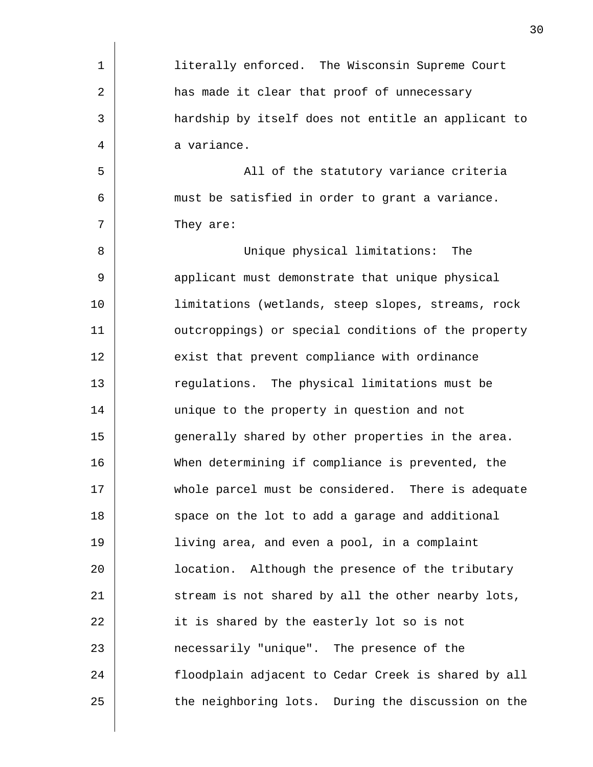literally enforced. The Wisconsin Supreme Court has made it clear that proof of unnecessary hardship by itself does not entitle an applicant to a variance.

All of the statutory variance criteria must be satisfied in order to grant a variance. They are:

Unique physical limitations: The applicant must demonstrate that unique physical limitations (wetlands, steep slopes, streams, rock outcroppings) or special conditions of the property exist that prevent compliance with ordinance regulations. The physical limitations must be unique to the property in question and not generally shared by other properties in the area. When determining if compliance is prevented, the whole parcel must be considered. There is adequate space on the lot to add a garage and additional living area, and even a pool, in a complaint location. Although the presence of the tributary stream is not shared by all the other nearby lots, it is shared by the easterly lot so is not necessarily "unique". The presence of the floodplain adjacent to Cedar Creek is shared by all the neighboring lots. During the discussion on the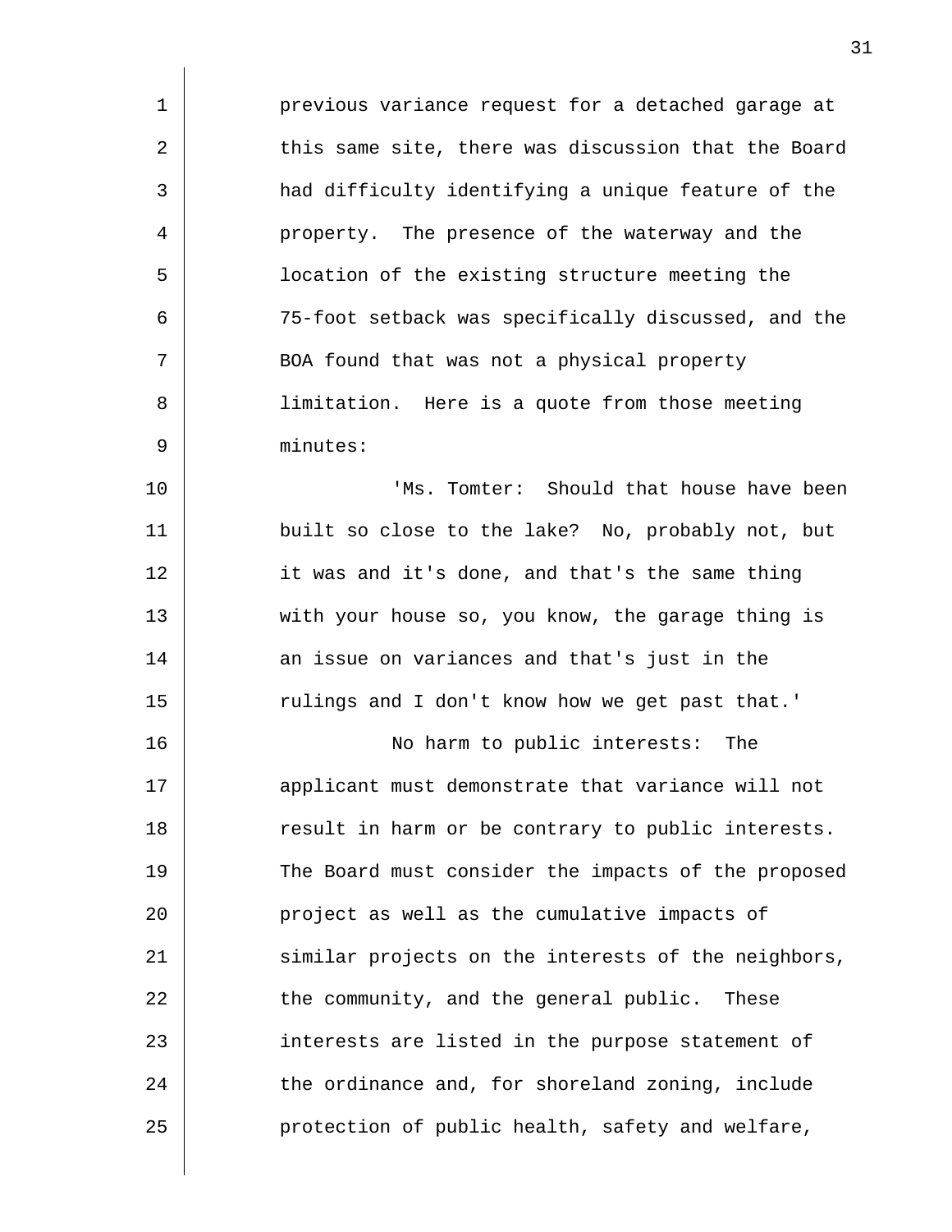previous variance request for a detached garage at this same site, there was discussion that the Board had difficulty identifying a unique feature of the property. The presence of the waterway and the location of the existing structure meeting the 75-foot setback was specifically discussed, and the BOA found that was not a physical property limitation. Here is a quote from those meeting minutes:

'Ms. Tomter: Should that house have been built so close to the lake? No, probably not, but it was and it's done, and that's the same thing with your house so, you know, the garage thing is an issue on variances and that's just in the rulings and I don't know how we get past that.'

No harm to public interests: The applicant must demonstrate that variance will not result in harm or be contrary to public interests. The Board must consider the impacts of the proposed project as well as the cumulative impacts of similar projects on the interests of the neighbors, the community, and the general public. These interests are listed in the purpose statement of the ordinance and, for shoreland zoning, include protection of public health, safety and welfare,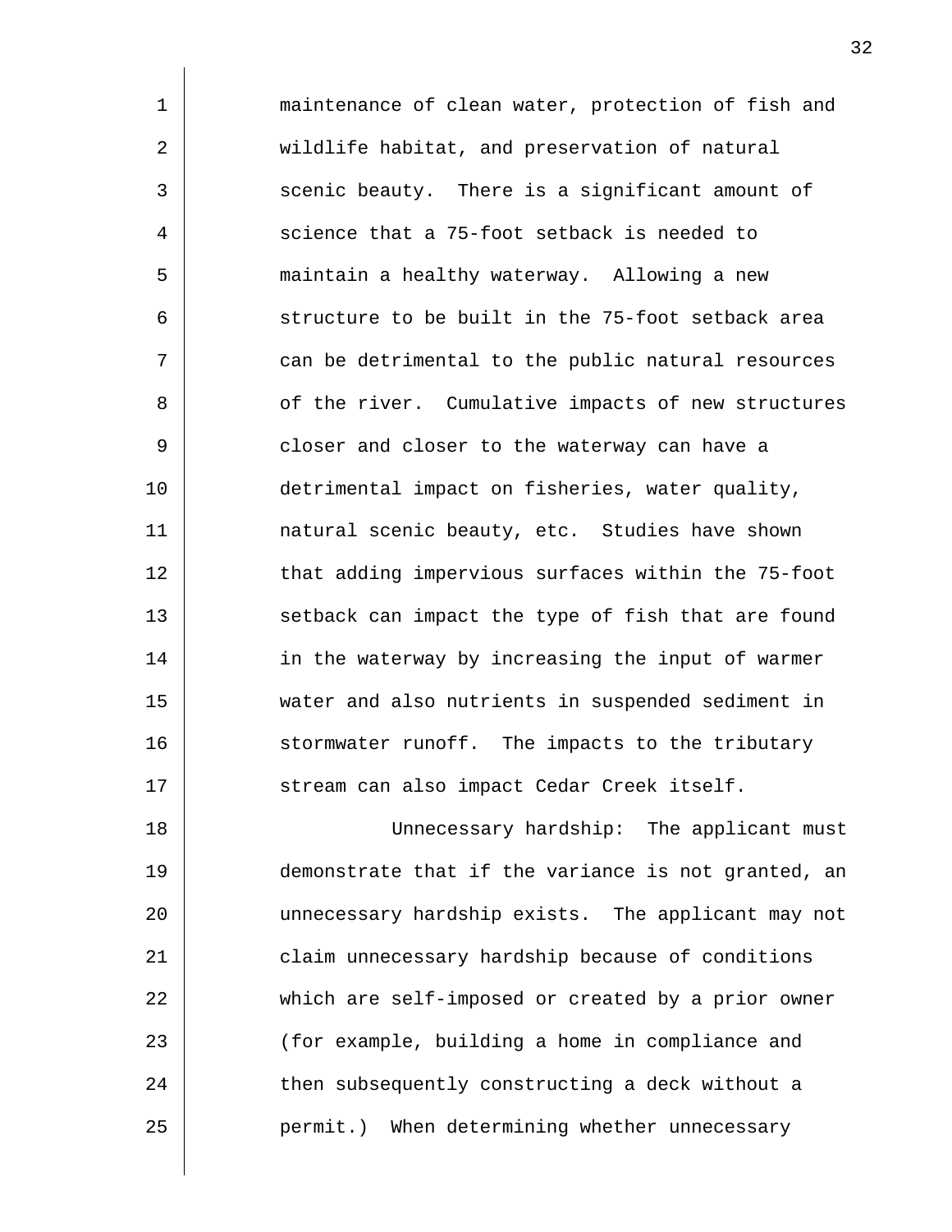maintenance of clean water, protection of fish and wildlife habitat, and preservation of natural scenic beauty. There is a significant amount of science that a 75-foot setback is needed to maintain a healthy waterway. Allowing a new structure to be built in the 75-foot setback area can be detrimental to the public natural resources of the river. Cumulative impacts of new structures closer and closer to the waterway can have a detrimental impact on fisheries, water quality, natural scenic beauty, etc. Studies have shown that adding impervious surfaces within the 75-foot setback can impact the type of fish that are found in the waterway by increasing the input of warmer water and also nutrients in suspended sediment in stormwater runoff. The impacts to the tributary stream can also impact Cedar Creek itself.

Unnecessary hardship: The applicant must demonstrate that if the variance is not granted, an unnecessary hardship exists. The applicant may not claim unnecessary hardship because of conditions which are self-imposed or created by a prior owner (for example, building a home in compliance and then subsequently constructing a deck without a permit.) When determining whether unnecessary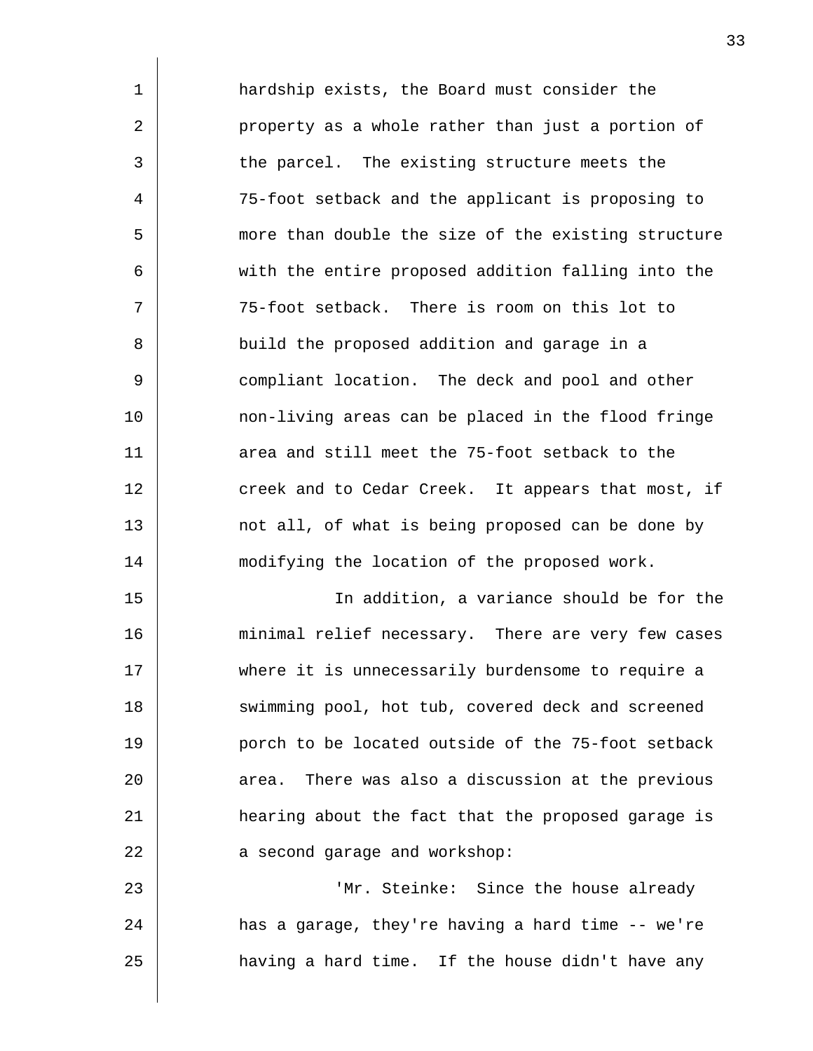hardship exists, the Board must consider the property as a whole rather than just a portion of the parcel. The existing structure meets the 75-foot setback and the applicant is proposing to more than double the size of the existing structure with the entire proposed addition falling into the 75-foot setback. There is room on this lot to build the proposed addition and garage in a compliant location. The deck and pool and other non-living areas can be placed in the flood fringe area and still meet the 75-foot setback to the creek and to Cedar Creek. It appears that most, if not all, of what is being proposed can be done by modifying the location of the proposed work.

In addition, a variance should be for the minimal relief necessary. There are very few cases where it is unnecessarily burdensome to require a swimming pool, hot tub, covered deck and screened porch to be located outside of the 75-foot setback area. There was also a discussion at the previous hearing about the fact that the proposed garage is a second garage and workshop:

'Mr. Steinke: Since the house already has a garage, they're having a hard time -- we're having a hard time. If the house didn't have any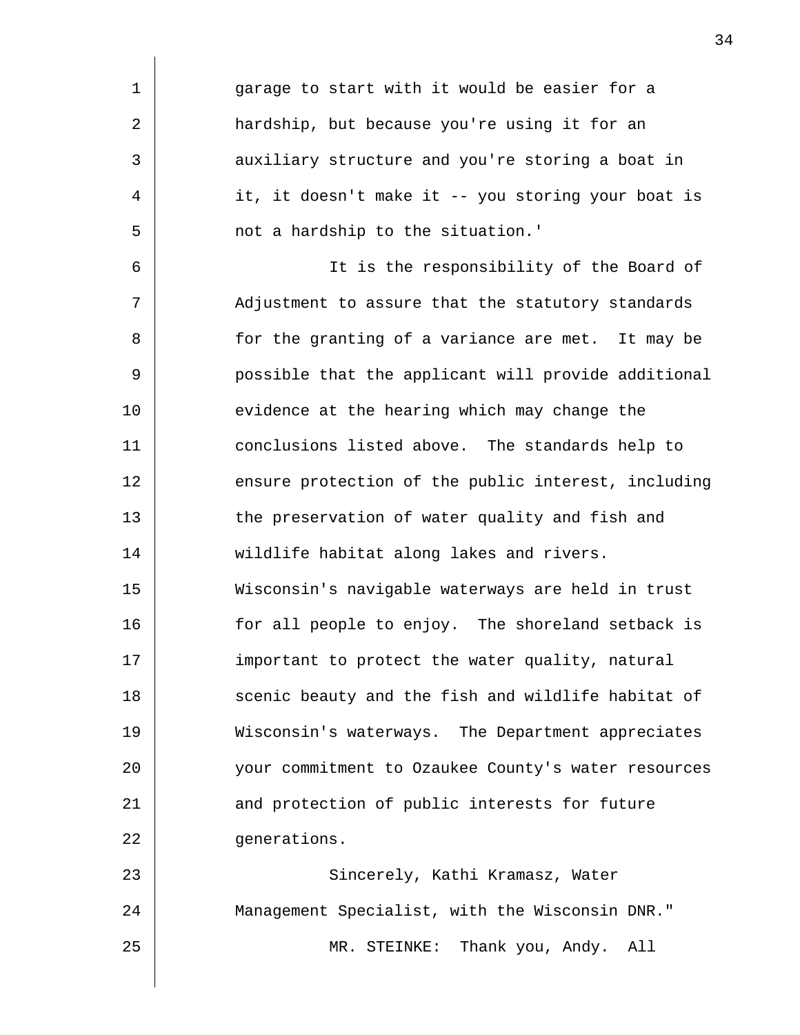garage to start with it would be easier for a hardship, but because you're using it for an auxiliary structure and you're storing a boat in it, it doesn't make it -- you storing your boat is not a hardship to the situation.'

It is the responsibility of the Board of Adjustment to assure that the statutory standards for the granting of a variance are met. It may be possible that the applicant will provide additional evidence at the hearing which may change the conclusions listed above. The standards help to ensure protection of the public interest, including the preservation of water quality and fish and wildlife habitat along lakes and rivers. Wisconsin's navigable waterways are held in trust for all people to enjoy. The shoreland setback is important to protect the water quality, natural scenic beauty and the fish and wildlife habitat of Wisconsin's waterways. The Department appreciates your commitment to Ozaukee County's water resources and protection of public interests for future generations.

Sincerely, Kathi Kramasz, Water Management Specialist, with the Wisconsin DNR."

MR. STEINKE: Thank you, Andy. All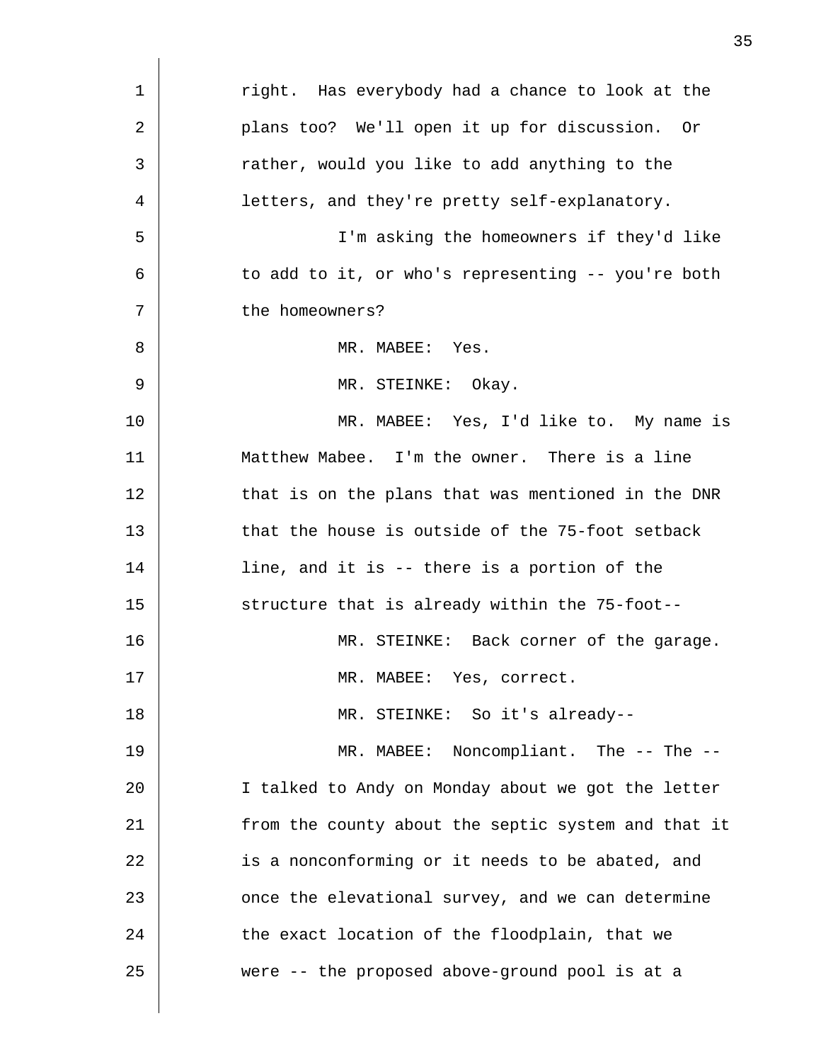right. Has everybody had a chance to look at the plans too? We'll open it up for discussion. Or rather, would you like to add anything to the letters, and they're pretty self-explanatory.

I'm asking the homeowners if they'd like to add to it, or who's representing -- you're both the homeowners?

MR. MABEE: Yes.

MR. STEINKE: Okay.

MR. MABEE: Yes, I'd like to. My name is Matthew Mabee. I'm the owner. There is a line that is on the plans that was mentioned in the DNR that the house is outside of the 75-foot setback line, and it is -- there is a portion of the structure that is already within the 75-foot--

MR. STEINKE: Back corner of the garage.

MR. MABEE: Yes, correct.

MR. STEINKE: So it's already--

MR. MABEE: Noncompliant. The -- The -- I talked to Andy on Monday about we got the letter from the county about the septic system and that it is a nonconforming or it needs to be abated, and once the elevational survey, and we can determine the exact location of the floodplain, that we were -- the proposed above-ground pool is at a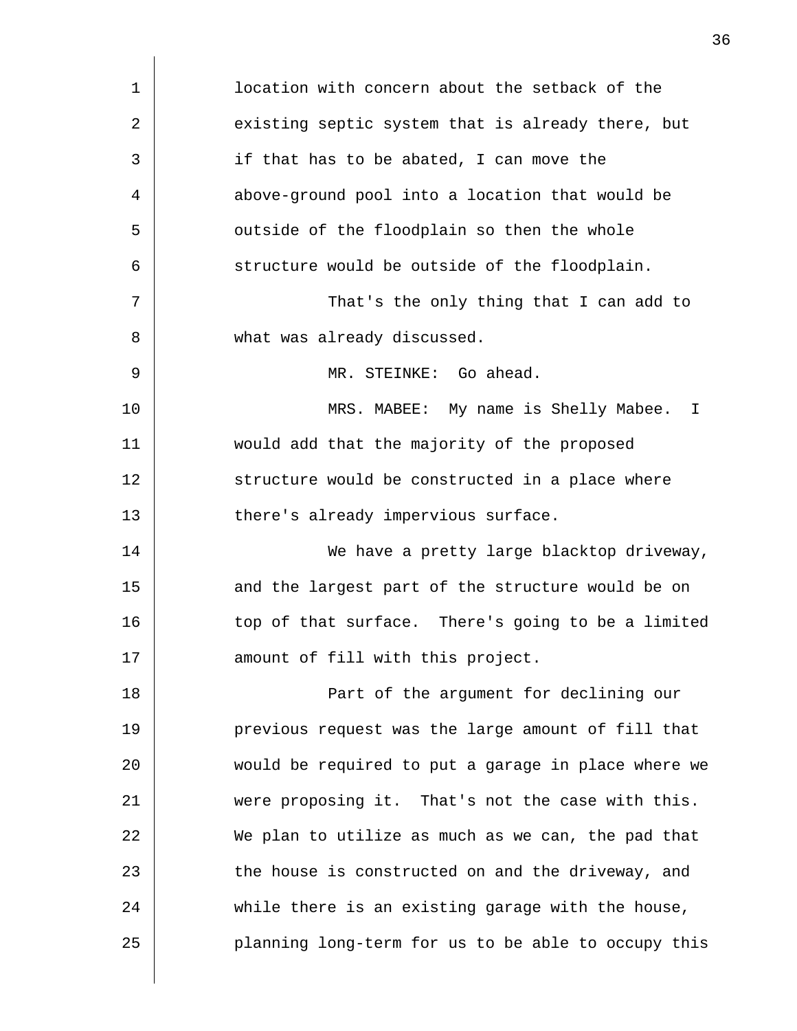location with concern about the setback of the existing septic system that is already there, but if that has to be abated, I can move the above-ground pool into a location that would be outside of the floodplain so then the whole structure would be outside of the floodplain.

That's the only thing that I can add to what was already discussed.

MR. STEINKE: Go ahead.

MRS. MABEE: My name is Shelly Mabee. I would add that the majority of the proposed structure would be constructed in a place where there's already impervious surface.

We have a pretty large blacktop driveway, and the largest part of the structure would be on top of that surface. There's going to be a limited amount of fill with this project.

Part of the argument for declining our previous request was the large amount of fill that would be required to put a garage in place where we were proposing it. That's not the case with this. We plan to utilize as much as we can, the pad that the house is constructed on and the driveway, and while there is an existing garage with the house, planning long-term for us to be able to occupy this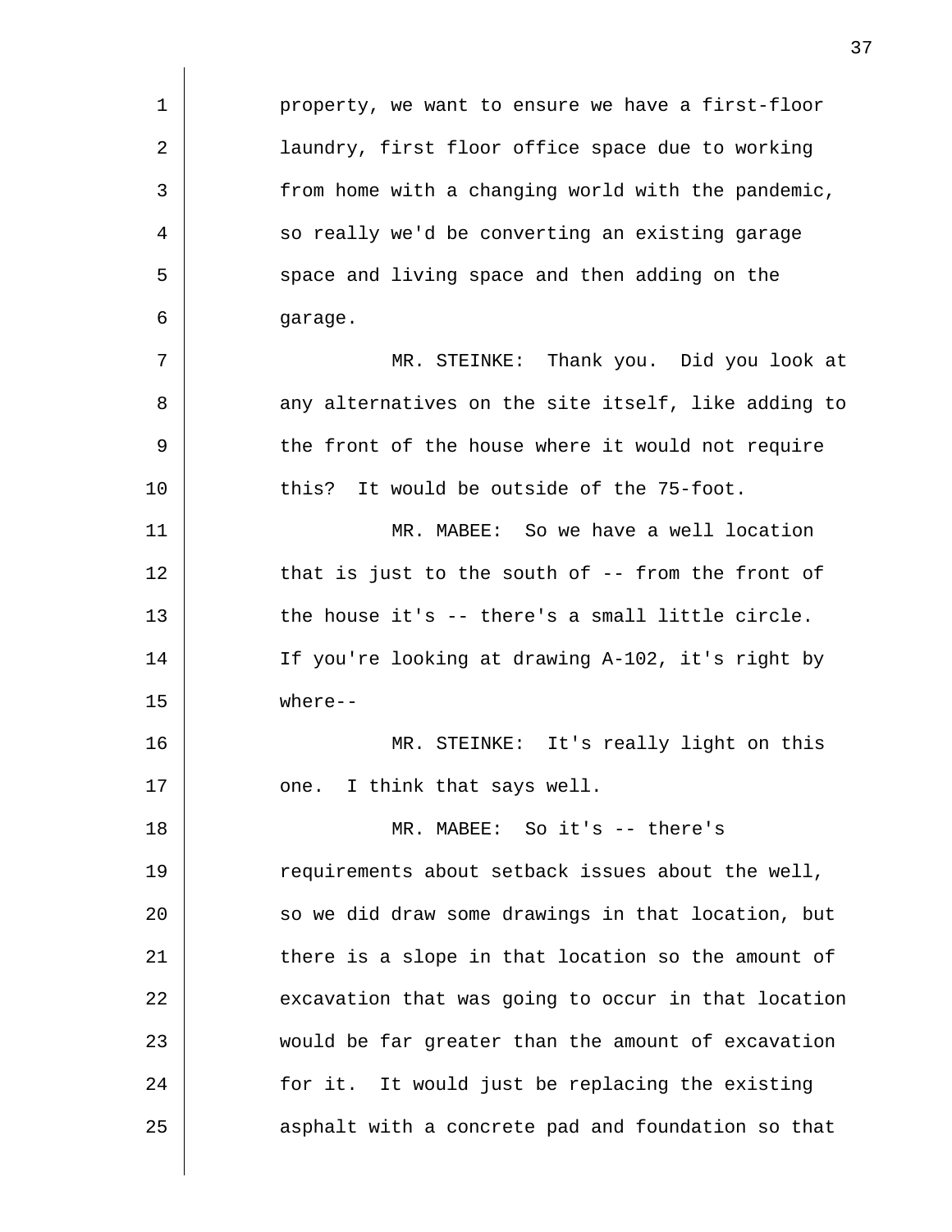property, we want to ensure we have a first-floor laundry, first floor office space due to working from home with a changing world with the pandemic, so really we'd be converting an existing garage space and living space and then adding on the garage.

MR. STEINKE: Thank you. Did you look at any alternatives on the site itself, like adding to the front of the house where it would not require this? It would be outside of the 75-foot.

MR. MABEE: So we have a well location that is just to the south of -- from the front of the house it's -- there's a small little circle. If you're looking at drawing A-102, it's right by where--

MR. STEINKE: It's really light on this one. I think that says well.

MR. MABEE: So it's -- there's requirements about setback issues about the well, so we did draw some drawings in that location, but there is a slope in that location so the amount of excavation that was going to occur in that location would be far greater than the amount of excavation for it. It would just be replacing the existing asphalt with a concrete pad and foundation so that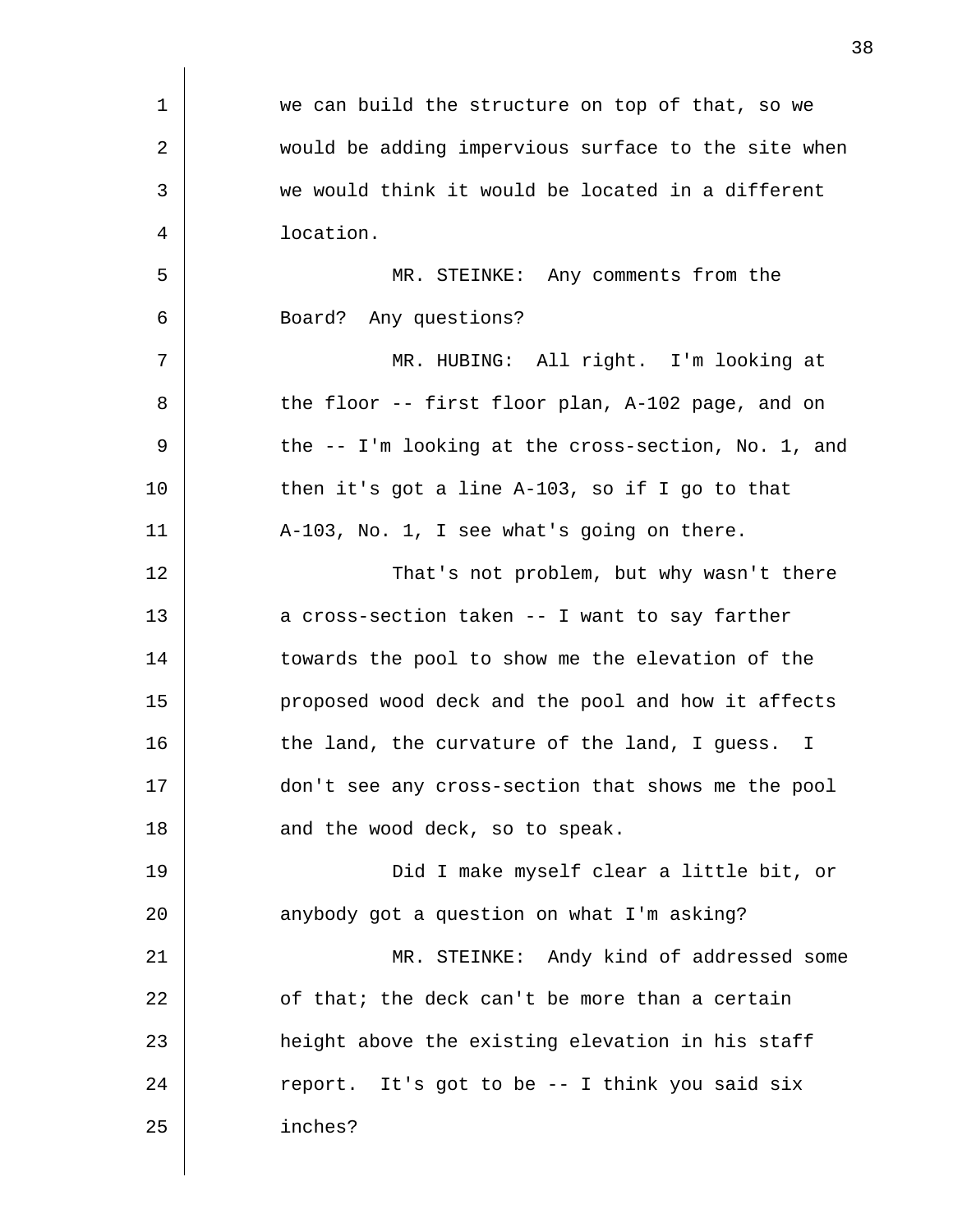we can build the structure on top of that, so we would be adding impervious surface to the site when we would think it would be located in a different location.

MR. STEINKE: Any comments from the Board? Any questions?

MR. HUBING: All right. I'm looking at the floor -- first floor plan, A-102 page, and on the -- I'm looking at the cross-section, No. 1, and then it's got a line A-103, so if I go to that A-103, No. 1, I see what's going on there.

That's not problem, but why wasn't there a cross-section taken -- I want to say farther towards the pool to show me the elevation of the proposed wood deck and the pool and how it affects the land, the curvature of the land, I guess. I don't see any cross-section that shows me the pool and the wood deck, so to speak.

Did I make myself clear a little bit, or anybody got a question on what I'm asking?

MR. STEINKE: Andy kind of addressed some of that; the deck can't be more than a certain height above the existing elevation in his staff report. It's got to be -- I think you said six inches?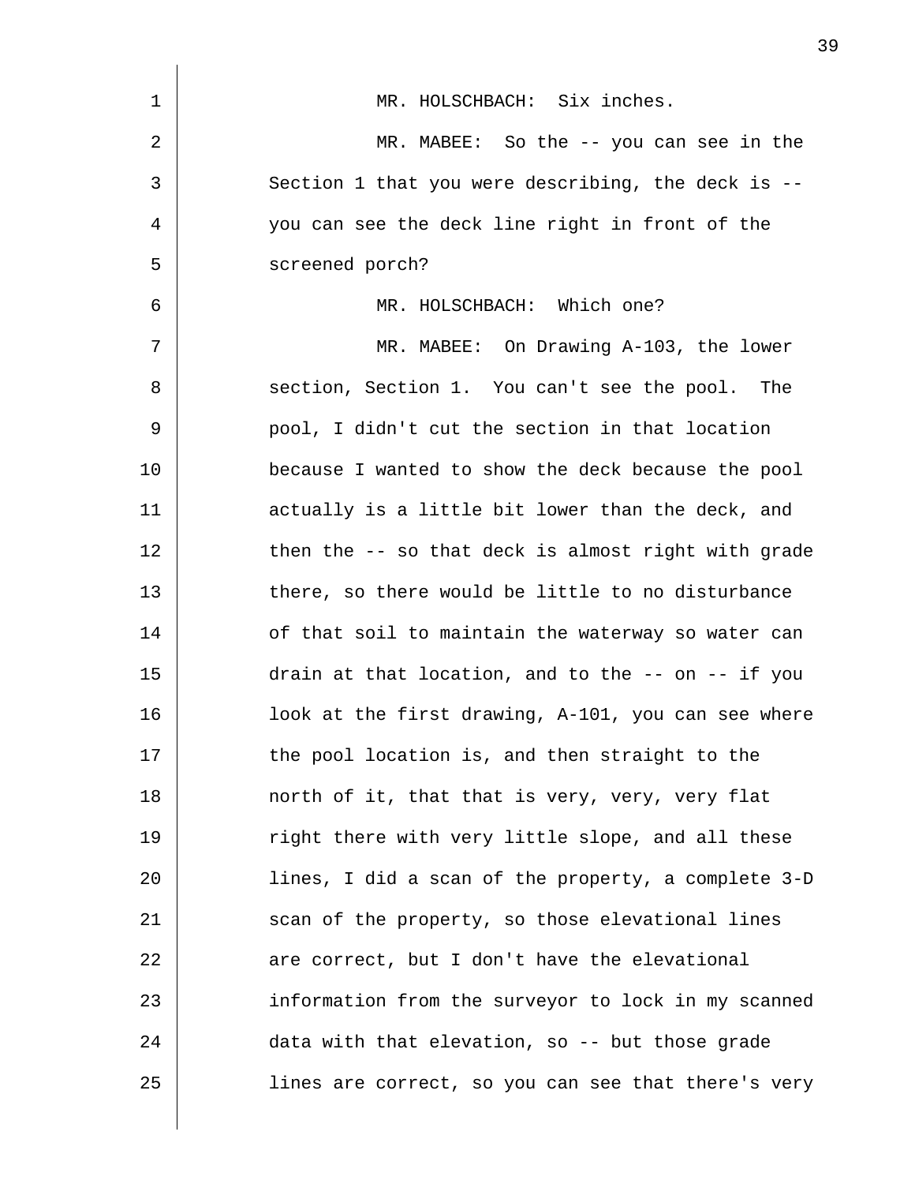MR. HOLSCHBACH: Six inches.

MR. MABEE: So the -- you can see in the Section 1 that you were describing, the deck is -- you can see the deck line right in front of the screened porch?

MR. HOLSCHBACH: Which one?

MR. MABEE: On Drawing A-103, the lower section, Section 1. You can't see the pool. The pool, I didn't cut the section in that location because I wanted to show the deck because the pool actually is a little bit lower than the deck, and then the -- so that deck is almost right with grade there, so there would be little to no disturbance of that soil to maintain the waterway so water can drain at that location, and to the -- on -- if you look at the first drawing, A-101, you can see where the pool location is, and then straight to the north of it, that that is very, very, very flat right there with very little slope, and all these lines, I did a scan of the property, a complete 3-D scan of the property, so those elevational lines are correct, but I don't have the elevational information from the surveyor to lock in my scanned data with that elevation, so -- but those grade lines are correct, so you can see that there's very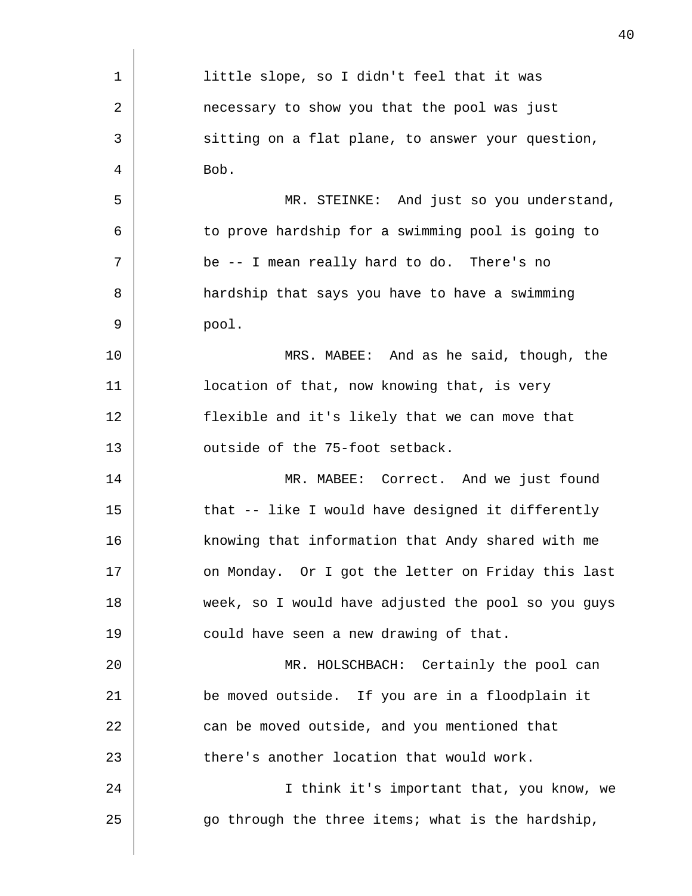little slope, so I didn't feel that it was necessary to show you that the pool was just sitting on a flat plane, to answer your question, Bob.

MR. STEINKE: And just so you understand, to prove hardship for a swimming pool is going to be -- I mean really hard to do. There's no hardship that says you have to have a swimming pool.

MRS. MABEE: And as he said, though, the location of that, now knowing that, is very flexible and it's likely that we can move that outside of the 75-foot setback.

MR. MABEE: Correct. And we just found that -- like I would have designed it differently knowing that information that Andy shared with me on Monday. Or I got the letter on Friday this last week, so I would have adjusted the pool so you guys could have seen a new drawing of that.

MR. HOLSCHBACH: Certainly the pool can be moved outside. If you are in a floodplain it can be moved outside, and you mentioned that there's another location that would work.

I think it's important that, you know, we go through the three items; what is the hardship,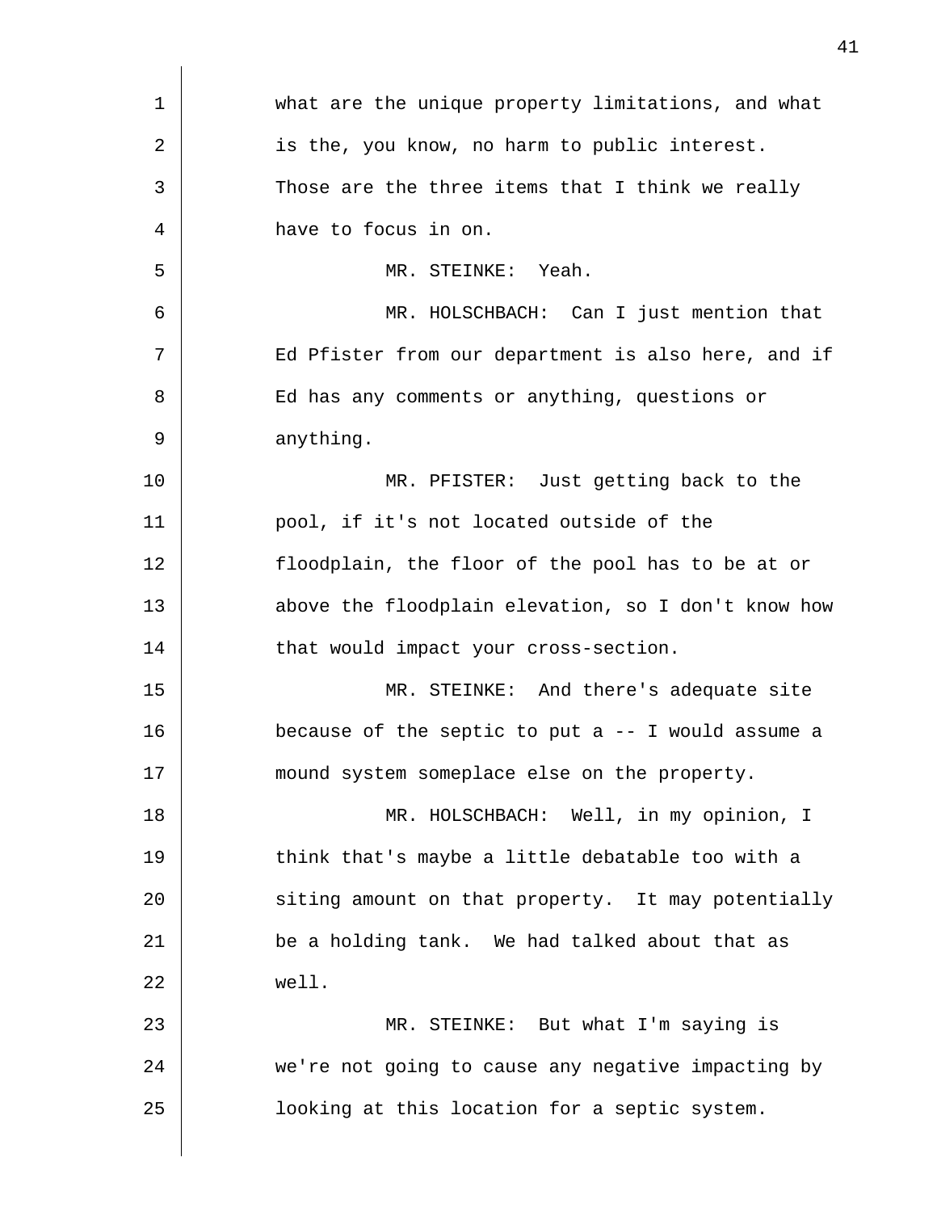what are the unique property limitations, and what is the, you know, no harm to public interest. Those are the three items that I think we really have to focus in on.

MR. STEINKE: Yeah.

MR. HOLSCHBACH: Can I just mention that Ed Pfister from our department is also here, and if Ed has any comments or anything, questions or anything.

MR. PFISTER: Just getting back to the pool, if it's not located outside of the floodplain, the floor of the pool has to be at or above the floodplain elevation, so I don't know how that would impact your cross-section.

MR. STEINKE: And there's adequate site because of the septic to put a -- I would assume a mound system someplace else on the property.

MR. HOLSCHBACH: Well, in my opinion, I think that's maybe a little debatable too with a siting amount on that property. It may potentially be a holding tank. We had talked about that as well.

MR. STEINKE: But what I'm saying is we're not going to cause any negative impacting by looking at this location for a septic system.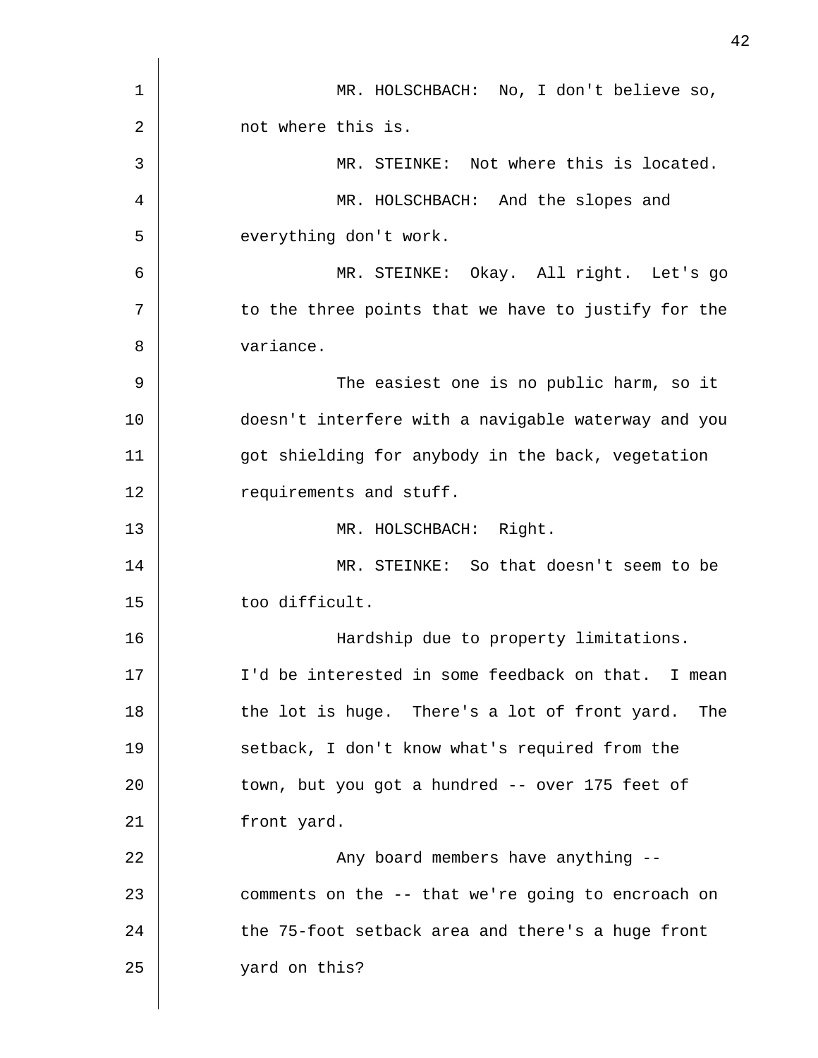MR. HOLSCHBACH: No, I don't believe so, not where this is.

MR. STEINKE: Not where this is located.

MR. HOLSCHBACH: And the slopes and everything don't work.

MR. STEINKE: Okay. All right. Let's go to the three points that we have to justify for the variance.

The easiest one is no public harm, so it doesn't interfere with a navigable waterway and you got shielding for anybody in the back, vegetation requirements and stuff.

MR. HOLSCHBACH: Right.

MR. STEINKE: So that doesn't seem to be too difficult.

Hardship due to property limitations. I'd be interested in some feedback on that. I mean the lot is huge. There's a lot of front yard. The setback, I don't know what's required from the town, but you got a hundred -- over 175 feet of front yard.

Any board members have anything -- comments on the -- that we're going to encroach on the 75-foot setback area and there's a huge front yard on this?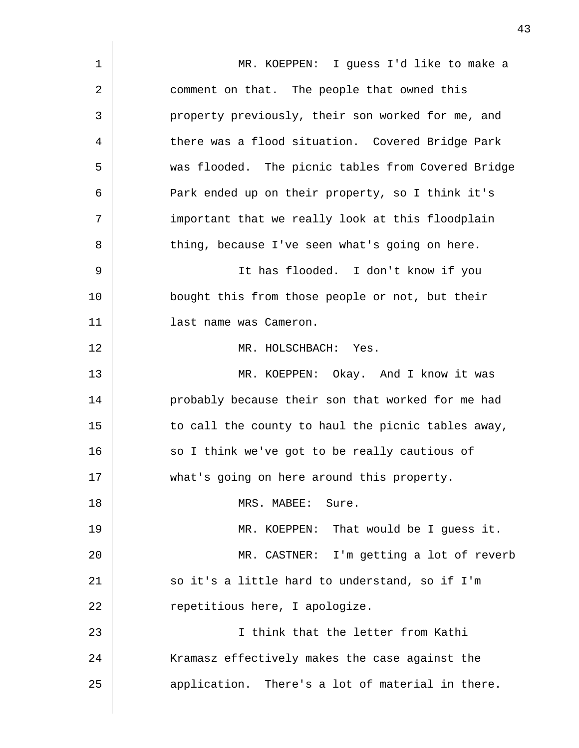MR. KOEPPEN: I guess I'd like to make a comment on that. The people that owned this property previously, their son worked for me, and there was a flood situation. Covered Bridge Park was flooded. The picnic tables from Covered Bridge Park ended up on their property, so I think it's important that we really look at this floodplain thing, because I've seen what's going on here.

It has flooded. I don't know if you bought this from those people or not, but their last name was Cameron.

MR. HOLSCHBACH: Yes.

MR. KOEPPEN: Okay. And I know it was probably because their son that worked for me had to call the county to haul the picnic tables away, so I think we've got to be really cautious of what's going on here around this property.

MRS. MABEE: Sure.

MR. KOEPPEN: That would be I guess it.

MR. CASTNER: I'm getting a lot of reverb so it's a little hard to understand, so if I'm repetitious here, I apologize.

I think that the letter from Kathi Kramasz effectively makes the case against the application. There's a lot of material in there.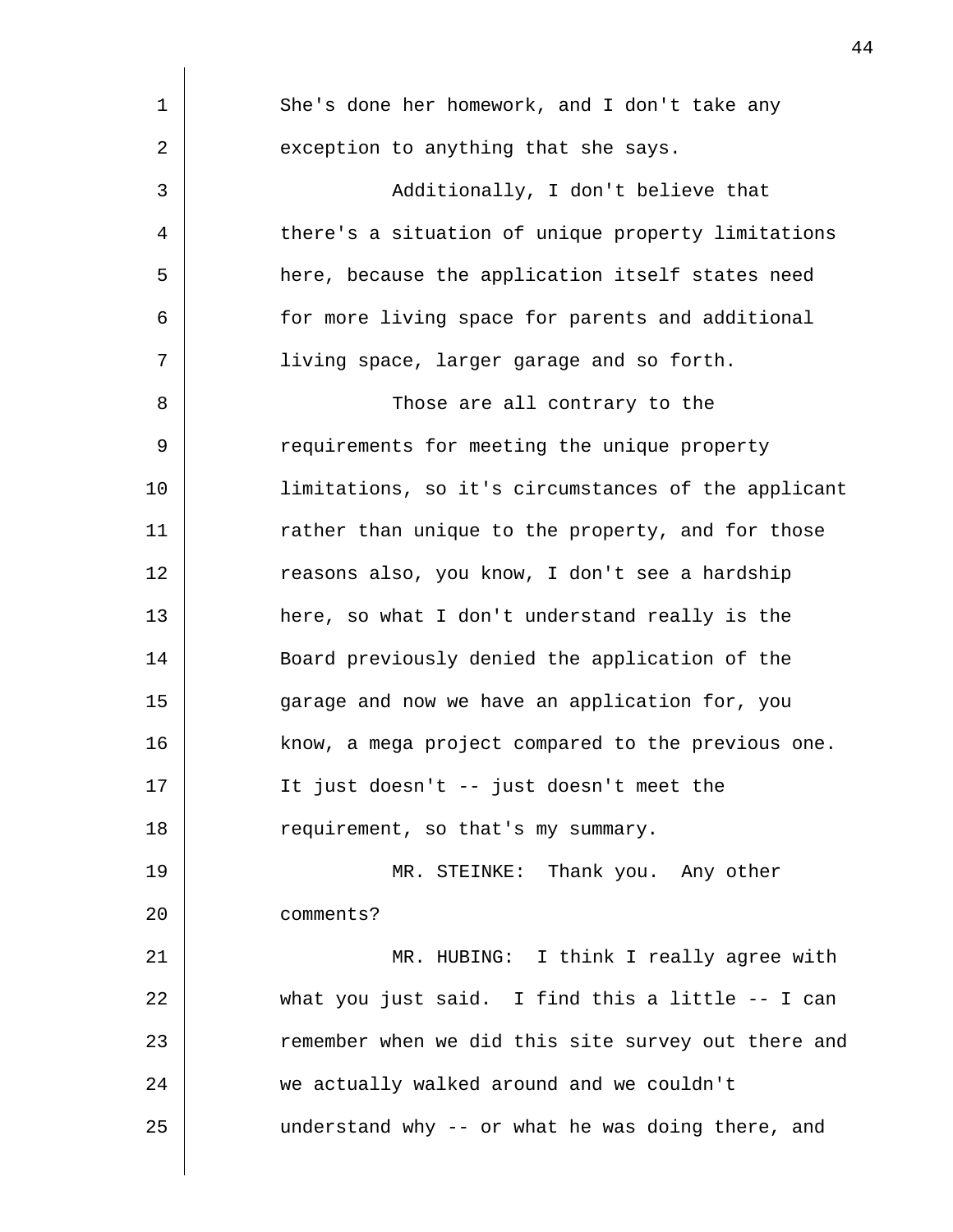She's done her homework, and I don't take any exception to anything that she says.

Additionally, I don't believe that there's a situation of unique property limitations here, because the application itself states need for more living space for parents and additional living space, larger garage and so forth.

Those are all contrary to the requirements for meeting the unique property limitations, so it's circumstances of the applicant rather than unique to the property, and for those reasons also, you know, I don't see a hardship here, so what I don't understand really is the Board previously denied the application of the garage and now we have an application for, you know, a mega project compared to the previous one. It just doesn't -- just doesn't meet the requirement, so that's my summary.

MR. STEINKE: Thank you. Any other comments?

MR. HUBING: I think I really agree with what you just said. I find this a little -- I can remember when we did this site survey out there and we actually walked around and we couldn't understand why -- or what he was doing there, and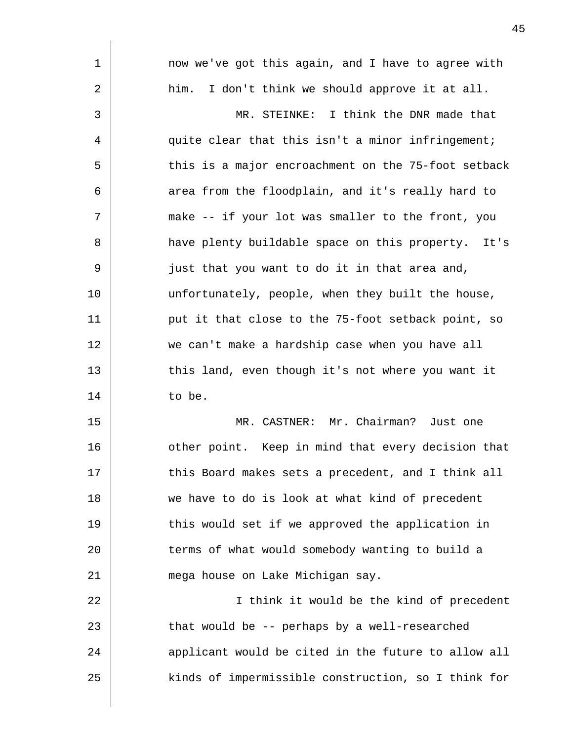now we've got this again, and I have to agree with him. I don't think we should approve it at all.

MR. STEINKE: I think the DNR made that quite clear that this isn't a minor infringement; this is a major encroachment on the 75-foot setback area from the floodplain, and it's really hard to make -- if your lot was smaller to the front, you have plenty buildable space on this property. It's just that you want to do it in that area and, unfortunately, people, when they built the house, put it that close to the 75-foot setback point, so we can't make a hardship case when you have all this land, even though it's not where you want it to be.

MR. CASTNER: Mr. Chairman? Just one other point. Keep in mind that every decision that this Board makes sets a precedent, and I think all we have to do is look at what kind of precedent this would set if we approved the application in terms of what would somebody wanting to build a mega house on Lake Michigan say.

I think it would be the kind of precedent that would be -- perhaps by a well-researched applicant would be cited in the future to allow all kinds of impermissible construction, so I think for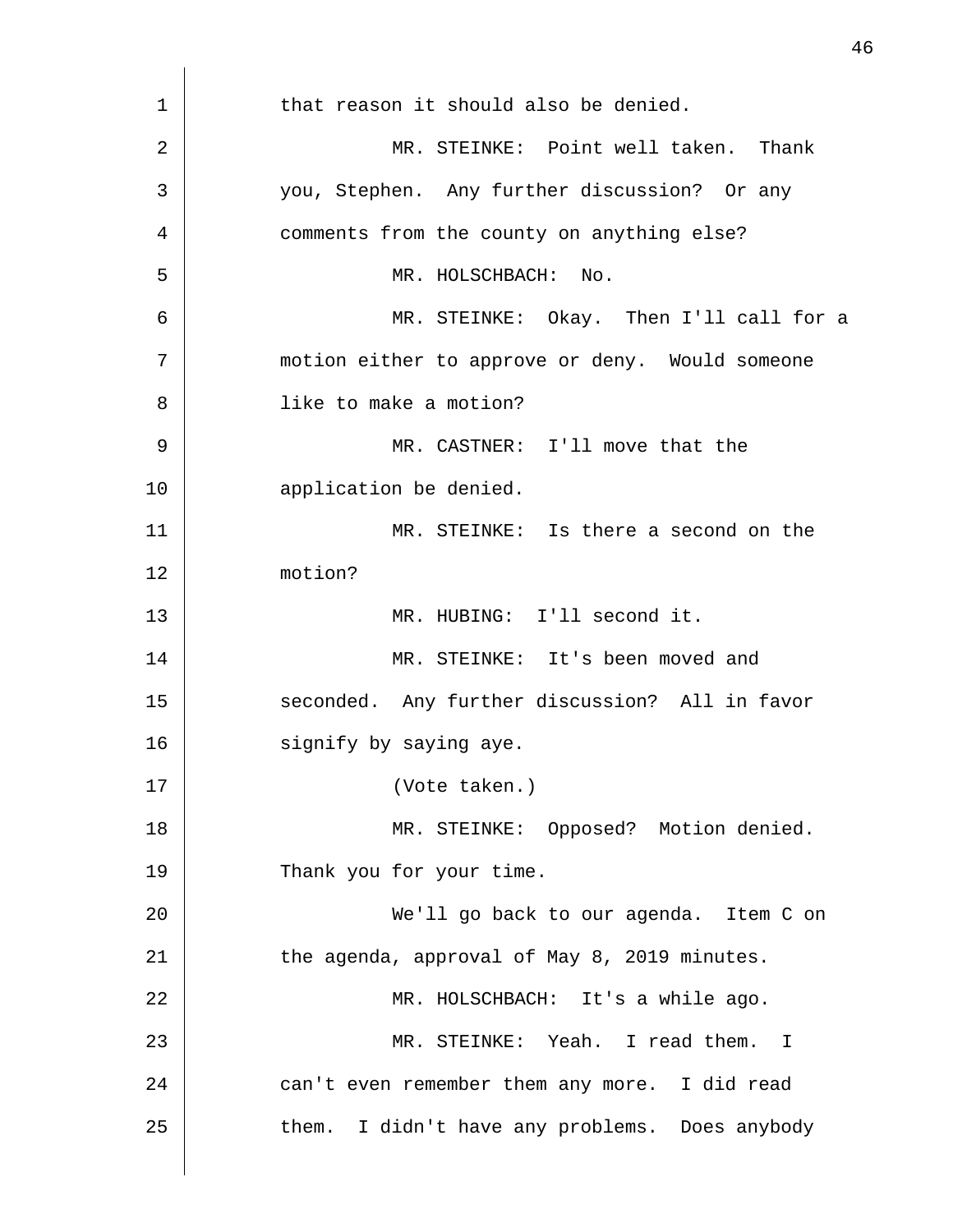that reason it should also be denied.

MR. STEINKE: Point well taken. Thank you, Stephen. Any further discussion? Or any comments from the county on anything else?

MR. HOLSCHBACH: No.

MR. STEINKE: Okay. Then I'll call for a motion either to approve or deny. Would someone like to make a motion?

MR. CASTNER: I'll move that the application be denied.

MR. STEINKE: Is there a second on the motion?

MR. HUBING: I'll second it.

MR. STEINKE: It's been moved and seconded. Any further discussion? All in favor signify by saying aye.

(Vote taken.)

MR. STEINKE: Opposed? Motion denied. Thank you for your time.

We'll go back to our agenda. Item C on the agenda, approval of May 8, 2019 minutes.

MR. HOLSCHBACH: It's a while ago.

MR. STEINKE: Yeah. I read them. I can't even remember them any more. I did read them. I didn't have any problems. Does anybody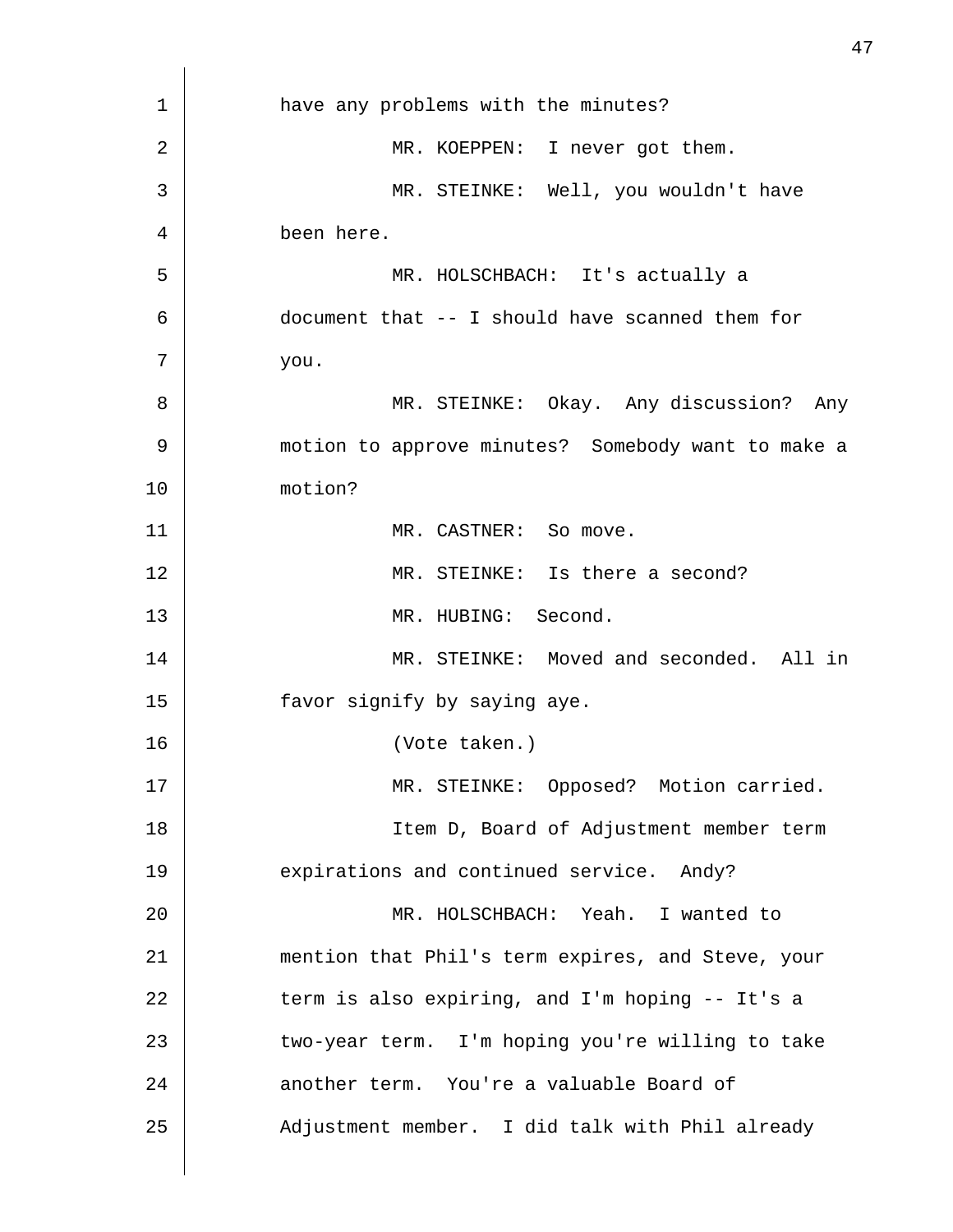have any problems with the minutes?

MR. KOEPPEN: I never got them.

MR. STEINKE: Well, you wouldn't have been here.

MR. HOLSCHBACH: It's actually a document that -- I should have scanned them for you.

MR. STEINKE: Okay. Any discussion? Any motion to approve minutes? Somebody want to make a motion?

MR. CASTNER: So move.

MR. STEINKE: Is there a second?

MR. HUBING: Second.

MR. STEINKE: Moved and seconded. All in favor signify by saying aye.

(Vote taken.)

MR. STEINKE: Opposed? Motion carried.

Item D, Board of Adjustment member term expirations and continued service. Andy?

MR. HOLSCHBACH: Yeah. I wanted to mention that Phil's term expires, and Steve, your term is also expiring, and I'm hoping -- It's a two-year term. I'm hoping you're willing to take another term. You're a valuable Board of Adjustment member. I did talk with Phil already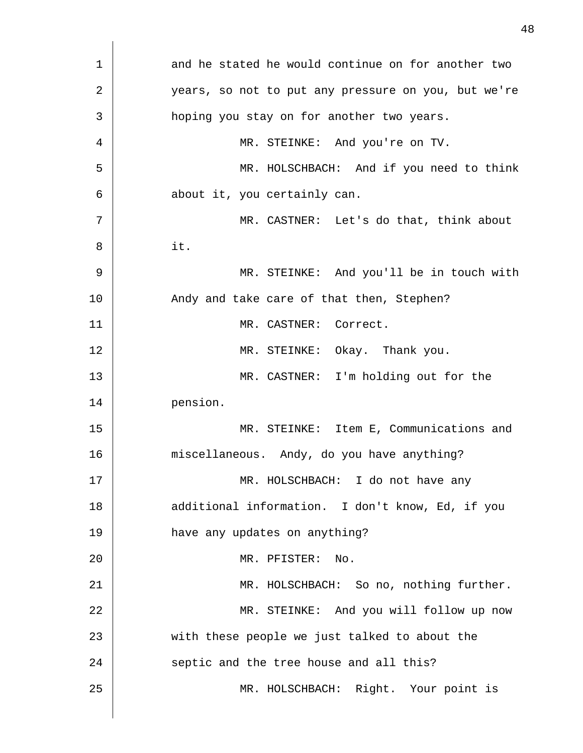and he stated he would continue on for another two years, so not to put any pressure on you, but we're hoping you stay on for another two years.

MR. STEINKE: And you're on TV.

MR. HOLSCHBACH: And if you need to think about it, you certainly can.

MR. CASTNER: Let's do that, think about it.

MR. STEINKE: And you'll be in touch with Andy and take care of that then, Stephen?

MR. CASTNER: Correct.

MR. STEINKE: Okay. Thank you.

MR. CASTNER: I'm holding out for the pension.

MR. STEINKE: Item E, Communications and miscellaneous. Andy, do you have anything?

MR. HOLSCHBACH: I do not have any additional information. I don't know, Ed, if you have any updates on anything?

MR. PFISTER: No.

MR. HOLSCHBACH: So no, nothing further.

MR. STEINKE: And you will follow up now with these people we just talked to about the septic and the tree house and all this?

MR. HOLSCHBACH: Right. Your point is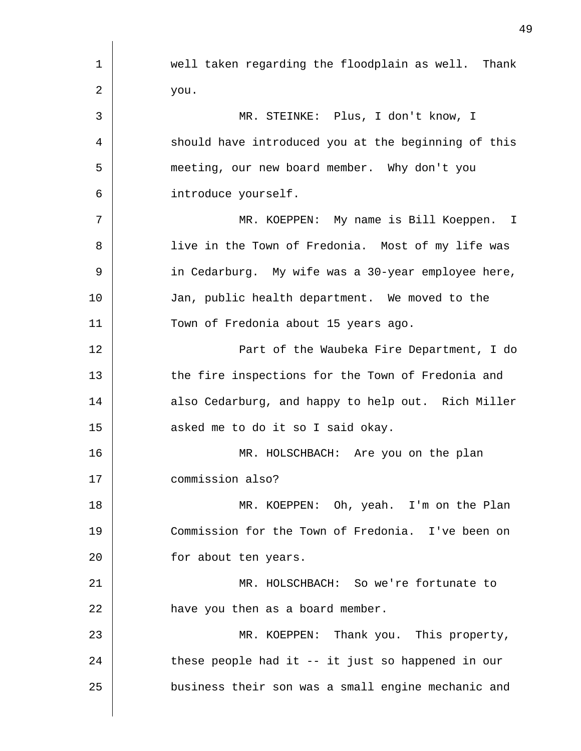well taken regarding the floodplain as well. Thank you.

MR. STEINKE: Plus, I don't know, I should have introduced you at the beginning of this meeting, our new board member. Why don't you introduce yourself.

MR. KOEPPEN: My name is Bill Koeppen. I live in the Town of Fredonia. Most of my life was in Cedarburg. My wife was a 30-year employee here, Jan, public health department. We moved to the Town of Fredonia about 15 years ago.

Part of the Waubeka Fire Department, I do the fire inspections for the Town of Fredonia and also Cedarburg, and happy to help out. Rich Miller asked me to do it so I said okay.

MR. HOLSCHBACH: Are you on the plan commission also?

MR. KOEPPEN: Oh, yeah. I'm on the Plan Commission for the Town of Fredonia. I've been on for about ten years.

MR. HOLSCHBACH: So we're fortunate to have you then as a board member.

MR. KOEPPEN: Thank you. This property, these people had it -- it just so happened in our business their son was a small engine mechanic and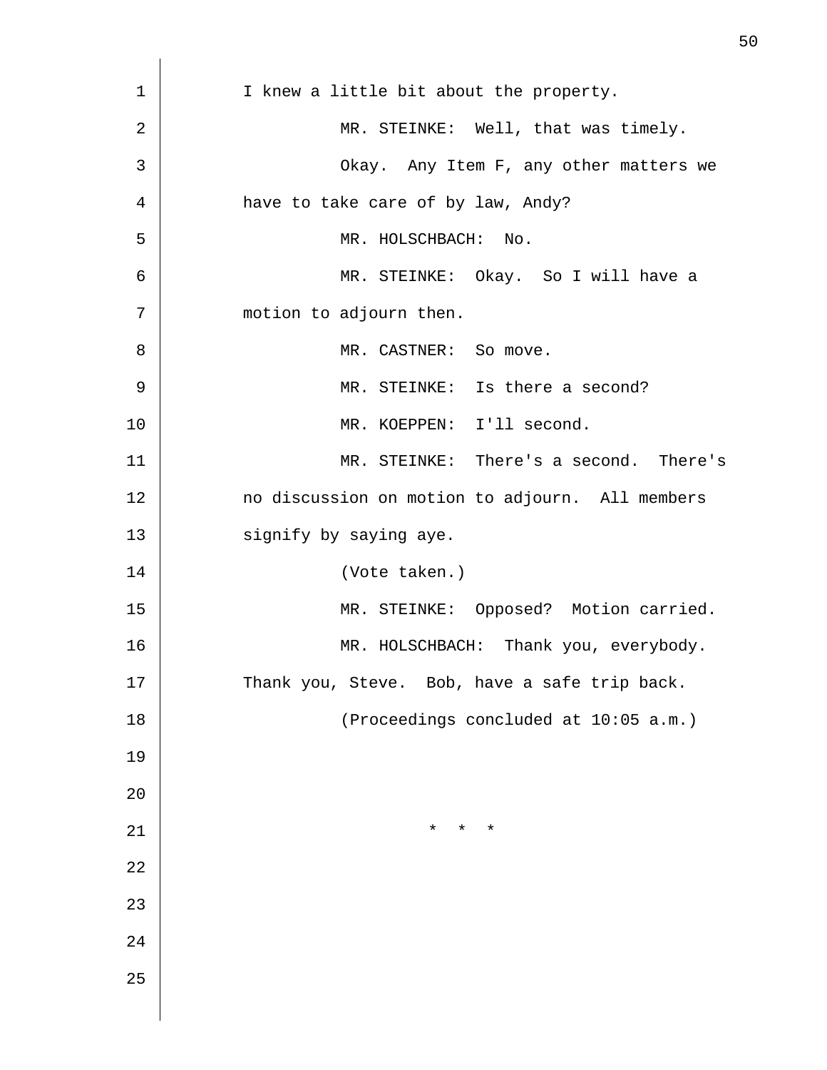I knew a little bit about the property.

MR. STEINKE: Well, that was timely.

Okay. Any Item F, any other matters we have to take care of by law, Andy?

MR. HOLSCHBACH: No.

MR. STEINKE: Okay. So I will have a motion to adjourn then.

MR. CASTNER: So move.

MR. STEINKE: Is there a second?

MR. KOEPPEN: I'll second.

MR. STEINKE: There's a second. There's no discussion on motion to adjourn. All members signify by saying aye.

(Vote taken.)

MR. STEINKE: Opposed? Motion carried.

MR. HOLSCHBACH: Thank you, everybody. Thank you, Steve. Bob, have a safe trip back.

(Proceedings concluded at 10:05 a.m.)

\* \* \*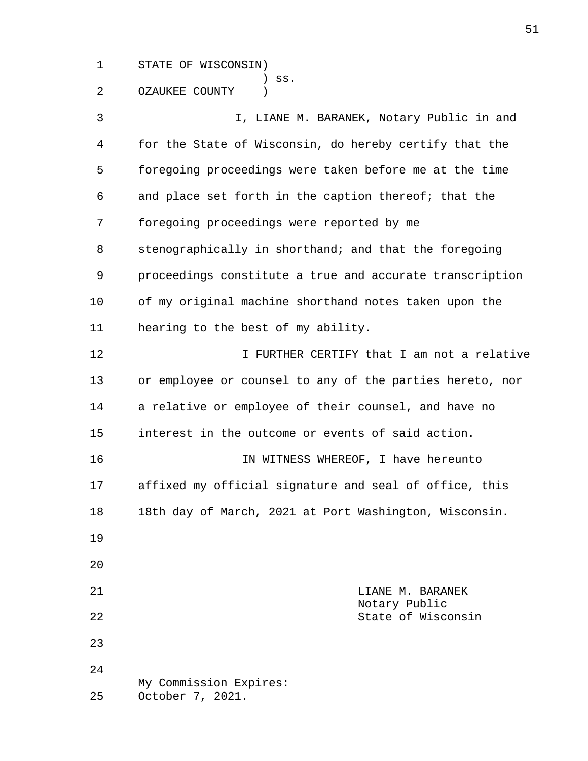STATE OF WISCONSIN)
                  ) ss.
OZAUKEE COUNTY    )

I, LIANE M. BARANEK, Notary Public in and for the State of Wisconsin, do hereby certify that the foregoing proceedings were taken before me at the time and place set forth in the caption thereof; that the foregoing proceedings were reported by me stenographically in shorthand; and that the foregoing proceedings constitute a true and accurate transcription of my original machine shorthand notes taken upon the hearing to the best of my ability.

I FURTHER CERTIFY that I am not a relative or employee or counsel to any of the parties hereto, nor a relative or employee of their counsel, and have no interest in the outcome or events of said action.

IN WITNESS WHEREOF, I have hereunto affixed my official signature and seal of office, this 18th day of March, 2021 at Port Washington, Wisconsin.

\_\_\_\_\_\_\_\_\_\_\_\_\_\_\_\_\_\_\_\_\_\_\_\_\_

LIANE M. BARANEK
Notary Public
State of Wisconsin

My Commission Expires:
October 7, 2021.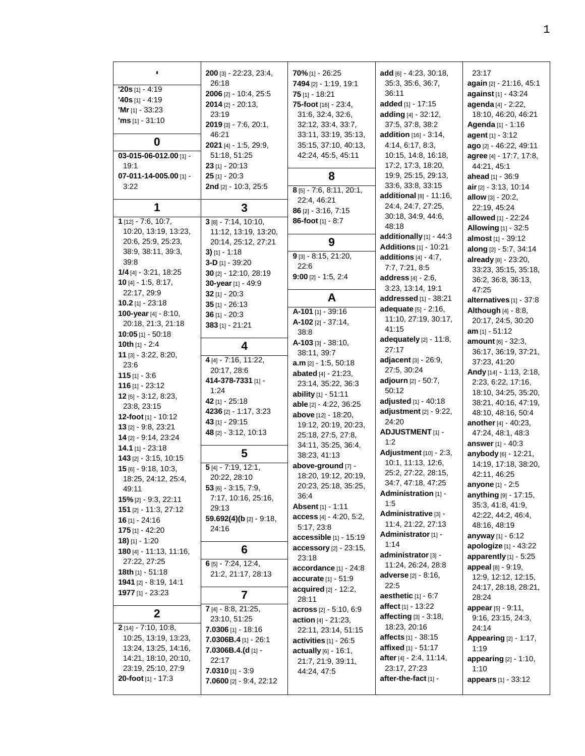## '

**'20s** [1] - 4:19
**'40s** [1] - 4:19
**'Mr** [1] - 33:23
**'ms** [1] - 31:10

## 0

**03-015-06-012.00** [1] - 19:1
**07-011-14-005.00** [1] - 3:22

## 1

**1** [12] - 7:6, 10:7, 10:20, 13:19, 13:23, 20:6, 25:9, 25:23, 38:9, 38:11, 39:3, 39:8
**1/4** [4] - 3:21, 18:25
**10** [4] - 1:5, 8:17, 22:17, 29:9
**10.2** [1] - 23:18
**100-year** [4] - 8:10, 20:18, 21:3, 21:18
**10:05** [1] - 50:18
**10th** [1] - 2:4
**11** [3] - 3:22, 8:20, 23:6
**115** [1] - 3:6
**116** [1] - 23:12
**12** [5] - 3:12, 8:23, 23:8, 23:15
**12-foot** [1] - 10:12
**13** [2] - 9:8, 23:21
**14** [2] - 9:14, 23:24
**14.1** [1] - 23:18
**143** [2] - 3:15, 10:15
**15** [6] - 9:18, 10:3, 18:25, 24:12, 25:4, 49:11
**15%** [2] - 9:3, 22:11
**151** [2] - 11:3, 27:12
**16** [1] - 24:16
**175** [1] - 42:20
**18)** [1] - 1:20
**180** [4] - 11:13, 11:16, 27:22, 27:25
**18th** [1] - 51:18
**1941** [2] - 8:19, 14:1
**1977** [1] - 23:23

## 2

**2** [14] - 7:10, 10:8, 10:25, 13:19, 13:23, 13:24, 13:25, 14:16, 14:21, 18:10, 20:10, 23:19, 25:10, 27:9
**20-foot** [1] - 17:3
**200** [3] - 22:23, 23:4, 26:18
**2006** [2] - 10:4, 25:5
**2014** [2] - 20:13, 23:19
**2019** [3] - 7:6, 20:1, 46:21
**2021** [4] - 1:5, 29:9, 51:18, 51:25
**23** [1] - 20:13
**25** [1] - 20:3
**2nd** [2] - 10:3, 25:5

## 3

**3** [8] - 7:14, 10:10, 11:12, 13:19, 13:20, 20:14, 25:12, 27:21
**3)** [1] - 1:18
**3-D** [1] - 39:20
**30** [2] - 12:10, 28:19
**30-year** [1] - 49:9
**32** [1] - 20:3
**35** [1] - 26:13
**36** [1] - 20:3
**383** [1] - 21:21

## 4

**4** [4] - 7:16, 11:22, 20:17, 28:6
**414-378-7331** [1] - 1:24
**42** [1] - 25:18
**4236** [2] - 1:17, 3:23
**43** [1] - 29:15
**48** [2] - 3:12, 10:13

## 5

**5** [4] - 7:19, 12:1, 20:22, 28:10
**53** [6] - 3:15, 7:9, 7:17, 10:16, 25:16, 29:13
**59.692(4)(b** [2] - 9:18, 24:16

## 6

**6** [5] - 7:24, 12:4, 21:2, 21:17, 28:13

## 7

**7** [4] - 8:8, 21:25, 23:10, 51:25
**7.0306** [1] - 18:16
**7.0306B.4** [1] - 26:1
**7.0306B.4.(d** [1] - 22:17
**7.0310** [1] - 3:9
**7.0600** [2] - 9:4, 22:12
**70%** [1] - 26:25
**7494** [2] - 1:19, 19:1
**75** [1] - 18:21
**75-foot** [16] - 23:4, 31:6, 32:4, 32:6, 32:12, 33:4, 33:7, 33:11, 33:19, 35:13, 35:15, 37:10, 40:13, 42:24, 45:5, 45:11

## 8

**8** [5] - 7:6, 8:11, 20:1, 22:4, 46:21
**86** [2] - 3:16, 7:15
**86-foot** [1] - 8:7

## 9

**9** [3] - 8:15, 21:20, 22:6
**9:00** [2] - 1:5, 2:4

## A

**A-101** [1] - 39:16
**A-102** [2] - 37:14, 38:8
**A-103** [3] - 38:10, 38:11, 39:7
**a.m** [2] - 1:5, 50:18
**abated** [4] - 21:23, 23:14, 35:22, 36:3
**ability** [1] - 51:11
**able** [2] - 4:22, 36:25
**above** [12] - 18:20, 19:12, 20:19, 20:23, 25:18, 27:5, 27:8, 34:11, 35:25, 36:4, 38:23, 41:13
**above-ground** [7] - 18:20, 19:12, 20:19, 20:23, 25:18, 35:25, 36:4
**Absent** [1] - 1:11
**access** [4] - 4:20, 5:2, 5:17, 23:8
**accessible** [1] - 15:19
**accessory** [2] - 23:15, 23:18
**accordance** [1] - 24:8
**accurate** [1] - 51:9
**acquired** [2] - 12:2, 28:11
**across** [2] - 5:10, 6:9
**action** [4] - 21:23, 22:11, 23:14, 51:15
**activities** [1] - 26:5
**actually** [6] - 16:1, 21:7, 21:9, 39:11, 44:24, 47:5
**add** [6] - 4:23, 30:18, 35:3, 35:6, 36:7, 36:11
**added** [1] - 17:15
**adding** [4] - 32:12, 37:5, 37:8, 38:2
**addition** [16] - 3:14, 4:14, 6:17, 8:3, 10:15, 14:8, 16:18, 17:2, 17:3, 18:20, 19:9, 25:15, 29:13, 33:6, 33:8, 33:15
**additional** [8] - 11:16, 24:4, 24:7, 27:25, 30:18, 34:9, 44:6, 48:18
**additionally** [1] - 44:3
**Additions** [1] - 10:21
**additions** [4] - 4:7, 7:7, 7:21, 8:5
**address** [4] - 2:6, 3:23, 13:14, 19:1
**addressed** [1] - 38:21
**adequate** [5] - 2:16, 11:10, 27:19, 30:17, 41:15
**adequately** [2] - 11:8, 27:17
**adjacent** [3] - 26:9, 27:5, 30:24
**adjourn** [2] - 50:7, 50:12
**adjusted** [1] - 40:18
**adjustment** [2] - 9:22, 24:20
**ADJUSTMENT** [1] - 1:2
**Adjustment** [10] - 2:3, 10:1, 11:13, 12:6, 25:2, 27:22, 28:15, 34:7, 47:18, 47:25
**Administration** [1] - 1:5
**Administrative** [3] - 11:4, 21:22, 27:13
**Administrator** [1] - 1:14
**administrator** [3] - 11:24, 26:24, 28:8
**adverse** [2] - 8:16, 22:5
**aesthetic** [1] - 6:7
**affect** [1] - 13:22
**affecting** [3] - 3:18, 18:23, 20:16
**affects** [1] - 38:15
**affixed** [1] - 51:17
**after** [4] - 2:4, 11:14, 23:17, 27:23
**after-the-fact** [1] - 23:17
**again** [2] - 21:16, 45:1
**against** [1] - 43:24
**agenda** [4] - 2:22, 18:10, 46:20, 46:21
**Agenda** [1] - 1:16
**agent** [1] - 3:12
**ago** [2] - 46:22, 49:11
**agree** [4] - 17:7, 17:8, 44:21, 45:1
**ahead** [1] - 36:9
**air** [2] - 3:13, 10:14
**allow** [3] - 20:2, 22:19, 45:24
**allowed** [1] - 22:24
**Allowing** [1] - 32:5
**almost** [1] - 39:12
**along** [2] - 5:7, 34:14
**already** [8] - 23:20, 33:23, 35:15, 35:18, 36:2, 36:8, 36:13, 47:25
**alternatives** [1] - 37:8
**Although** [4] - 8:8, 20:17, 24:5, 30:20
**am** [1] - 51:12
**amount** [6] - 32:3, 36:17, 36:19, 37:21, 37:23, 41:20
**Andy** [14] - 1:13, 2:18, 2:23, 6:22, 17:16, 18:10, 34:25, 35:20, 38:21, 40:16, 47:19, 48:10, 48:16, 50:4
**another** [4] - 40:23, 47:24, 48:1, 48:3
**answer** [1] - 40:3
**anybody** [6] - 12:21, 14:19, 17:18, 38:20, 42:11, 46:25
**anyone** [1] - 2:5
**anything** [9] - 17:15, 35:3, 41:8, 41:9, 42:22, 44:2, 46:4, 48:16, 48:19
**anyway** [1] - 6:12
**apologize** [1] - 43:22
**apparently** [1] - 5:25
**appeal** [8] - 9:19, 12:9, 12:12, 12:15, 24:17, 28:18, 28:21, 28:24
**appear** [5] - 9:11, 9:16, 23:15, 24:3, 24:14
**Appearing** [2] - 1:17, 1:19
**appearing** [2] - 1:10, 1:10
**appears** [1] - 33:12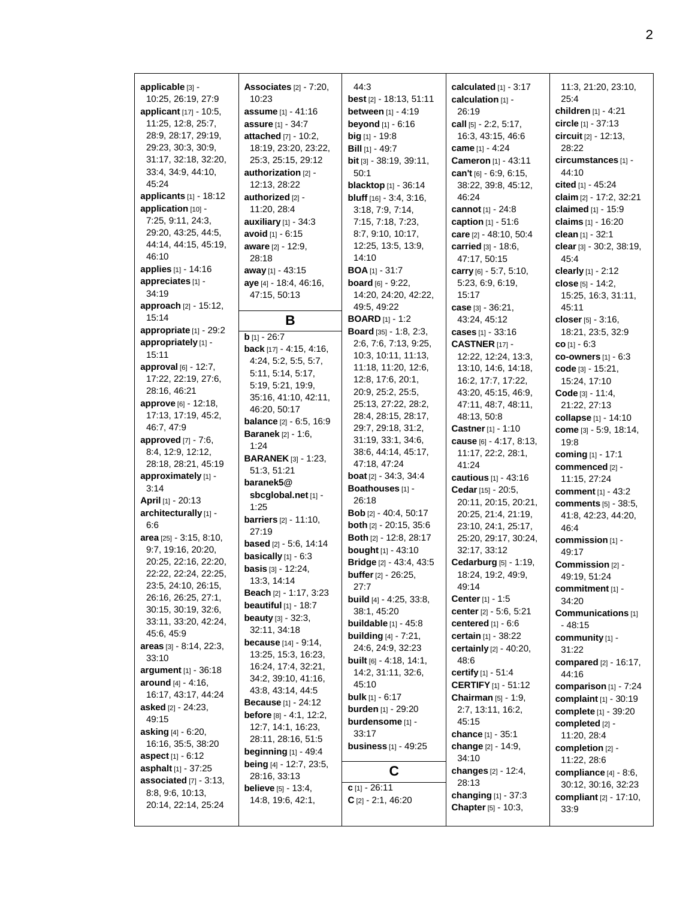**applicable** [3] - 10:25, 26:19, 27:9
**applicant** [17] - 10:5, 11:25, 12:8, 25:7, 28:9, 28:17, 29:19, 29:23, 30:3, 30:9, 31:17, 32:18, 32:20, 33:4, 34:9, 44:10, 45:24
**applicants** [1] - 18:12
**application** [10] - 7:25, 9:11, 24:3, 29:20, 43:25, 44:5, 44:14, 44:15, 45:19, 46:10
**applies** [1] - 14:16
**appreciates** [1] - 34:19
**approach** [2] - 15:12, 15:14
**appropriate** [1] - 29:2
**appropriately** [1] - 15:11
**approval** [6] - 12:7, 17:22, 22:19, 27:6, 28:16, 46:21
**approve** [6] - 12:18, 17:13, 17:19, 45:2, 46:7, 47:9
**approved** [7] - 7:6, 8:4, 12:9, 12:12, 28:18, 28:21, 45:19
**approximately** [1] - 3:14
**April** [1] - 20:13
**architecturally** [1] - 6:6
**area** [25] - 3:15, 8:10, 9:7, 19:16, 20:20, 20:25, 22:16, 22:20, 22:22, 22:24, 22:25, 23:5, 24:10, 26:15, 26:16, 26:25, 27:1, 30:15, 30:19, 32:6, 33:11, 33:20, 42:24, 45:6, 45:9
**areas** [3] - 8:14, 22:3, 33:10
**argument** [1] - 36:18
**around** [4] - 4:16, 16:17, 43:17, 44:24
**asked** [2] - 24:23, 49:15
**asking** [4] - 6:20, 16:16, 35:5, 38:20
**aspect** [1] - 6:12
**asphalt** [1] - 37:25
**associated** [7] - 3:13, 8:8, 9:6, 10:13, 20:14, 22:14, 25:24
**Associates** [2] - 7:20, 10:23
**assume** [1] - 41:16
**assure** [1] - 34:7
**attached** [7] - 10:2, 18:19, 23:20, 23:22, 25:3, 25:15, 29:12
**authorization** [2] - 12:13, 28:22
**authorized** [2] - 11:20, 28:4
**auxiliary** [1] - 34:3
**avoid** [1] - 6:15
**aware** [2] - 12:9, 28:18
**away** [1] - 43:15
**aye** [4] - 18:4, 46:16, 47:15, 50:13

## B

**b** [1] - 26:7
**back** [17] - 4:15, 4:16, 4:24, 5:2, 5:5, 5:7, 5:11, 5:14, 5:17, 5:19, 5:21, 19:9, 35:16, 41:10, 42:11, 46:20, 50:17
**balance** [2] - 6:5, 16:9
**Baranek** [2] - 1:6, 1:24
**BARANEK** [3] - 1:23, 51:3, 51:21
**baranek5@sbcglobal.net** [1] - 1:25
**barriers** [2] - 11:10, 27:19
**based** [2] - 5:6, 14:14
**basically** [1] - 6:3
**basis** [3] - 12:24, 13:3, 14:14
**Beach** [2] - 1:17, 3:23
**beautiful** [1] - 18:7
**beauty** [3] - 32:3, 32:11, 34:18
**because** [14] - 9:14, 13:25, 15:3, 16:23, 16:24, 17:4, 32:21, 34:2, 39:10, 41:16, 43:8, 43:14, 44:5
**Because** [1] - 24:12
**before** [8] - 4:1, 12:2, 12:7, 14:1, 16:23, 28:11, 28:16, 51:5
**beginning** [1] - 49:4
**being** [4] - 12:7, 23:5, 28:16, 33:13
**believe** [5] - 13:4, 14:8, 19:6, 42:1, 44:3
**best** [2] - 18:13, 51:11
**between** [1] - 4:19
**beyond** [1] - 6:16
**big** [1] - 19:8
**Bill** [1] - 49:7
**bit** [3] - 38:19, 39:11, 50:1
**blacktop** [1] - 36:14
**bluff** [16] - 3:4, 3:16, 3:18, 7:9, 7:14, 7:15, 7:18, 7:23, 8:7, 9:10, 10:17, 12:25, 13:5, 13:9, 14:10
**BOA** [1] - 31:7
**board** [6] - 9:22, 14:20, 24:20, 42:22, 49:5, 49:22
**BOARD** [1] - 1:2
**Board** [35] - 1:8, 2:3, 2:6, 7:6, 7:13, 9:25, 10:3, 10:11, 11:13, 11:18, 11:20, 12:6, 12:8, 17:6, 20:1, 20:9, 25:2, 25:5, 25:13, 27:22, 28:2, 28:4, 28:15, 28:17, 29:7, 29:18, 31:2, 31:19, 33:1, 34:6, 38:6, 44:14, 45:17, 47:18, 47:24
**boat** [2] - 34:3, 34:4
**Boathouses** [1] - 26:18
**Bob** [2] - 40:4, 50:17
**both** [2] - 20:15, 35:6
**Both** [2] - 12:8, 28:17
**bought** [1] - 43:10
**Bridge** [2] - 43:4, 43:5
**buffer** [2] - 26:25, 27:7
**build** [4] - 4:25, 33:8, 38:1, 45:20
**buildable** [1] - 45:8
**building** [4] - 7:21, 24:6, 24:9, 32:23
**built** [6] - 4:18, 14:1, 14:2, 31:11, 32:6, 45:10
**bulk** [1] - 6:17
**burden** [1] - 29:20
**burdensome** [1] - 33:17
**business** [1] - 49:25

## C

**c** [1] - 26:11
**C** [2] - 2:1, 46:20
**calculated** [1] - 3:17
**calculation** [1] - 26:19
**call** [5] - 2:2, 5:17, 16:3, 43:15, 46:6
**came** [1] - 4:24
**Cameron** [1] - 43:11
**can't** [6] - 6:9, 6:15, 38:22, 39:8, 45:12, 46:24
**cannot** [1] - 24:8
**caption** [1] - 51:6
**care** [2] - 48:10, 50:4
**carried** [3] - 18:6, 47:17, 50:15
**carry** [6] - 5:7, 5:10, 5:23, 6:9, 6:19, 15:17
**case** [3] - 36:21, 43:24, 45:12
**cases** [1] - 33:16
**CASTNER** [17] - 12:22, 12:24, 13:3, 13:10, 14:6, 14:18, 16:2, 17:7, 17:22, 43:20, 45:15, 46:9, 47:11, 48:7, 48:11, 48:13, 50:8
**Castner** [1] - 1:10
**cause** [6] - 4:17, 8:13, 11:17, 22:2, 28:1, 41:24
**cautious** [1] - 43:16
**Cedar** [15] - 20:5, 20:11, 20:15, 20:21, 20:25, 21:4, 21:19, 23:10, 24:1, 25:17, 25:20, 29:17, 30:24, 32:17, 33:12
**Cedarburg** [5] - 1:19, 18:24, 19:2, 49:9, 49:14
**Center** [1] - 1:5
**center** [2] - 5:6, 5:21
**centered** [1] - 6:6
**certain** [1] - 38:22
**certainly** [2] - 40:20, 48:6
**certify** [1] - 51:4
**CERTIFY** [1] - 51:12
**Chairman** [5] - 1:9, 2:7, 13:11, 16:2, 45:15
**chance** [1] - 35:1
**change** [2] - 14:9, 34:10
**changes** [2] - 12:4, 28:13
**changing** [1] - 37:3
**Chapter** [5] - 10:3, 11:3, 21:20, 23:10, 25:4
**children** [1] - 4:21
**circle** [1] - 37:13
**circuit** [2] - 12:13, 28:22
**circumstances** [1] - 44:10
**cited** [1] - 45:24
**claim** [2] - 17:2, 32:21
**claimed** [1] - 15:9
**claims** [1] - 16:20
**clean** [1] - 32:1
**clear** [3] - 30:2, 38:19, 45:4
**clearly** [1] - 2:12
**close** [5] - 14:2, 15:25, 16:3, 31:11, 45:11
**closer** [5] - 3:16, 18:21, 23:5, 32:9
**co** [1] - 6:3
**co-owners** [1] - 6:3
**code** [3] - 15:21, 15:24, 17:10
**Code** [3] - 11:4, 21:22, 27:13
**collapse** [1] - 14:10
**come** [3] - 5:9, 18:14, 19:8
**coming** [1] - 17:1
**commenced** [2] - 11:15, 27:24
**comment** [1] - 43:2
**comments** [5] - 38:5, 41:8, 42:23, 44:20, 46:4
**commission** [1] - 49:17
**Commission** [2] - 49:19, 51:24
**commitment** [1] - 34:20
**Communications** [1] - 48:15
**community** [1] - 31:22
**compared** [2] - 16:17, 44:16
**comparison** [1] - 7:24
**complaint** [1] - 30:19
**complete** [1] - 39:20
**completed** [2] - 11:20, 28:4
**completion** [2] - 11:22, 28:6
**compliance** [4] - 8:6, 30:12, 30:16, 32:23
**compliant** [2] - 17:10, 33:9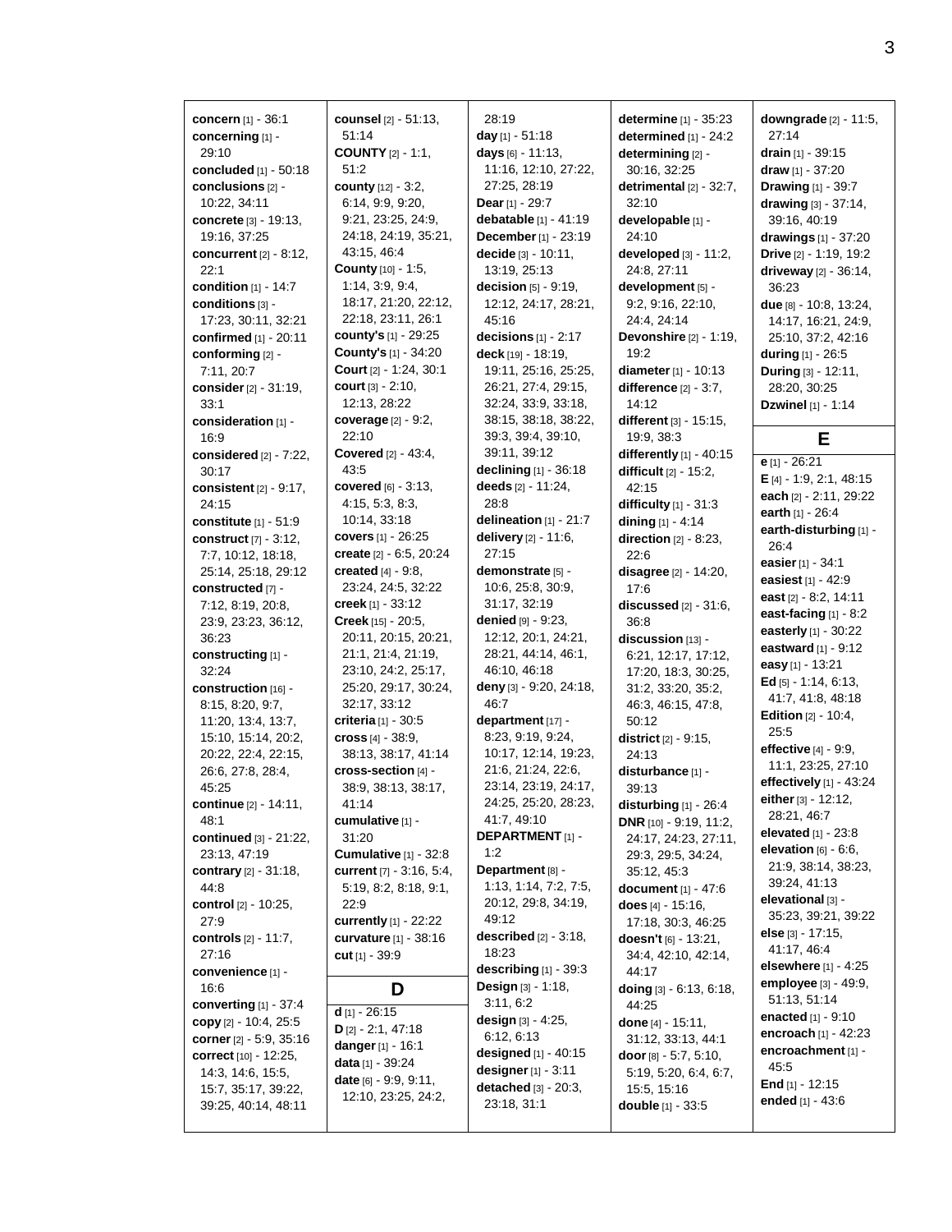**concern** [1] - 36:1
**concerning** [1] - 29:10
**concluded** [1] - 50:18
**conclusions** [2] - 10:22, 34:11
**concrete** [3] - 19:13, 19:16, 37:25
**concurrent** [2] - 8:12, 22:1
**condition** [1] - 14:7
**conditions** [3] - 17:23, 30:11, 32:21
**confirmed** [1] - 20:11
**conforming** [2] - 7:11, 20:7
**consider** [2] - 31:19, 33:1
**consideration** [1] - 16:9
**considered** [2] - 7:22, 30:17
**consistent** [2] - 9:17, 24:15
**constitute** [1] - 51:9
**construct** [7] - 3:12, 7:7, 10:12, 18:18, 25:14, 25:18, 29:12
**constructed** [7] - 7:12, 8:19, 20:8, 23:9, 23:23, 36:12, 36:23
**constructing** [1] - 32:24
**construction** [16] - 8:15, 8:20, 9:7, 11:20, 13:4, 13:7, 15:10, 15:14, 20:2, 20:22, 22:4, 22:15, 26:6, 27:8, 28:4, 45:25
**continue** [2] - 14:11, 48:1
**continued** [3] - 21:22, 23:13, 47:19
**contrary** [2] - 31:18, 44:8
**control** [2] - 10:25, 27:9
**controls** [2] - 11:7, 27:16
**convenience** [1] - 16:6
**converting** [1] - 37:4
**copy** [2] - 10:4, 25:5
**corner** [2] - 5:9, 35:16
**correct** [10] - 12:25, 14:3, 14:6, 15:5, 15:7, 35:17, 39:22, 39:25, 40:14, 48:11
**counsel** [2] - 51:13, 51:14
**COUNTY** [2] - 1:1, 51:2
**county** [12] - 3:2, 6:14, 9:9, 9:20, 9:21, 23:25, 24:9, 24:18, 24:19, 35:21, 43:15, 46:4
**County** [10] - 1:5, 1:14, 3:9, 9:4, 18:17, 21:20, 22:12, 22:18, 23:11, 26:1
**county's** [1] - 29:25
**County's** [1] - 34:20
**Court** [2] - 1:24, 30:1
**court** [3] - 2:10, 12:13, 28:22
**coverage** [2] - 9:2, 22:10
**Covered** [2] - 43:4, 43:5
**covered** [6] - 3:13, 4:15, 5:3, 8:3, 10:14, 33:18
**covers** [1] - 26:25
**create** [2] - 6:5, 20:24
**created** [4] - 9:8, 23:24, 24:5, 32:22
**creek** [1] - 33:12
**Creek** [15] - 20:5, 20:11, 20:15, 20:21, 21:1, 21:4, 21:19, 23:10, 24:2, 25:17, 25:20, 29:17, 30:24, 32:17, 33:12
**criteria** [1] - 30:5
**cross** [4] - 38:9, 38:13, 38:17, 41:14
**cross-section** [4] - 38:9, 38:13, 38:17, 41:14
**cumulative** [1] - 31:20
**Cumulative** [1] - 32:8
**current** [7] - 3:16, 5:4, 5:19, 8:2, 8:18, 9:1, 22:9
**currently** [1] - 22:22
**curvature** [1] - 38:16
**cut** [1] - 39:9

## D

**d** [1] - 26:15
**D** [2] - 2:1, 47:18
**danger** [1] - 16:1
**data** [1] - 39:24
**date** [6] - 9:9, 9:11, 12:10, 23:25, 24:2, 28:19
**day** [1] - 51:18
**days** [6] - 11:13, 11:16, 12:10, 27:22, 27:25, 28:19
**Dear** [1] - 29:7
**debatable** [1] - 41:19
**December** [1] - 23:19
**decide** [3] - 10:11, 13:19, 25:13
**decision** [5] - 9:19, 12:12, 24:17, 28:21, 45:16
**decisions** [1] - 2:17
**deck** [19] - 18:19, 19:11, 25:16, 25:25, 26:21, 27:4, 29:15, 32:24, 33:9, 33:18, 38:15, 38:18, 38:22, 39:3, 39:4, 39:10, 39:11, 39:12
**declining** [1] - 36:18
**deeds** [2] - 11:24, 28:8
**delineation** [1] - 21:7
**delivery** [2] - 11:6, 27:15
**demonstrate** [5] - 10:6, 25:8, 30:9, 31:17, 32:19
**denied** [9] - 9:23, 12:12, 20:1, 24:21, 28:21, 44:14, 46:1, 46:10, 46:18
**deny** [3] - 9:20, 24:18, 46:7
**department** [17] - 8:23, 9:19, 9:24, 10:17, 12:14, 19:23, 21:6, 21:24, 22:6, 23:14, 23:19, 24:17, 24:25, 25:20, 28:23, 41:7, 49:10
**DEPARTMENT** [1] - 1:2
**Department** [8] - 1:13, 1:14, 7:2, 7:5, 20:12, 29:8, 34:19, 49:12
**described** [2] - 3:18, 18:23
**describing** [1] - 39:3
**Design** [3] - 1:18, 3:11, 6:2
**design** [3] - 4:25, 6:12, 6:13
**designed** [1] - 40:15
**designer** [1] - 3:11
**detached** [3] - 20:3, 23:18, 31:1
**determine** [1] - 35:23
**determined** [1] - 24:2
**determining** [2] - 30:16, 32:25
**detrimental** [2] - 32:7, 32:10
**developable** [1] - 24:10
**developed** [3] - 11:2, 24:8, 27:11
**development** [5] - 9:2, 9:16, 22:10, 24:4, 24:14
**Devonshire** [2] - 1:19, 19:2
**diameter** [1] - 10:13
**difference** [2] - 3:7, 14:12
**different** [3] - 15:15, 19:9, 38:3
**differently** [1] - 40:15
**difficult** [2] - 15:2, 42:15
**difficulty** [1] - 31:3
**dining** [1] - 4:14
**direction** [2] - 8:23, 22:6
**disagree** [2] - 14:20, 17:6
**discussed** [2] - 31:6, 36:8
**discussion** [13] - 6:21, 12:17, 17:12, 17:20, 18:3, 30:25, 31:2, 33:20, 35:2, 46:3, 46:15, 47:8, 50:12
**district** [2] - 9:15, 24:13
**disturbance** [1] - 39:13
**disturbing** [1] - 26:4
**DNR** [10] - 9:19, 11:2, 24:17, 24:23, 27:11, 29:3, 29:5, 34:24, 35:12, 45:3
**document** [1] - 47:6
**does** [4] - 15:16, 17:18, 30:3, 46:25
**doesn't** [6] - 13:21, 34:4, 42:10, 42:14, 44:17
**doing** [3] - 6:13, 6:18, 44:25
**done** [4] - 15:11, 31:12, 33:13, 44:1
**door** [8] - 5:7, 5:10, 5:19, 5:20, 6:4, 6:7, 15:5, 15:16
**double** [1] - 33:5
**downgrade** [2] - 11:5, 27:14
**drain** [1] - 39:15
**draw** [1] - 37:20
**Drawing** [1] - 39:7
**drawing** [3] - 37:14, 39:16, 40:19
**drawings** [1] - 37:20
**Drive** [2] - 1:19, 19:2
**driveway** [2] - 36:14, 36:23
**due** [8] - 10:8, 13:24, 14:17, 16:21, 24:9, 25:10, 37:2, 42:16
**during** [1] - 26:5
**During** [3] - 12:11, 28:20, 30:25
**Dzwinel** [1] - 1:14

## E

**e** [1] - 26:21
**E** [4] - 1:9, 2:1, 48:15
**each** [2] - 2:11, 29:22
**earth** [1] - 26:4
**earth-disturbing** [1] - 26:4
**easier** [1] - 34:1
**easiest** [1] - 42:9
**east** [2] - 8:2, 14:11
**east-facing** [1] - 8:2
**easterly** [1] - 30:22
**eastward** [1] - 9:12
**easy** [1] - 13:21
**Ed** [5] - 1:14, 6:13, 41:7, 41:8, 48:18
**Edition** [2] - 10:4, 25:5
**effective** [4] - 9:9, 11:1, 23:25, 27:10
**effectively** [1] - 43:24
**either** [3] - 12:12, 28:21, 46:7
**elevated** [1] - 23:8
**elevation** [6] - 6:6, 21:9, 38:14, 38:23, 39:24, 41:13
**elevational** [3] - 35:23, 39:21, 39:22
**else** [3] - 17:15, 41:17, 46:4
**elsewhere** [1] - 4:25
**employee** [3] - 49:9, 51:13, 51:14
**enacted** [1] - 9:10
**encroach** [1] - 42:23
**encroachment** [1] - 45:5
**End** [1] - 12:15
**ended** [1] - 43:6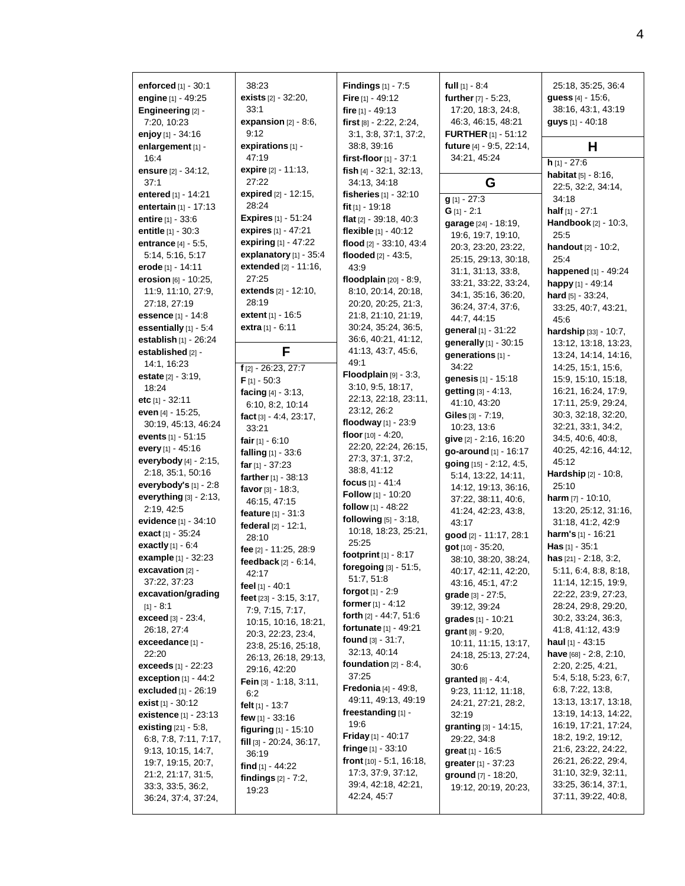**enforced** [1] - 30:1
**engine** [1] - 49:25
**Engineering** [2] - 7:20, 10:23
**enjoy** [1] - 34:16
**enlargement** [1] - 16:4
**ensure** [2] - 34:12, 37:1
**entered** [1] - 14:21
**entertain** [1] - 17:13
**entire** [1] - 33:6
**entitle** [1] - 30:3
**entrance** [4] - 5:5, 5:14, 5:16, 5:17
**erode** [1] - 14:11
**erosion** [6] - 10:25, 11:9, 11:10, 27:9, 27:18, 27:19
**essence** [1] - 14:8
**essentially** [1] - 5:4
**establish** [1] - 26:24
**established** [2] - 14:1, 16:23
**estate** [2] - 3:19, 18:24
**etc** [1] - 32:11
**even** [4] - 15:25, 30:19, 45:13, 46:24
**events** [1] - 51:15
**every** [1] - 45:16
**everybody** [4] - 2:15, 2:18, 35:1, 50:16
**everybody's** [1] - 2:8
**everything** [3] - 2:13, 2:19, 42:5
**evidence** [1] - 34:10
**exact** [1] - 35:24
**exactly** [1] - 6:4
**example** [1] - 32:23
**excavation** [2] - 37:22, 37:23
**excavation/grading** [1] - 8:1
**exceed** [3] - 23:4, 26:18, 27:4
**exceedance** [1] - 22:20
**exceeds** [1] - 22:23
**exception** [1] - 44:2
**excluded** [1] - 26:19
**exist** [1] - 30:12
**existence** [1] - 23:13
**existing** [21] - 5:8, 6:8, 7:8, 7:11, 7:17, 9:13, 10:15, 14:7, 19:7, 19:15, 20:7, 21:2, 21:17, 31:5, 33:3, 33:5, 36:2, 36:24, 37:4, 37:24, 38:23
**exists** [2] - 32:20, 33:1
**expansion** [2] - 8:6, 9:12
**expirations** [1] - 47:19
**expire** [2] - 11:13, 27:22
**expired** [2] - 12:15, 28:24
**Expires** [1] - 51:24
**expires** [1] - 47:21
**expiring** [1] - 47:22
**explanatory** [1] - 35:4
**extended** [2] - 11:16, 27:25
**extends** [2] - 12:10, 28:19
**extent** [1] - 16:5
**extra** [1] - 6:11

## F

**f** [2] - 26:23, 27:7
**F** [1] - 50:3
**facing** [4] - 3:13, 6:10, 8:2, 10:14
**fact** [3] - 4:4, 23:17, 33:21
**fair** [1] - 6:10
**falling** [1] - 33:6
**far** [1] - 37:23
**farther** [1] - 38:13
**favor** [3] - 18:3, 46:15, 47:15
**feature** [1] - 31:3
**federal** [2] - 12:1, 28:10
**fee** [2] - 11:25, 28:9
**feedback** [2] - 6:14, 42:17
**feel** [1] - 40:1
**feet** [23] - 3:15, 3:17, 7:9, 7:15, 7:17, 10:15, 10:16, 18:21, 20:3, 22:23, 23:4, 23:8, 25:16, 25:18, 26:13, 26:18, 29:13, 29:16, 42:20
**Fein** [3] - 1:18, 3:11, 6:2
**felt** [1] - 13:7
**few** [1] - 33:16
**figuring** [1] - 15:10
**fill** [3] - 20:24, 36:17, 36:19
**find** [1] - 44:22
**findings** [2] - 7:2, 19:23
**Findings** [1] - 7:5
**Fire** [1] - 49:12
**fire** [1] - 49:13
**first** [8] - 2:22, 2:24, 3:1, 3:8, 37:1, 37:2, 38:8, 39:16
**first-floor** [1] - 37:1
**fish** [4] - 32:1, 32:13, 34:13, 34:18
**fisheries** [1] - 32:10
**fit** [1] - 19:18
**flat** [2] - 39:18, 40:3
**flexible** [1] - 40:12
**flood** [2] - 33:10, 43:4
**flooded** [2] - 43:5, 43:9
**floodplain** [20] - 8:9, 8:10, 20:14, 20:18, 20:20, 20:25, 21:3, 21:8, 21:10, 21:19, 30:24, 35:24, 36:5, 36:6, 40:21, 41:12, 41:13, 43:7, 45:6, 49:1
**Floodplain** [9] - 3:3, 3:10, 9:5, 18:17, 22:13, 22:18, 23:11, 23:12, 26:2
**floodway** [1] - 23:9
**floor** [10] - 4:20, 22:20, 22:24, 26:15, 27:3, 37:1, 37:2, 38:8, 41:12
**focus** [1] - 41:4
**Follow** [1] - 10:20
**follow** [1] - 48:22
**following** [5] - 3:18, 10:18, 18:23, 25:21, 25:25
**footprint** [1] - 8:17
**foregoing** [3] - 51:5, 51:7, 51:8
**forgot** [1] - 2:9
**former** [1] - 4:12
**forth** [2] - 44:7, 51:6
**fortunate** [1] - 49:21
**found** [3] - 31:7, 32:13, 40:14
**foundation** [2] - 8:4, 37:25
**Fredonia** [4] - 49:8, 49:11, 49:13, 49:19
**freestanding** [1] - 19:6
**Friday** [1] - 40:17
**fringe** [1] - 33:10
**front** [10] - 5:1, 16:18, 17:3, 37:9, 37:12, 39:4, 42:18, 42:21, 42:24, 45:7
**full** [1] - 8:4
**further** [7] - 5:23, 17:20, 18:3, 24:8, 46:3, 46:15, 48:21
**FURTHER** [1] - 51:12
**future** [4] - 9:5, 22:14, 34:21, 45:24

## G

**g** [1] - 27:3
**G** [1] - 2:1
**garage** [24] - 18:19, 19:6, 19:7, 19:10, 20:3, 23:20, 23:22, 25:15, 29:13, 30:18, 31:1, 31:13, 33:8, 33:21, 33:22, 33:24, 34:1, 35:16, 36:20, 36:24, 37:4, 37:6, 44:7, 44:15
**general** [1] - 31:22
**generally** [1] - 30:15
**generations** [1] - 34:22
**genesis** [1] - 15:18
**getting** [3] - 4:13, 41:10, 43:20
**Giles** [3] - 7:19, 10:23, 13:6
**give** [2] - 2:16, 16:20
**go-around** [1] - 16:17
**going** [15] - 2:12, 4:5, 5:14, 13:22, 14:11, 14:12, 19:13, 36:16, 37:22, 38:11, 40:6, 41:24, 42:23, 43:8, 43:17
**good** [2] - 11:17, 28:1
**got** [10] - 35:20, 38:10, 38:20, 38:24, 40:17, 42:11, 42:20, 43:16, 45:1, 47:2
**grade** [3] - 27:5, 39:12, 39:24
**grades** [1] - 10:21
**grant** [8] - 9:20, 10:11, 11:15, 13:17, 24:18, 25:13, 27:24, 30:6
**granted** [8] - 4:4, 9:23, 11:12, 11:18, 24:21, 27:21, 28:2, 32:19
**granting** [3] - 14:15, 29:22, 34:8
**great** [1] - 16:5
**greater** [1] - 37:23
**ground** [7] - 18:20, 19:12, 20:19, 20:23, 25:18, 35:25, 36:4
**guess** [4] - 15:6, 38:16, 43:1, 43:19
**guys** [1] - 40:18

## H

**h** [1] - 27:6
**habitat** [5] - 8:16, 22:5, 32:2, 34:14, 34:18
**half** [1] - 27:1
**Handbook** [2] - 10:3, 25:5
**handout** [2] - 10:2, 25:4
**happened** [1] - 49:24
**happy** [1] - 49:14
**hard** [5] - 33:24, 33:25, 40:7, 43:21, 45:6
**hardship** [33] - 10:7, 13:12, 13:18, 13:23, 13:24, 14:14, 14:16, 14:25, 15:1, 15:6, 15:9, 15:10, 15:18, 16:21, 16:24, 17:9, 17:11, 25:9, 29:24, 30:3, 32:18, 32:20, 32:21, 33:1, 34:2, 34:5, 40:6, 40:8, 40:25, 42:16, 44:12, 45:12
**Hardship** [2] - 10:8, 25:10
**harm** [7] - 10:10, 13:20, 25:12, 31:16, 31:18, 41:2, 42:9
**harm's** [1] - 16:21
**Has** [1] - 35:1
**has** [21] - 2:18, 3:2, 5:11, 6:4, 8:8, 8:18, 11:14, 12:15, 19:9, 22:22, 23:9, 27:23, 28:24, 29:8, 29:20, 30:2, 33:24, 36:3, 41:8, 41:12, 43:9
**haul** [1] - 43:15
**have** [68] - 2:8, 2:10, 2:20, 2:25, 4:21, 5:4, 5:18, 5:23, 6:7, 6:8, 7:22, 13:8, 13:13, 13:17, 13:18, 13:19, 14:13, 14:22, 16:19, 17:21, 17:24, 18:2, 19:2, 19:12, 21:6, 23:22, 24:22, 26:21, 26:22, 29:4, 31:10, 32:9, 32:11, 33:25, 36:14, 37:1, 37:11, 39:22, 40:8,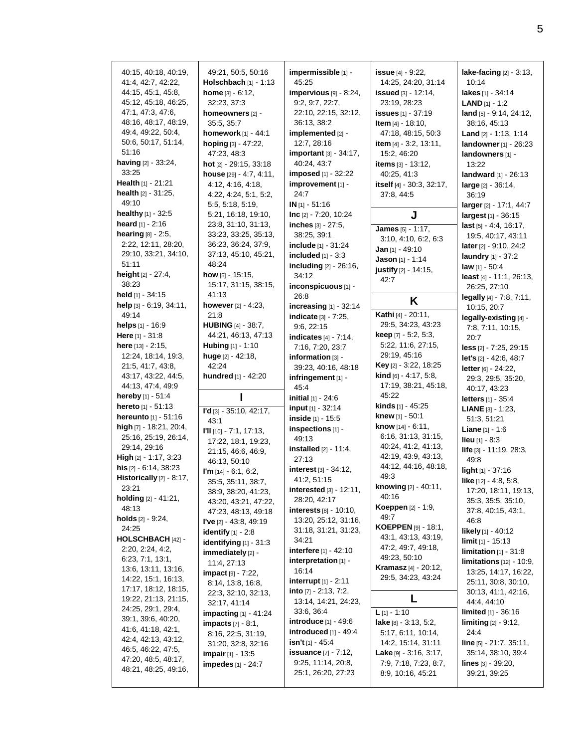40:15, 40:18, 40:19, 41:4, 42:7, 42:22, 44:15, 45:1, 45:8, 45:12, 45:18, 46:25, 47:1, 47:3, 47:6, 48:16, 48:17, 48:19, 49:4, 49:22, 50:4, 50:6, 50:17, 51:14, 51:16
**having** [2] - 33:24, 33:25
**Health** [1] - 21:21
**health** [2] - 31:25, 49:10
**healthy** [1] - 32:5
**heard** [1] - 2:16
**hearing** [8] - 2:5, 2:22, 12:11, 28:20, 29:10, 33:21, 34:10, 51:11
**height** [2] - 27:4, 38:23
**held** [1] - 34:15
**help** [3] - 6:19, 34:11, 49:14
**helps** [1] - 16:9
**Here** [1] - 31:8
**here** [13] - 2:15, 12:24, 18:14, 19:3, 21:5, 41:7, 43:8, 43:17, 43:22, 44:5, 44:13, 47:4, 49:9
**hereby** [1] - 51:4
**hereto** [1] - 51:13
**hereunto** [1] - 51:16
**high** [7] - 18:21, 20:4, 25:16, 25:19, 26:14, 29:14, 29:16
**High** [2] - 1:17, 3:23
**his** [2] - 6:14, 38:23
**Historically** [2] - 8:17, 23:21
**holding** [2] - 41:21, 48:13
**holds** [2] - 9:24, 24:25
**HOLSCHBACH** [42] - 2:20, 2:24, 4:2, 6:23, 7:1, 13:1, 13:6, 13:11, 13:16, 14:22, 15:1, 16:13, 17:17, 18:12, 18:15, 19:22, 21:13, 21:15, 24:25, 29:1, 29:4, 39:1, 39:6, 40:20, 41:6, 41:18, 42:1, 42:4, 42:13, 43:12, 46:5, 46:22, 47:5, 47:20, 48:5, 48:17, 48:21, 48:25, 49:16, 49:21, 50:5, 50:16
**Holschbach** [1] - 1:13
**home** [3] - 6:12, 32:23, 37:3
**homeowners** [2] - 35:5, 35:7
**homework** [1] - 44:1
**hoping** [3] - 47:22, 47:23, 48:3
**hot** [2] - 29:15, 33:18
**house** [29] - 4:7, 4:11, 4:12, 4:16, 4:18, 4:22, 4:24, 5:1, 5:2, 5:5, 5:18, 5:19, 5:21, 16:18, 19:10, 23:8, 31:10, 31:13, 33:23, 33:25, 35:13, 36:23, 36:24, 37:9, 37:13, 45:10, 45:21, 48:24
**how** [5] - 15:15, 15:17, 31:15, 38:15, 41:13
**however** [2] - 4:23, 21:8
**HUBING** [4] - 38:7, 44:21, 46:13, 47:13
**Hubing** [1] - 1:10
**huge** [2] - 42:18, 42:24
**hundred** [1] - 42:20

## I

**I'd** [3] - 35:10, 42:17, 43:1
**I'll** [10] - 7:1, 17:13, 17:22, 18:1, 19:23, 21:15, 46:6, 46:9, 46:13, 50:10
**I'm** [14] - 6:1, 6:2, 35:5, 35:11, 38:7, 38:9, 38:20, 41:23, 43:20, 43:21, 47:22, 47:23, 48:13, 49:18
**I've** [2] - 43:8, 49:19
**identify** [1] - 2:8
**identifying** [1] - 31:3
**immediately** [2] - 11:4, 27:13
**impact** [9] - 7:22, 8:14, 13:8, 16:8, 22:3, 32:10, 32:13, 32:17, 41:14
**impacting** [1] - 41:24
**impacts** [7] - 8:1, 8:16, 22:5, 31:19, 31:20, 32:8, 32:16
**impair** [1] - 13:5
**impedes** [1] - 24:7
**impermissible** [1] - 45:25
**impervious** [9] - 8:24, 9:2, 9:7, 22:7, 22:10, 22:15, 32:12, 36:13, 38:2
**implemented** [2] - 12:7, 28:16
**important** [3] - 34:17, 40:24, 43:7
**imposed** [1] - 32:22
**improvement** [1] - 24:7
**IN** [1] - 51:16
**Inc** [2] - 7:20, 10:24
**inches** [3] - 27:5, 38:25, 39:1
**include** [1] - 31:24
**included** [1] - 3:3
**including** [2] - 26:16, 34:12
**inconspicuous** [1] - 26:8
**increasing** [1] - 32:14
**indicate** [3] - 7:25, 9:6, 22:15
**indicates** [4] - 7:14, 7:16, 7:20, 23:7
**information** [3] - 39:23, 40:16, 48:18
**infringement** [1] - 45:4
**initial** [1] - 24:6
**input** [1] - 32:14
**inside** [1] - 15:5
**inspections** [1] - 49:13
**installed** [2] - 11:4, 27:13
**interest** [3] - 34:12, 41:2, 51:15
**interested** [3] - 12:11, 28:20, 42:17
**interests** [8] - 10:10, 13:20, 25:12, 31:16, 31:18, 31:21, 31:23, 34:21
**interfere** [1] - 42:10
**interpretation** [1] - 16:14
**interrupt** [1] - 2:11
**into** [7] - 2:13, 7:2, 13:14, 14:21, 24:23, 33:6, 36:4
**introduce** [1] - 49:6
**introduced** [1] - 49:4
**isn't** [1] - 45:4
**issuance** [7] - 7:12, 9:25, 11:14, 20:8, 25:1, 26:20, 27:23
**issue** [4] - 9:22, 14:25, 24:20, 31:14
**issued** [3] - 12:14, 23:19, 28:23
**issues** [1] - 37:19
**Item** [4] - 18:10, 47:18, 48:15, 50:3
**item** [4] - 3:2, 13:11, 15:2, 46:20
**items** [3] - 13:12, 40:25, 41:3
**itself** [4] - 30:3, 32:17, 37:8, 44:5

## J

**James** [5] - 1:17, 3:10, 4:10, 6:2, 6:3
**Jan** [1] - 49:10
**Jason** [1] - 1:14
**justify** [2] - 14:15, 42:7

## K

**Kathi** [4] - 20:11, 29:5, 34:23, 43:23
**keep** [7] - 5:2, 5:3, 5:22, 11:6, 27:15, 29:19, 45:16
**Key** [2] - 3:22, 18:25
**kind** [6] - 4:17, 5:8, 17:19, 38:21, 45:18, 45:22
**kinds** [1] - 45:25
**knew** [1] - 50:1
**know** [14] - 6:11, 6:16, 31:13, 31:15, 40:24, 41:2, 41:13, 42:19, 43:9, 43:13, 44:12, 44:16, 48:18, 49:3
**knowing** [2] - 40:11, 40:16
**Koeppen** [2] - 1:9, 49:7
**KOEPPEN** [9] - 18:1, 43:1, 43:13, 43:19, 47:2, 49:7, 49:18, 49:23, 50:10
**Kramasz** [4] - 20:12, 29:5, 34:23, 43:24

## L

**L** [1] - 1:10
**lake** [8] - 3:13, 5:2, 5:17, 6:11, 10:14, 14:2, 15:14, 31:11
**Lake** [9] - 3:16, 3:17, 7:9, 7:18, 7:23, 8:7, 8:9, 10:16, 45:21
**lake-facing** [2] - 3:13, 10:14
**lakes** [1] - 34:14
**LAND** [1] - 1:2
**land** [5] - 9:14, 24:12, 38:16, 45:13
**Land** [2] - 1:13, 1:14
**landowner** [1] - 26:23
**landowners** [1] - 13:22
**landward** [1] - 26:13
**large** [2] - 36:14, 36:19
**larger** [2] - 17:1, 44:7
**largest** [1] - 36:15
**last** [5] - 4:4, 16:17, 19:5, 40:17, 43:11
**later** [2] - 9:10, 24:2
**laundry** [1] - 37:2
**law** [1] - 50:4
**least** [4] - 11:1, 26:13, 26:25, 27:10
**legally** [4] - 7:8, 7:11, 10:15, 20:7
**legally-existing** [4] - 7:8, 7:11, 10:15, 20:7
**less** [2] - 7:25, 29:15
**let's** [2] - 42:6, 48:7
**letter** [6] - 24:22, 29:3, 29:5, 35:20, 40:17, 43:23
**letters** [1] - 35:4
**LIANE** [3] - 1:23, 51:3, 51:21
**Liane** [1] - 1:6
**lieu** [1] - 8:3
**life** [3] - 11:19, 28:3, 49:8
**light** [1] - 37:16
**like** [12] - 4:8, 5:8, 17:20, 18:11, 19:13, 35:3, 35:5, 35:10, 37:8, 40:15, 43:1, 46:8
**likely** [1] - 40:12
**limit** [1] - 15:13
**limitation** [1] - 31:8
**limitations** [12] - 10:9, 13:25, 14:17, 16:22, 25:11, 30:8, 30:10, 30:13, 41:1, 42:16, 44:4, 44:10
**limited** [1] - 36:16
**limiting** [2] - 9:12, 24:4
**line** [5] - 21:7, 35:11, 35:14, 38:10, 39:4
**lines** [3] - 39:20, 39:21, 39:25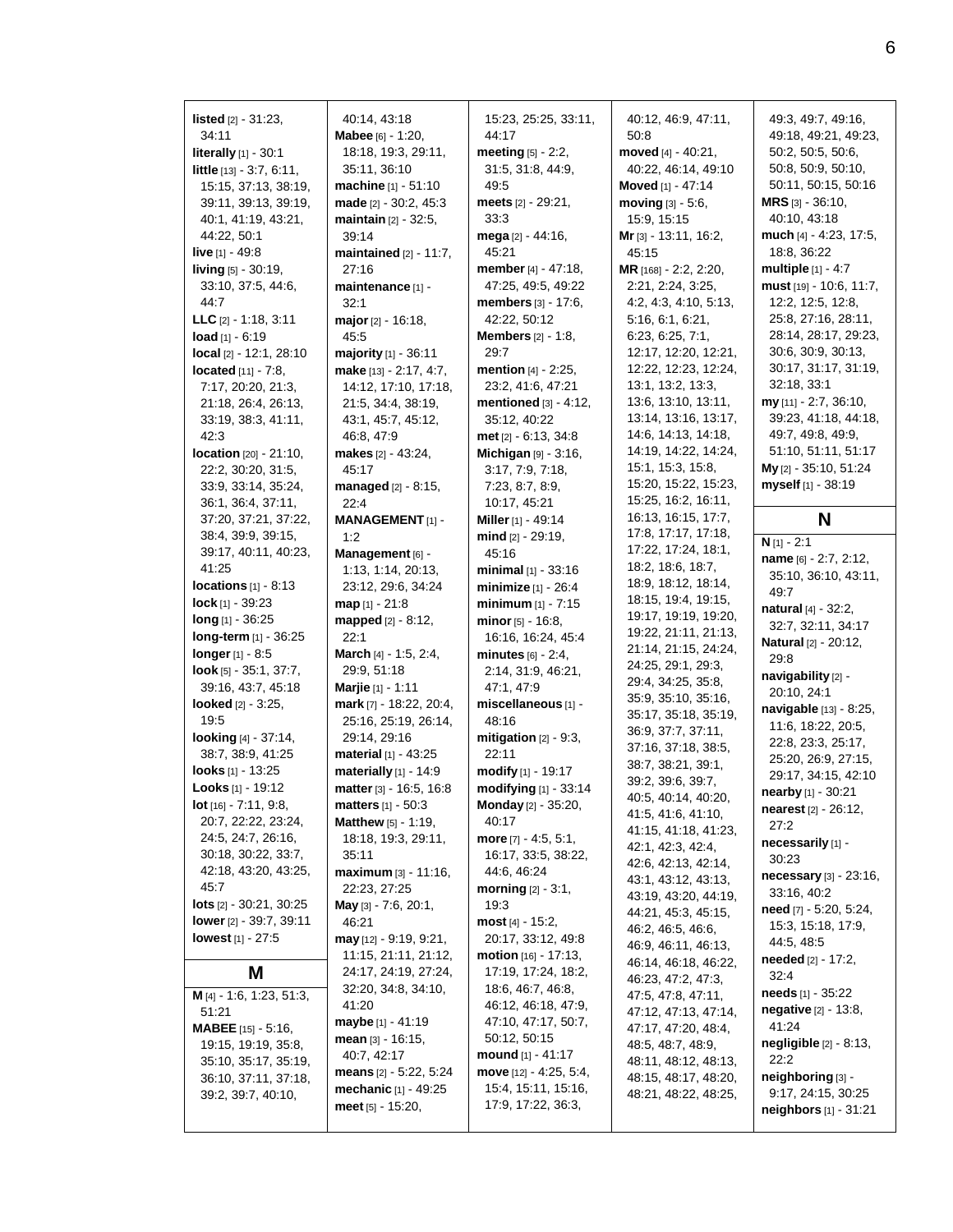**listed** [2] - 31:23, 34:11
**literally** [1] - 30:1
**little** [13] - 3:7, 6:11, 15:15, 37:13, 38:19, 39:11, 39:13, 39:19, 40:1, 41:19, 43:21, 44:22, 50:1
**live** [1] - 49:8
**living** [5] - 30:19, 33:10, 37:5, 44:6, 44:7
**LLC** [2] - 1:18, 3:11
**load** [1] - 6:19
**local** [2] - 12:1, 28:10
**located** [11] - 7:8, 7:17, 20:20, 21:3, 21:18, 26:4, 26:13, 33:19, 38:3, 41:11, 42:3
**location** [20] - 21:10, 22:2, 30:20, 31:5, 33:9, 33:14, 35:24, 36:1, 36:4, 37:11, 37:20, 37:21, 37:22, 38:4, 39:9, 39:15, 39:17, 40:11, 40:23, 41:25
**locations** [1] - 8:13
**lock** [1] - 39:23
**long** [1] - 36:25
**long-term** [1] - 36:25
**longer** [1] - 8:5
**look** [5] - 35:1, 37:7, 39:16, 43:7, 45:18
**looked** [2] - 3:25, 19:5
**looking** [4] - 37:14, 38:7, 38:9, 41:25
**looks** [1] - 13:25
**Looks** [1] - 19:12
**lot** [16] - 7:11, 9:8, 20:7, 22:22, 23:24, 24:5, 24:7, 26:16, 30:18, 30:22, 33:7, 42:18, 43:20, 43:25, 45:7
**lots** [2] - 30:21, 30:25
**lower** [2] - 39:7, 39:11
**lowest** [1] - 27:5

## M

**M** [4] - 1:6, 1:23, 51:3, 51:21
**MABEE** [15] - 5:16, 19:15, 19:19, 35:8, 35:10, 35:17, 35:19, 36:10, 37:11, 37:18, 39:2, 39:7, 40:10, 40:14, 43:18
**Mabee** [6] - 1:20, 18:18, 19:3, 29:11, 35:11, 36:10
**machine** [1] - 51:10
**made** [2] - 30:2, 45:3
**maintain** [2] - 32:5, 39:14
**maintained** [2] - 11:7, 27:16
**maintenance** [1] - 32:1
**major** [2] - 16:18, 45:5
**majority** [1] - 36:11
**make** [13] - 2:17, 4:7, 14:12, 17:10, 17:18, 21:5, 34:4, 38:19, 43:1, 45:7, 45:12, 46:8, 47:9
**makes** [2] - 43:24, 45:17
**managed** [2] - 8:15, 22:4
**MANAGEMENT** [1] - 1:2
**Management** [6] - 1:13, 1:14, 20:13, 23:12, 29:6, 34:24
**map** [1] - 21:8
**mapped** [2] - 8:12, 22:1
**March** [4] - 1:5, 2:4, 29:9, 51:18
**Marjie** [1] - 1:11
**mark** [7] - 18:22, 20:4, 25:16, 25:19, 26:14, 29:14, 29:16
**material** [1] - 43:25
**materially** [1] - 14:9
**matter** [3] - 16:5, 16:8
**matters** [1] - 50:3
**Matthew** [5] - 1:19, 18:18, 19:3, 29:11, 35:11
**maximum** [3] - 11:16, 22:23, 27:25
**May** [3] - 7:6, 20:1, 46:21
**may** [12] - 9:19, 9:21, 11:15, 21:11, 21:12, 24:17, 24:19, 27:24, 32:20, 34:8, 34:10, 41:20
**maybe** [1] - 41:19
**mean** [3] - 16:15, 40:7, 42:17
**means** [2] - 5:22, 5:24
**mechanic** [1] - 49:25
**meet** [5] - 15:20, 15:23, 25:25, 33:11, 44:17
**meeting** [5] - 2:2, 31:5, 31:8, 44:9, 49:5
**meets** [2] - 29:21, 33:3
**mega** [2] - 44:16, 45:21
**member** [4] - 47:18, 47:25, 49:5, 49:22
**members** [3] - 17:6, 42:22, 50:12
**Members** [2] - 1:8, 29:7
**mention** [4] - 2:25, 23:2, 41:6, 47:21
**mentioned** [3] - 4:12, 35:12, 40:22
**met** [2] - 6:13, 34:8
**Michigan** [9] - 3:16, 3:17, 7:9, 7:18, 7:23, 8:7, 8:9, 10:17, 45:21
**Miller** [1] - 49:14
**mind** [2] - 29:19, 45:16
**minimal** [1] - 33:16
**minimize** [1] - 26:4
**minimum** [1] - 7:15
**minor** [5] - 16:8, 16:16, 16:24, 45:4
**minutes** [6] - 2:4, 2:14, 31:9, 46:21, 47:1, 47:9
**miscellaneous** [1] - 48:16
**mitigation** [2] - 9:3, 22:11
**modify** [1] - 19:17
**modifying** [1] - 33:14
**Monday** [2] - 35:20, 40:17
**more** [7] - 4:5, 5:1, 16:17, 33:5, 38:22, 44:6, 46:24
**morning** [2] - 3:1, 19:3
**most** [4] - 15:2, 20:17, 33:12, 49:8
**motion** [16] - 17:13, 17:19, 17:24, 18:2, 18:6, 46:7, 46:8, 46:12, 46:18, 47:9, 47:10, 47:17, 50:7, 50:12, 50:15
**mound** [1] - 41:17
**move** [12] - 4:25, 5:4, 15:4, 15:11, 15:16, 17:9, 17:22, 36:3, 40:12, 46:9, 47:11, 50:8
**moved** [4] - 40:21, 40:22, 46:14, 49:10
**Moved** [1] - 47:14
**moving** [3] - 5:6, 15:9, 15:15
**Mr** [3] - 13:11, 16:2, 45:15
**MR** [168] - 2:2, 2:20, 2:21, 2:24, 3:25, 4:2, 4:3, 4:10, 5:13, 5:16, 6:1, 6:21, 6:23, 6:25, 7:1, 12:17, 12:20, 12:21, 12:22, 12:23, 12:24, 13:1, 13:2, 13:3, 13:6, 13:10, 13:11, 13:14, 13:16, 13:17, 14:6, 14:13, 14:18, 14:19, 14:22, 14:24, 15:1, 15:3, 15:8, 15:20, 15:22, 15:23, 15:25, 16:2, 16:11, 16:13, 16:15, 17:7, 17:8, 17:17, 17:18, 17:22, 17:24, 18:1, 18:2, 18:6, 18:7, 18:9, 18:12, 18:14, 18:15, 19:4, 19:15, 19:17, 19:19, 19:20, 19:22, 21:11, 21:13, 21:14, 21:15, 24:24, 24:25, 29:1, 29:3, 29:4, 34:25, 35:8, 35:9, 35:10, 35:16, 35:17, 35:18, 35:19, 36:9, 37:7, 37:11, 37:16, 37:18, 38:5, 38:7, 38:21, 39:1, 39:2, 39:6, 39:7, 40:5, 40:14, 40:20, 41:5, 41:6, 41:10, 41:15, 41:18, 41:23, 42:1, 42:3, 42:4, 42:6, 42:13, 42:14, 43:1, 43:12, 43:13, 43:19, 43:20, 44:19, 44:21, 45:3, 45:15, 46:2, 46:5, 46:6, 46:9, 46:11, 46:13, 46:14, 46:18, 46:22, 46:23, 47:2, 47:3, 47:5, 47:8, 47:11, 47:12, 47:13, 47:14, 47:17, 47:20, 48:4, 48:5, 48:7, 48:9, 48:11, 48:12, 48:13, 48:15, 48:17, 48:20, 48:21, 48:22, 48:25, 49:3, 49:7, 49:16, 49:18, 49:21, 49:23, 50:2, 50:5, 50:6, 50:8, 50:9, 50:10, 50:11, 50:15, 50:16
**MRS** [3] - 36:10, 40:10, 43:18
**much** [4] - 4:23, 17:5, 18:8, 36:22
**multiple** [1] - 4:7
**must** [19] - 10:6, 11:7, 12:2, 12:5, 12:8, 25:8, 27:16, 28:11, 28:14, 28:17, 29:23, 30:6, 30:9, 30:13, 30:17, 31:17, 31:19, 32:18, 33:1
**my** [11] - 2:7, 36:10, 39:23, 41:18, 44:18, 49:7, 49:8, 49:9, 51:10, 51:11, 51:17
**My** [2] - 35:10, 51:24
**myself** [1] - 38:19

## N

**N** [1] - 2:1
**name** [6] - 2:7, 2:12, 35:10, 36:10, 43:11, 49:7
**natural** [4] - 32:2, 32:7, 32:11, 34:17
**Natural** [2] - 20:12, 29:8
**navigability** [2] - 20:10, 24:1
**navigable** [13] - 8:25, 11:6, 18:22, 20:5, 22:8, 23:3, 25:17, 25:20, 26:9, 27:15, 29:17, 34:15, 42:10
**nearby** [1] - 30:21
**nearest** [2] - 26:12, 27:2
**necessarily** [1] - 30:23
**necessary** [3] - 23:16, 33:16, 40:2
**need** [7] - 5:20, 5:24, 15:3, 15:18, 17:9, 44:5, 48:5
**needed** [2] - 17:2, 32:4
**needs** [1] - 35:22
**negative** [2] - 13:8, 41:24
**negligible** [2] - 8:13, 22:2
**neighboring** [3] - 9:17, 24:15, 30:25
**neighbors** [1] - 31:21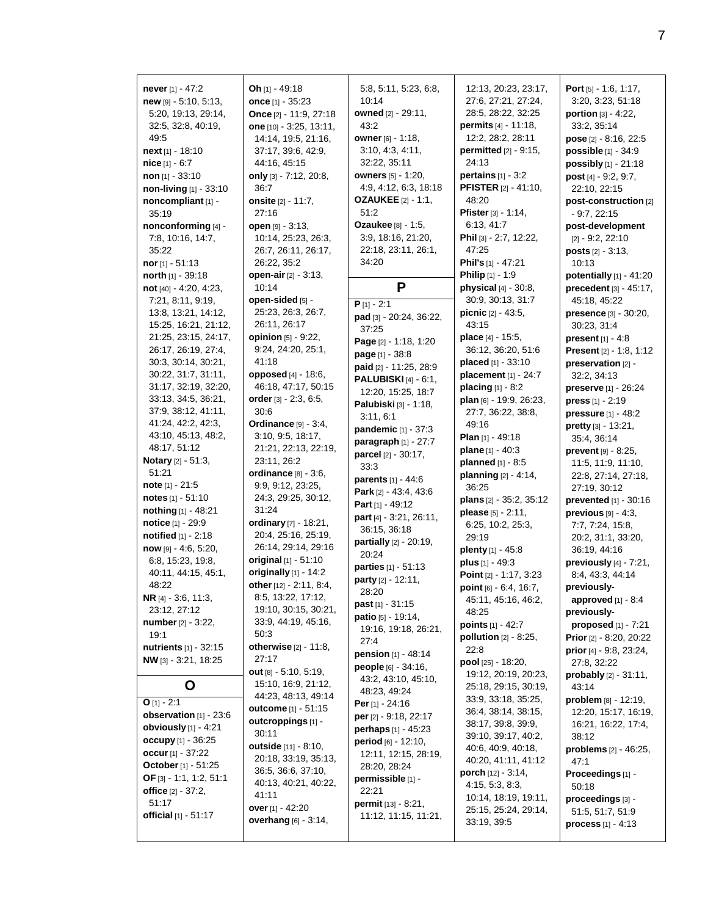**never** [1] - 47:2
**new** [9] - 5:10, 5:13, 5:20, 19:13, 29:14, 32:5, 32:8, 40:19, 49:5
**next** [1] - 18:10
**nice** [1] - 6:7
**non** [1] - 33:10
**non-living** [1] - 33:10
**noncompliant** [1] - 35:19
**nonconforming** [4] - 7:8, 10:16, 14:7, 35:22
**nor** [1] - 51:13
**north** [1] - 39:18
**not** [40] - 4:20, 4:23, 7:21, 8:11, 9:19, 13:8, 13:21, 14:12, 15:25, 16:21, 21:12, 21:25, 23:15, 24:17, 26:17, 26:19, 27:4, 30:3, 30:14, 30:21, 30:22, 31:7, 31:11, 31:17, 32:19, 32:20, 33:13, 34:5, 36:21, 37:9, 38:12, 41:11, 41:24, 42:2, 42:3, 43:10, 45:13, 48:2, 48:17, 51:12
**Notary** [2] - 51:3, 51:21
**note** [1] - 21:5
**notes** [1] - 51:10
**nothing** [1] - 48:21
**notice** [1] - 29:9
**notified** [1] - 2:18
**now** [9] - 4:6, 5:20, 6:8, 15:23, 19:8, 40:11, 44:15, 45:1, 48:22
**NR** [4] - 3:6, 11:3, 23:12, 27:12
**number** [2] - 3:22, 19:1
**nutrients** [1] - 32:15
**NW** [3] - 3:21, 18:25

## O

**O** [1] - 2:1
**observation** [1] - 23:6
**obviously** [1] - 4:21
**occupy** [1] - 36:25
**occur** [1] - 37:22
**October** [1] - 51:25
**OF** [3] - 1:1, 1:2, 51:1
**office** [2] - 37:2, 51:17
**official** [1] - 51:17
**Oh** [1] - 49:18
**once** [1] - 35:23
**Once** [2] - 11:9, 27:18
**one** [10] - 3:25, 13:11, 14:14, 19:5, 21:16, 37:17, 39:6, 42:9, 44:16, 45:15
**only** [3] - 7:12, 20:8, 36:7
**onsite** [2] - 11:7, 27:16
**open** [9] - 3:13, 10:14, 25:23, 26:3, 26:7, 26:11, 26:17, 26:22, 35:2
**open-air** [2] - 3:13, 10:14
**open-sided** [5] - 25:23, 26:3, 26:7, 26:11, 26:17
**opinion** [5] - 9:22, 9:24, 24:20, 25:1, 41:18
**opposed** [4] - 18:6, 46:18, 47:17, 50:15
**order** [3] - 2:3, 6:5, 30:6
**Ordinance** [9] - 3:4, 3:10, 9:5, 18:17, 21:21, 22:13, 22:19, 23:11, 26:2
**ordinance** [8] - 3:6, 9:9, 9:12, 23:25, 24:3, 29:25, 30:12, 31:24
**ordinary** [7] - 18:21, 20:4, 25:16, 25:19, 26:14, 29:14, 29:16
**original** [1] - 51:10
**originally** [1] - 14:2
**other** [12] - 2:11, 8:4, 8:5, 13:22, 17:12, 19:10, 30:15, 30:21, 33:9, 44:19, 45:16, 50:3
**otherwise** [2] - 11:8, 27:17
**out** [8] - 5:10, 5:19, 15:10, 16:9, 21:12, 44:23, 48:13, 49:14
**outcome** [1] - 51:15
**outcroppings** [1] - 30:11
**outside** [11] - 8:10, 20:18, 33:19, 35:13, 36:5, 36:6, 37:10, 40:13, 40:21, 40:22, 41:11
**over** [1] - 42:20
**overhang** [6] - 3:14, 5:8, 5:11, 5:23, 6:8, 10:14
**owned** [2] - 29:11, 43:2
**owner** [6] - 1:18, 3:10, 4:3, 4:11, 32:22, 35:11
**owners** [5] - 1:20, 4:9, 4:12, 6:3, 18:18
**OZAUKEE** [2] - 1:1, 51:2
**Ozaukee** [8] - 1:5, 3:9, 18:16, 21:20, 22:18, 23:11, 26:1, 34:20

## P

**P** [1] - 2:1
**pad** [3] - 20:24, 36:22, 37:25
**Page** [2] - 1:18, 1:20
**page** [1] - 38:8
**paid** [2] - 11:25, 28:9
**PALUBISKI** [4] - 6:1, 12:20, 15:25, 18:7
**Palubiski** [3] - 1:18, 3:11, 6:1
**pandemic** [1] - 37:3
**paragraph** [1] - 27:7
**parcel** [2] - 30:17, 33:3
**parents** [1] - 44:6
**Park** [2] - 43:4, 43:6
**Part** [1] - 49:12
**part** [4] - 3:21, 26:11, 36:15, 36:18
**partially** [2] - 20:19, 20:24
**parties** [1] - 51:13
**party** [2] - 12:11, 28:20
**past** [1] - 31:15
**patio** [5] - 19:14, 19:16, 19:18, 26:21, 27:4
**pension** [1] - 48:14
**people** [6] - 34:16, 43:2, 43:10, 45:10, 48:23, 49:24
**Per** [1] - 24:16
**per** [2] - 9:18, 22:17
**perhaps** [1] - 45:23
**period** [6] - 12:10, 12:11, 12:15, 28:19, 28:20, 28:24
**permissible** [1] - 22:21
**permit** [13] - 8:21, 11:12, 11:15, 11:21, 12:13, 20:23, 23:17, 27:6, 27:21, 27:24, 28:5, 28:22, 32:25
**permits** [4] - 11:18, 12:2, 28:2, 28:11
**permitted** [2] - 9:15, 24:13
**pertains** [1] - 3:2
**PFISTER** [2] - 41:10, 48:20
**Pfister** [3] - 1:14, 6:13, 41:7
**Phil** [3] - 2:7, 12:22, 47:25
**Phil's** [1] - 47:21
**Philip** [1] - 1:9
**physical** [4] - 30:8, 30:9, 30:13, 31:7
**picnic** [2] - 43:5, 43:15
**place** [4] - 15:5, 36:12, 36:20, 51:6
**placed** [1] - 33:10
**placement** [1] - 24:7
**placing** [1] - 8:2
**plan** [6] - 19:9, 26:23, 27:7, 36:22, 38:8, 49:16
**Plan** [1] - 49:18
**plane** [1] - 40:3
**planned** [1] - 8:5
**planning** [2] - 4:14, 36:25
**plans** [2] - 35:2, 35:12
**please** [5] - 2:11, 6:25, 10:2, 25:3, 29:19
**plenty** [1] - 45:8
**plus** [1] - 49:3
**Point** [2] - 1:17, 3:23
**point** [6] - 6:4, 16:7, 45:11, 45:16, 46:2, 48:25
**points** [1] - 42:7
**pollution** [2] - 8:25, 22:8
**pool** [25] - 18:20, 19:12, 20:19, 20:23, 25:18, 29:15, 30:19, 33:9, 33:18, 35:25, 36:4, 38:14, 38:15, 38:17, 39:8, 39:9, 39:10, 39:17, 40:2, 40:6, 40:9, 40:18, 40:20, 41:11, 41:12
**porch** [12] - 3:14, 4:15, 5:3, 8:3, 10:14, 18:19, 19:11, 25:15, 25:24, 29:14, 33:19, 39:5
**Port** [5] - 1:6, 1:17, 3:20, 3:23, 51:18
**portion** [3] - 4:22, 33:2, 35:14
**pose** [2] - 8:16, 22:5
**possible** [1] - 34:9
**possibly** [1] - 21:18
**post** [4] - 9:2, 9:7, 22:10, 22:15
**post-construction** [2] - 9:7, 22:15
**post-development** [2] - 9:2, 22:10
**posts** [2] - 3:13, 10:13
**potentially** [1] - 41:20
**precedent** [3] - 45:17, 45:18, 45:22
**presence** [3] - 30:20, 30:23, 31:4
**present** [1] - 4:8
**Present** [2] - 1:8, 1:12
**preservation** [2] - 32:2, 34:13
**preserve** [1] - 26:24
**press** [1] - 2:19
**pressure** [1] - 48:2
**pretty** [3] - 13:21, 35:4, 36:14
**prevent** [9] - 8:25, 11:5, 11:9, 11:10, 22:8, 27:14, 27:18, 27:19, 30:12
**prevented** [1] - 30:16
**previous** [9] - 4:3, 7:7, 7:24, 15:8, 20:2, 31:1, 33:20, 36:19, 44:16
**previously** [4] - 7:21, 8:4, 43:3, 44:14
**previously-approved** [1] - 8:4
**previously-proposed** [1] - 7:21
**Prior** [2] - 8:20, 20:22
**prior** [4] - 9:8, 23:24, 27:8, 32:22
**probably** [2] - 31:11, 43:14
**problem** [8] - 12:19, 12:20, 15:17, 16:19, 16:21, 16:22, 17:4, 38:12
**problems** [2] - 46:25, 47:1
**Proceedings** [1] - 50:18
**proceedings** [3] - 51:5, 51:7, 51:9
**process** [1] - 4:13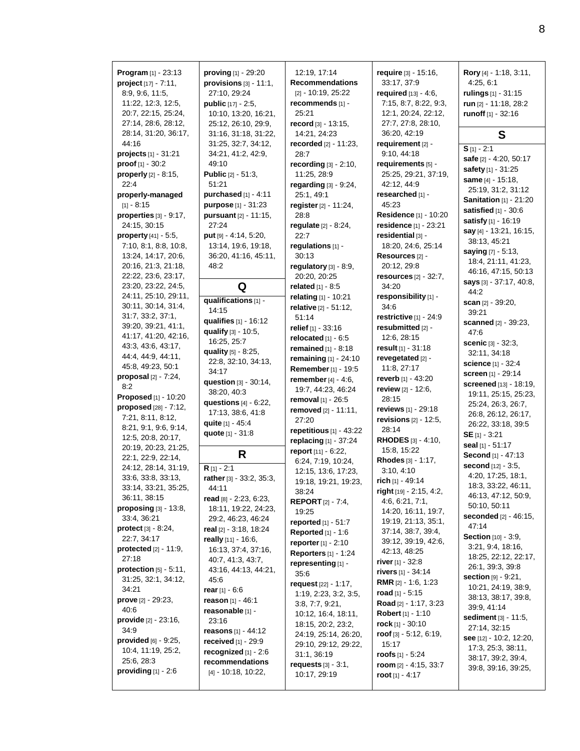**Program** [1] - 23:13
**project** [17] - 7:11, 8:9, 9:6, 11:5, 11:22, 12:3, 12:5, 20:7, 22:15, 25:24, 27:14, 28:6, 28:12, 28:14, 31:20, 36:17, 44:16
**projects** [1] - 31:21
**proof** [1] - 30:2
**properly** [2] - 8:15, 22:4
**properly-managed** [1] - 8:15
**properties** [3] - 9:17, 24:15, 30:15
**property** [41] - 5:5, 7:10, 8:1, 8:8, 10:8, 13:24, 14:17, 20:6, 20:16, 21:3, 21:18, 22:22, 23:6, 23:17, 23:20, 23:22, 24:5, 24:11, 25:10, 29:11, 30:11, 30:14, 31:4, 31:7, 33:2, 37:1, 39:20, 39:21, 41:1, 41:17, 41:20, 42:16, 43:3, 43:6, 43:17, 44:4, 44:9, 44:11, 45:8, 49:23, 50:1
**proposal** [2] - 7:24, 8:2
**Proposed** [1] - 10:20
**proposed** [28] - 7:12, 7:21, 8:11, 8:12, 8:21, 9:1, 9:6, 9:14, 12:5, 20:8, 20:17, 20:19, 20:23, 21:25, 22:1, 22:9, 22:14, 24:12, 28:14, 31:19, 33:6, 33:8, 33:13, 33:14, 33:21, 35:25, 36:11, 38:15
**proposing** [3] - 13:8, 33:4, 36:21
**protect** [3] - 8:24, 22:7, 34:17
**protected** [2] - 11:9, 27:18
**protection** [5] - 5:11, 31:25, 32:1, 34:12, 34:21
**prove** [2] - 29:23, 40:6
**provide** [2] - 23:16, 34:9
**provided** [6] - 9:25, 10:4, 11:19, 25:2, 25:6, 28:3
**providing** [1] - 2:6
**proving** [1] - 29:20
**provisions** [3] - 11:1, 27:10, 29:24
**public** [17] - 2:5, 10:10, 13:20, 16:21, 25:12, 26:10, 29:9, 31:16, 31:18, 31:22, 31:25, 32:7, 34:12, 34:21, 41:2, 42:9, 49:10
**Public** [2] - 51:3, 51:21
**purchased** [1] - 4:11
**purpose** [1] - 31:23
**pursuant** [2] - 11:15, 27:24
**put** [9] - 4:14, 5:20, 13:14, 19:6, 19:18, 36:20, 41:16, 45:11, 48:2

## Q

**qualifications** [1] - 14:15
**qualifies** [1] - 16:12
**qualify** [3] - 10:5, 16:25, 25:7
**quality** [5] - 8:25, 22:8, 32:10, 34:13, 34:17
**question** [3] - 30:14, 38:20, 40:3
**questions** [4] - 6:22, 17:13, 38:6, 41:8
**quite** [1] - 45:4
**quote** [1] - 31:8

## R

**R** [1] - 2:1
**rather** [3] - 33:2, 35:3, 44:11
**read** [8] - 2:23, 6:23, 18:11, 19:22, 24:23, 29:2, 46:23, 46:24
**real** [2] - 3:18, 18:24
**really** [11] - 16:6, 16:13, 37:4, 37:16, 40:7, 41:3, 43:7, 43:16, 44:13, 44:21, 45:6
**rear** [1] - 6:6
**reason** [1] - 46:1
**reasonable** [1] - 23:16
**reasons** [1] - 44:12
**received** [1] - 29:9
**recognized** [1] - 2:6
**recommendations** [4] - 10:18, 10:22, 12:19, 17:14
**Recommendations** [2] - 10:19, 25:22
**recommends** [1] - 25:21
**record** [3] - 13:15, 14:21, 24:23
**recorded** [2] - 11:23, 28:7
**recording** [3] - 2:10, 11:25, 28:9
**regarding** [3] - 9:24, 25:1, 49:1
**register** [2] - 11:24, 28:8
**regulate** [2] - 8:24, 22:7
**regulations** [1] - 30:13
**regulatory** [3] - 8:9, 20:20, 20:25
**related** [1] - 8:5
**relating** [1] - 10:21
**relative** [2] - 51:12, 51:14
**relief** [1] - 33:16
**relocated** [1] - 6:5
**remained** [1] - 8:18
**remaining** [1] - 24:10
**Remember** [1] - 19:5
**remember** [4] - 4:6, 19:7, 44:23, 46:24
**removal** [1] - 26:5
**removed** [2] - 11:11, 27:20
**repetitious** [1] - 43:22
**replacing** [1] - 37:24
**report** [11] - 6:22, 6:24, 7:19, 10:24, 12:15, 13:6, 17:23, 19:18, 19:21, 19:23, 38:24
**REPORT** [2] - 7:4, 19:25
**reported** [1] - 51:7
**Reported** [1] - 1:6
**reporter** [1] - 2:10
**Reporters** [1] - 1:24
**representing** [1] - 35:6
**request** [22] - 1:17, 1:19, 2:23, 3:2, 3:5, 3:8, 7:7, 9:21, 10:12, 16:4, 18:11, 18:15, 20:2, 23:2, 24:19, 25:14, 26:20, 29:10, 29:12, 29:22, 31:1, 36:19
**requests** [3] - 3:1, 10:17, 29:19
**require** [3] - 15:16, 33:17, 37:9
**required** [13] - 4:6, 7:15, 8:7, 8:22, 9:3, 12:1, 20:24, 22:12, 27:7, 27:8, 28:10, 36:20, 42:19
**requirement** [2] - 9:10, 44:18
**requirements** [5] - 25:25, 29:21, 37:19, 42:12, 44:9
**researched** [1] - 45:23
**Residence** [1] - 10:20
**residence** [1] - 23:21
**residential** [3] - 18:20, 24:6, 25:14
**Resources** [2] - 20:12, 29:8
**resources** [2] - 32:7, 34:20
**responsibility** [1] - 34:6
**restrictive** [1] - 24:9
**resubmitted** [2] - 12:6, 28:15
**result** [1] - 31:18
**revegetated** [2] - 11:8, 27:17
**reverb** [1] - 43:20
**review** [2] - 12:6, 28:15
**reviews** [1] - 29:18
**revisions** [2] - 12:5, 28:14
**RHODES** [3] - 4:10, 15:8, 15:22
**Rhodes** [3] - 1:17, 3:10, 4:10
**rich** [1] - 49:14
**right** [19] - 2:15, 4:2, 4:6, 6:21, 7:1, 14:20, 16:11, 19:7, 19:19, 21:13, 35:1, 37:14, 38:7, 39:4, 39:12, 39:19, 42:6, 42:13, 48:25
**river** [1] - 32:8
**rivers** [1] - 34:14
**RMR** [2] - 1:6, 1:23
**road** [1] - 5:15
**Road** [2] - 1:17, 3:23
**Robert** [1] - 1:10
**rock** [1] - 30:10
**roof** [3] - 5:12, 6:19, 15:17
**roofs** [1] - 5:24
**room** [2] - 4:15, 33:7
**root** [1] - 4:17
**Rory** [4] - 1:18, 3:11, 4:25, 6:1
**rulings** [1] - 31:15
**run** [2] - 11:18, 28:2
**runoff** [1] - 32:16

## S

**S** [1] - 2:1
**safe** [2] - 4:20, 50:17
**safety** [1] - 31:25
**same** [4] - 15:18, 25:19, 31:2, 31:12
**Sanitation** [1] - 21:20
**satisfied** [1] - 30:6
**satisfy** [1] - 16:19
**say** [4] - 13:21, 16:15, 38:13, 45:21
**saying** [7] - 5:13, 18:4, 21:11, 41:23, 46:16, 47:15, 50:13
**says** [3] - 37:17, 40:8, 44:2
**scan** [2] - 39:20, 39:21
**scanned** [2] - 39:23, 47:6
**scenic** [3] - 32:3, 32:11, 34:18
**science** [1] - 32:4
**screen** [1] - 29:14
**screened** [13] - 18:19, 19:11, 25:15, 25:23, 25:24, 26:3, 26:7, 26:8, 26:12, 26:17, 26:22, 33:18, 39:5
**SE** [1] - 3:21
**seal** [1] - 51:17
**Second** [1] - 47:13
**second** [12] - 3:5, 4:20, 17:25, 18:1, 18:3, 33:22, 46:11, 46:13, 47:12, 50:9, 50:10, 50:11
**seconded** [2] - 46:15, 47:14
**Section** [10] - 3:9, 3:21, 9:4, 18:16, 18:25, 22:12, 22:17, 26:1, 39:3, 39:8
**section** [9] - 9:21, 10:21, 24:19, 38:9, 38:13, 38:17, 39:8, 39:9, 41:14
**sediment** [3] - 11:5, 27:14, 32:15
**see** [12] - 10:2, 12:20, 17:3, 25:3, 38:11, 38:17, 39:2, 39:4, 39:8, 39:16, 39:25,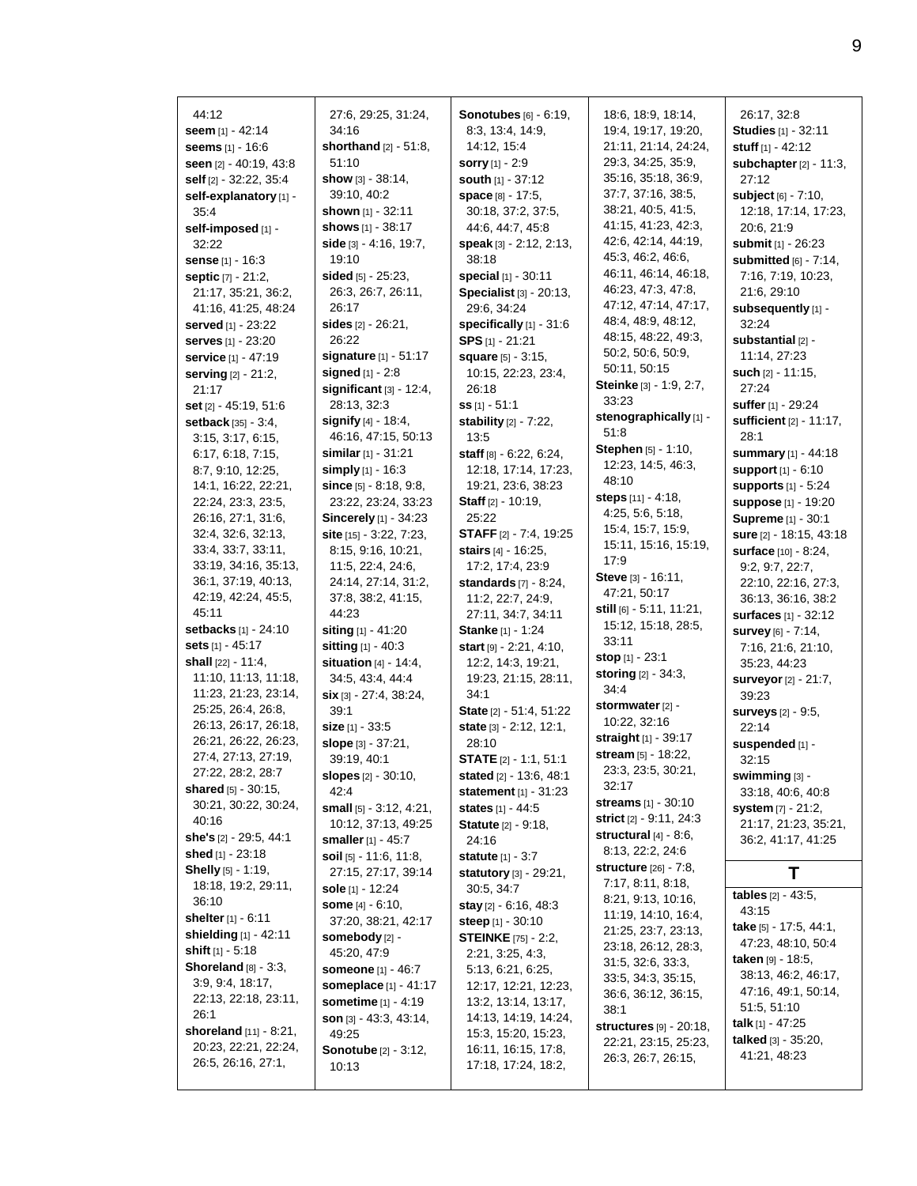44:12
**seem** [1] - 42:14
**seems** [1] - 16:6
**seen** [2] - 40:19, 43:8
**self** [2] - 32:22, 35:4
**self-explanatory** [1] - 35:4
**self-imposed** [1] - 32:22
**sense** [1] - 16:3
**septic** [7] - 21:2, 21:17, 35:21, 36:2, 41:16, 41:25, 48:24
**served** [1] - 23:22
**serves** [1] - 23:20
**service** [1] - 47:19
**serving** [2] - 21:2, 21:17
**set** [2] - 45:19, 51:6
**setback** [35] - 3:4, 3:15, 3:17, 6:15, 6:17, 6:18, 7:15, 8:7, 9:10, 12:25, 14:1, 16:22, 22:21, 22:24, 23:3, 23:5, 26:16, 27:1, 31:6, 32:4, 32:6, 32:13, 33:4, 33:7, 33:11, 33:19, 34:16, 35:13, 36:1, 37:19, 40:13, 42:19, 42:24, 45:5, 45:11
**setbacks** [1] - 24:10
**sets** [1] - 45:17
**shall** [22] - 11:4, 11:10, 11:13, 11:18, 11:23, 21:23, 23:14, 25:25, 26:4, 26:8, 26:13, 26:17, 26:18, 26:21, 26:22, 26:23, 27:4, 27:13, 27:19, 27:22, 28:2, 28:7
**shared** [5] - 30:15, 30:21, 30:22, 30:24, 40:16
**she's** [2] - 29:5, 44:1
**shed** [1] - 23:18
**Shelly** [5] - 1:19, 18:18, 19:2, 29:11, 36:10
**shelter** [1] - 6:11
**shielding** [1] - 42:11
**shift** [1] - 5:18
**Shoreland** [8] - 3:3, 3:9, 9:4, 18:17, 22:13, 22:18, 23:11, 26:1
**shoreland** [11] - 8:21, 20:23, 22:21, 22:24, 26:5, 26:16, 27:1, 27:6, 29:25, 31:24, 34:16
**shorthand** [2] - 51:8, 51:10
**show** [3] - 38:14, 39:10, 40:2
**shown** [1] - 32:11
**shows** [1] - 38:17
**side** [3] - 4:16, 19:7, 19:10
**sided** [5] - 25:23, 26:3, 26:7, 26:11, 26:17
**sides** [2] - 26:21, 26:22
**signature** [1] - 51:17
**signed** [1] - 2:8
**significant** [3] - 12:4, 28:13, 32:3
**signify** [4] - 18:4, 46:16, 47:15, 50:13
**similar** [1] - 31:21
**simply** [1] - 16:3
**since** [5] - 8:18, 9:8, 23:22, 23:24, 33:23
**Sincerely** [1] - 34:23
**site** [15] - 3:22, 7:23, 8:15, 9:16, 10:21, 11:5, 22:4, 24:6, 24:14, 27:14, 31:2, 37:8, 38:2, 41:15, 44:23
**siting** [1] - 41:20
**sitting** [1] - 40:3
**situation** [4] - 14:4, 34:5, 43:4, 44:4
**six** [3] - 27:4, 38:24, 39:1
**size** [1] - 33:5
**slope** [3] - 37:21, 39:19, 40:1
**slopes** [2] - 30:10, 42:4
**small** [5] - 3:12, 4:21, 10:12, 37:13, 49:25
**smaller** [1] - 45:7
**soil** [5] - 11:6, 11:8, 27:15, 27:17, 39:14
**sole** [1] - 12:24
**some** [4] - 6:10, 37:20, 38:21, 42:17
**somebody** [2] - 45:20, 47:9
**someone** [1] - 46:7
**someplace** [1] - 41:17
**sometime** [1] - 4:19
**son** [3] - 43:3, 43:14, 49:25
**Sonotube** [2] - 3:12, 10:13
**Sonotubes** [6] - 6:19, 8:3, 13:4, 14:9, 14:12, 15:4
**sorry** [1] - 2:9
**south** [1] - 37:12
**space** [8] - 17:5, 30:18, 37:2, 37:5, 44:6, 44:7, 45:8
**speak** [3] - 2:12, 2:13, 38:18
**special** [1] - 30:11
**Specialist** [3] - 20:13, 29:6, 34:24
**specifically** [1] - 31:6
**SPS** [1] - 21:21
**square** [5] - 3:15, 10:15, 22:23, 23:4, 26:18
**ss** [1] - 51:1
**stability** [2] - 7:22, 13:5
**staff** [8] - 6:22, 6:24, 12:18, 17:14, 17:23, 19:21, 23:6, 38:23
**Staff** [2] - 10:19, 25:22
**STAFF** [2] - 7:4, 19:25
**stairs** [4] - 16:25, 17:2, 17:4, 23:9
**standards** [7] - 8:24, 11:2, 22:7, 24:9, 27:11, 34:7, 34:11
**Stanke** [1] - 1:24
**start** [9] - 2:21, 4:10, 12:2, 14:3, 19:21, 19:23, 21:15, 28:11, 34:1
**State** [2] - 51:4, 51:22
**state** [3] - 2:12, 12:1, 28:10
**STATE** [2] - 1:1, 51:1
**stated** [2] - 13:6, 48:1
**statement** [1] - 31:23
**states** [1] - 44:5
**Statute** [2] - 9:18, 24:16
**statute** [1] - 3:7
**statutory** [3] - 29:21, 30:5, 34:7
**stay** [2] - 6:16, 48:3
**steep** [1] - 30:10
**STEINKE** [75] - 2:2, 2:21, 3:25, 4:3, 5:13, 6:21, 6:25, 12:17, 12:21, 12:23, 13:2, 13:14, 13:17, 14:13, 14:19, 14:24, 15:3, 15:20, 15:23, 16:11, 16:15, 17:8, 17:18, 17:24, 18:2, 18:6, 18:9, 18:14, 19:4, 19:17, 19:20, 21:11, 21:14, 24:24, 29:3, 34:25, 35:9, 35:16, 35:18, 36:9, 37:7, 37:16, 38:5, 38:21, 40:5, 41:5, 41:15, 41:23, 42:3, 42:6, 42:14, 44:19, 45:3, 46:2, 46:6, 46:11, 46:14, 46:18, 46:23, 47:3, 47:8, 47:12, 47:14, 47:17, 48:4, 48:9, 48:12, 48:15, 48:22, 49:3, 50:2, 50:6, 50:9, 50:11, 50:15
**Steinke** [3] - 1:9, 2:7, 33:23
**stenographically** [1] - 51:8
**Stephen** [5] - 1:10, 12:23, 14:5, 46:3, 48:10
**steps** [11] - 4:18, 4:25, 5:6, 5:18, 15:4, 15:7, 15:9, 15:11, 15:16, 15:19, 17:9
**Steve** [3] - 16:11, 47:21, 50:17
**still** [6] - 5:11, 11:21, 15:12, 15:18, 28:5, 33:11
**stop** [1] - 23:1
**storing** [2] - 34:3, 34:4
**stormwater** [2] - 10:22, 32:16
**straight** [1] - 39:17
**stream** [5] - 18:22, 23:3, 23:5, 30:21, 32:17
**streams** [1] - 30:10
**strict** [2] - 9:11, 24:3
**structural** [4] - 8:6, 8:13, 22:2, 24:6
**structure** [26] - 7:8, 7:17, 8:11, 8:18, 8:21, 9:13, 10:16, 11:19, 14:10, 16:4, 21:25, 23:7, 23:13, 23:18, 26:12, 28:3, 31:5, 32:6, 33:3, 33:5, 34:3, 35:15, 36:6, 36:12, 36:15, 38:1
**structures** [9] - 20:18, 22:21, 23:15, 25:23, 26:3, 26:7, 26:15, 26:17, 32:8
**Studies** [1] - 32:11
**stuff** [1] - 42:12
**subchapter** [2] - 11:3, 27:12
**subject** [6] - 7:10, 12:18, 17:14, 17:23, 20:6, 21:9
**submit** [1] - 26:23
**submitted** [6] - 7:14, 7:16, 7:19, 10:23, 21:6, 29:10
**subsequently** [1] - 32:24
**substantial** [2] - 11:14, 27:23
**such** [2] - 11:15, 27:24
**suffer** [1] - 29:24
**sufficient** [2] - 11:17, 28:1
**summary** [1] - 44:18
**support** [1] - 6:10
**supports** [1] - 5:24
**suppose** [1] - 19:20
**Supreme** [1] - 30:1
**sure** [2] - 18:15, 43:18
**surface** [10] - 8:24, 9:2, 9:7, 22:7, 22:10, 22:16, 27:3, 36:13, 36:16, 38:2
**surfaces** [1] - 32:12
**survey** [6] - 7:14, 7:16, 21:6, 21:10, 35:23, 44:23
**surveyor** [2] - 21:7, 39:23
**surveys** [2] - 9:5, 22:14
**suspended** [1] - 32:15
**swimming** [3] - 33:18, 40:6, 40:8
**system** [7] - 21:2, 21:17, 21:23, 35:21, 36:2, 41:17, 41:25

## T

**tables** [2] - 43:5, 43:15
**take** [5] - 17:5, 44:1, 47:23, 48:10, 50:4
**taken** [9] - 18:5, 38:13, 46:2, 46:17, 47:16, 49:1, 50:14, 51:5, 51:10
**talk** [1] - 47:25
**talked** [3] - 35:20, 41:21, 48:23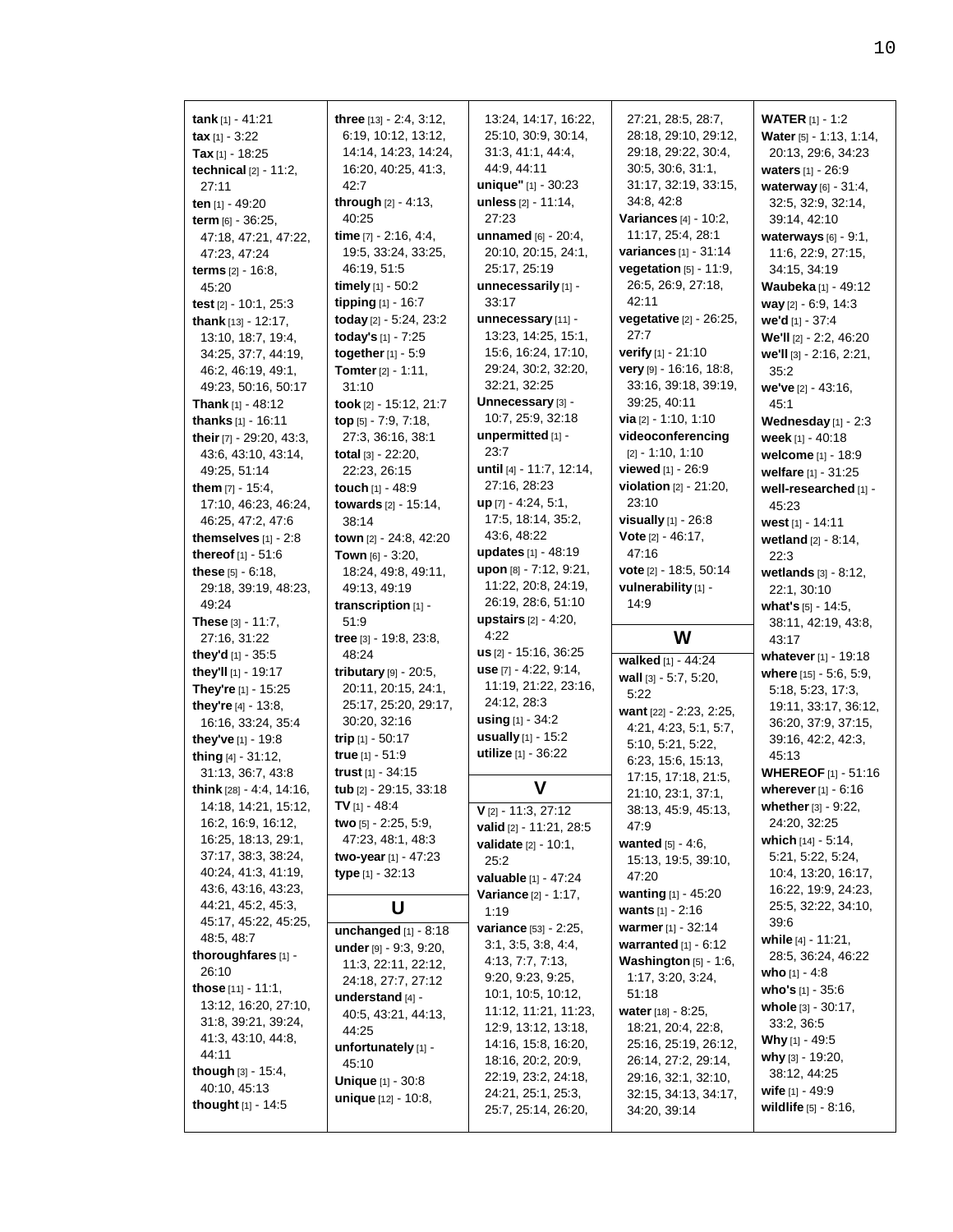**tank** [1] - 41:21
**tax** [1] - 3:22
**Tax** [1] - 18:25
**technical** [2] - 11:2, 27:11
**ten** [1] - 49:20
**term** [6] - 36:25, 47:18, 47:21, 47:22, 47:23, 47:24
**terms** [2] - 16:8, 45:20
**test** [2] - 10:1, 25:3
**thank** [13] - 12:17, 13:10, 18:7, 19:4, 34:25, 37:7, 44:19, 46:2, 46:19, 49:1, 49:23, 50:16, 50:17
**Thank** [1] - 48:12
**thanks** [1] - 16:11
**their** [7] - 29:20, 43:3, 43:6, 43:10, 43:14, 49:25, 51:14
**them** [7] - 15:4, 17:10, 46:23, 46:24, 46:25, 47:2, 47:6
**themselves** [1] - 2:8
**thereof** [1] - 51:6
**these** [5] - 6:18, 29:18, 39:19, 48:23, 49:24
**These** [3] - 11:7, 27:16, 31:22
**they'd** [1] - 35:5
**they'll** [1] - 19:17
**They're** [1] - 15:25
**they're** [4] - 13:8, 16:16, 33:24, 35:4
**they've** [1] - 19:8
**thing** [4] - 31:12, 31:13, 36:7, 43:8
**think** [28] - 4:4, 14:16, 14:18, 14:21, 15:12, 16:2, 16:9, 16:12, 16:25, 18:13, 29:1, 37:17, 38:3, 38:24, 40:24, 41:3, 41:19, 43:6, 43:16, 43:23, 44:21, 45:2, 45:3, 45:17, 45:22, 45:25, 48:5, 48:7
**thoroughfares** [1] - 26:10
**those** [11] - 11:1, 13:12, 16:20, 27:10, 31:8, 39:21, 39:24, 41:3, 43:10, 44:8, 44:11
**though** [3] - 15:4, 40:10, 45:13
**thought** [1] - 14:5
**three** [13] - 2:4, 3:12, 6:19, 10:12, 13:12, 14:14, 14:23, 14:24, 16:20, 40:25, 41:3, 42:7
**through** [2] - 4:13, 40:25
**time** [7] - 2:16, 4:4, 19:5, 33:24, 33:25, 46:19, 51:5
**timely** [1] - 50:2
**tipping** [1] - 16:7
**today** [2] - 5:24, 23:2
**today's** [1] - 7:25
**together** [1] - 5:9
**Tomter** [2] - 1:11, 31:10
**took** [2] - 15:12, 21:7
**top** [5] - 7:9, 7:18, 27:3, 36:16, 38:1
**total** [3] - 22:20, 22:23, 26:15
**touch** [1] - 48:9
**towards** [2] - 15:14, 38:14
**town** [2] - 24:8, 42:20
**Town** [6] - 3:20, 18:24, 49:8, 49:11, 49:13, 49:19
**transcription** [1] - 51:9
**tree** [3] - 19:8, 23:8, 48:24
**tributary** [9] - 20:5, 20:11, 20:15, 24:1, 25:17, 25:20, 29:17, 30:20, 32:16
**trip** [1] - 50:17
**true** [1] - 51:9
**trust** [1] - 34:15
**tub** [2] - 29:15, 33:18
**TV** [1] - 48:4
**two** [5] - 2:25, 5:9, 47:23, 48:1, 48:3
**two-year** [1] - 47:23
**type** [1] - 32:13

## U

**unchanged** [1] - 8:18
**under** [9] - 9:3, 9:20, 11:3, 22:11, 22:12, 24:18, 27:7, 27:12
**understand** [4] - 40:5, 43:21, 44:13, 44:25
**unfortunately** [1] - 45:10
**Unique** [1] - 30:8
**unique** [12] - 10:8, 13:24, 14:17, 16:22, 25:10, 30:9, 30:14, 31:3, 41:1, 44:4, 44:9, 44:11
**unique"** [1] - 30:23
**unless** [2] - 11:14, 27:23
**unnamed** [6] - 20:4, 20:10, 20:15, 24:1, 25:17, 25:19
**unnecessarily** [1] - 33:17
**unnecessary** [11] - 13:23, 14:25, 15:1, 15:6, 16:24, 17:10, 29:24, 30:2, 32:20, 32:21, 32:25
**Unnecessary** [3] - 10:7, 25:9, 32:18
**unpermitted** [1] - 23:7
**until** [4] - 11:7, 12:14, 27:16, 28:23
**up** [7] - 4:24, 5:1, 17:5, 18:14, 35:2, 43:6, 48:22
**updates** [1] - 48:19
**upon** [8] - 7:12, 9:21, 11:22, 20:8, 24:19, 26:19, 28:6, 51:10
**upstairs** [2] - 4:20, 4:22
**us** [2] - 15:16, 36:25
**use** [7] - 4:22, 9:14, 11:19, 21:22, 23:16, 24:12, 28:3
**using** [1] - 34:2
**usually** [1] - 15:2
**utilize** [1] - 36:22

## V

**V** [2] - 11:3, 27:12
**valid** [2] - 11:21, 28:5
**validate** [2] - 10:1, 25:2
**valuable** [1] - 47:24
**Variance** [2] - 1:17, 1:19
**variance** [53] - 2:25, 3:1, 3:5, 3:8, 4:4, 4:13, 7:7, 7:13, 9:20, 9:23, 9:25, 10:1, 10:5, 10:12, 11:12, 11:21, 11:23, 12:9, 13:12, 13:18, 14:16, 15:8, 16:20, 18:16, 20:2, 20:9, 22:19, 23:2, 24:18, 24:21, 25:1, 25:3, 25:7, 25:14, 26:20, 27:21, 28:5, 28:7, 28:18, 29:10, 29:12, 29:18, 29:22, 30:4, 30:5, 30:6, 31:1, 31:17, 32:19, 33:15, 34:8, 42:8
**Variances** [4] - 10:2, 11:17, 25:4, 28:1
**variances** [1] - 31:14
**vegetation** [5] - 11:9, 26:5, 26:9, 27:18, 42:11
**vegetative** [2] - 26:25, 27:7
**verify** [1] - 21:10
**very** [9] - 16:16, 18:8, 33:16, 39:18, 39:19, 39:25, 40:11
**via** [2] - 1:10, 1:10
**videoconferencing** [2] - 1:10, 1:10
**viewed** [1] - 26:9
**violation** [2] - 21:20, 23:10
**visually** [1] - 26:8
**Vote** [2] - 46:17, 47:16
**vote** [2] - 18:5, 50:14
**vulnerability** [1] - 14:9

## W

**walked** [1] - 44:24
**wall** [3] - 5:7, 5:20, 5:22
**want** [22] - 2:23, 2:25, 4:21, 4:23, 5:1, 5:7, 5:10, 5:21, 5:22, 6:23, 15:6, 15:13, 17:15, 17:18, 21:5, 21:10, 23:1, 37:1, 38:13, 45:9, 45:13, 47:9
**wanted** [5] - 4:6, 15:13, 19:5, 39:10, 47:20
**wanting** [1] - 45:20
**wants** [1] - 2:16
**warmer** [1] - 32:14
**warranted** [1] - 6:12
**Washington** [5] - 1:6, 1:17, 3:20, 3:24, 51:18
**water** [18] - 8:25, 18:21, 20:4, 22:8, 25:16, 25:19, 26:12, 26:14, 27:2, 29:14, 29:16, 32:1, 32:10, 32:15, 34:13, 34:17, 34:20, 39:14
**WATER** [1] - 1:2
**Water** [5] - 1:13, 1:14, 20:13, 29:6, 34:23
**waters** [1] - 26:9
**waterway** [6] - 31:4, 32:5, 32:9, 32:14, 39:14, 42:10
**waterways** [6] - 9:1, 11:6, 22:9, 27:15, 34:15, 34:19
**Waubeka** [1] - 49:12
**way** [2] - 6:9, 14:3
**we'd** [1] - 37:4
**We'll** [2] - 2:2, 46:20
**we'll** [3] - 2:16, 2:21, 35:2
**we've** [2] - 43:16, 45:1
**Wednesday** [1] - 2:3
**week** [1] - 40:18
**welcome** [1] - 18:9
**welfare** [1] - 31:25
**well-researched** [1] - 45:23
**west** [1] - 14:11
**wetland** [2] - 8:14, 22:3
**wetlands** [3] - 8:12, 22:1, 30:10
**what's** [5] - 14:5, 38:11, 42:19, 43:8, 43:17
**whatever** [1] - 19:18
**where** [15] - 5:6, 5:9, 5:18, 5:23, 17:3, 19:11, 33:17, 36:12, 36:20, 37:9, 37:15, 39:16, 42:2, 42:3, 45:13
**WHEREOF** [1] - 51:16
**wherever** [1] - 6:16
**whether** [3] - 9:22, 24:20, 32:25
**which** [14] - 5:14, 5:21, 5:22, 5:24, 10:4, 13:20, 16:17, 16:22, 19:9, 24:23, 25:5, 32:22, 34:10, 39:6
**while** [4] - 11:21, 28:5, 36:24, 46:22
**who** [1] - 4:8
**who's** [1] - 35:6
**whole** [3] - 30:17, 33:2, 36:5
**Why** [1] - 49:5
**why** [3] - 19:20, 38:12, 44:25
**wife** [1] - 49:9
**wildlife** [5] - 8:16,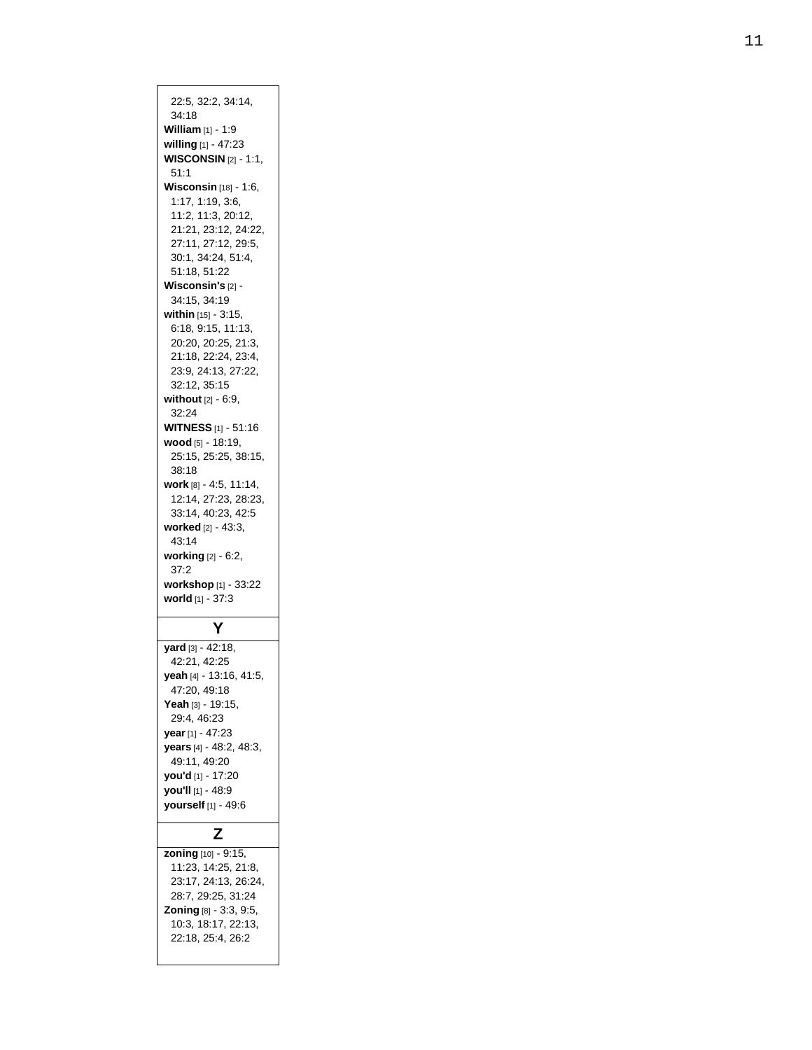22:5, 32:2, 34:14, 34:18

**William** [1] - 1:9

**willing** [1] - 47:23

**WISCONSIN** [2] - 1:1, 51:1

**Wisconsin** [18] - 1:6, 1:17, 1:19, 3:6, 11:2, 11:3, 20:12, 21:21, 23:12, 24:22, 27:11, 27:12, 29:5, 30:1, 34:24, 51:4, 51:18, 51:22

**Wisconsin's** [2] - 34:15, 34:19

**within** [15] - 3:15, 6:18, 9:15, 11:13, 20:20, 20:25, 21:3, 21:18, 22:24, 23:4, 23:9, 24:13, 27:22, 32:12, 35:15

**without** [2] - 6:9, 32:24

**WITNESS** [1] - 51:16

**wood** [5] - 18:19, 25:15, 25:25, 38:15, 38:18

**work** [8] - 4:5, 11:14, 12:14, 27:23, 28:23, 33:14, 40:23, 42:5

**worked** [2] - 43:3, 43:14

**working** [2] - 6:2, 37:2

**workshop** [1] - 33:22

**world** [1] - 37:3

## Y

**yard** [3] - 42:18, 42:21, 42:25

**yeah** [4] - 13:16, 41:5, 47:20, 49:18

**Yeah** [3] - 19:15, 29:4, 46:23

**year** [1] - 47:23

**years** [4] - 48:2, 48:3, 49:11, 49:20

**you'd** [1] - 17:20

**you'll** [1] - 48:9

**yourself** [1] - 49:6

## Z

**zoning** [10] - 9:15, 11:23, 14:25, 21:8, 23:17, 24:13, 26:24, 28:7, 29:25, 31:24

**Zoning** [8] - 3:3, 9:5, 10:3, 18:17, 22:13, 22:18, 25:4, 26:2